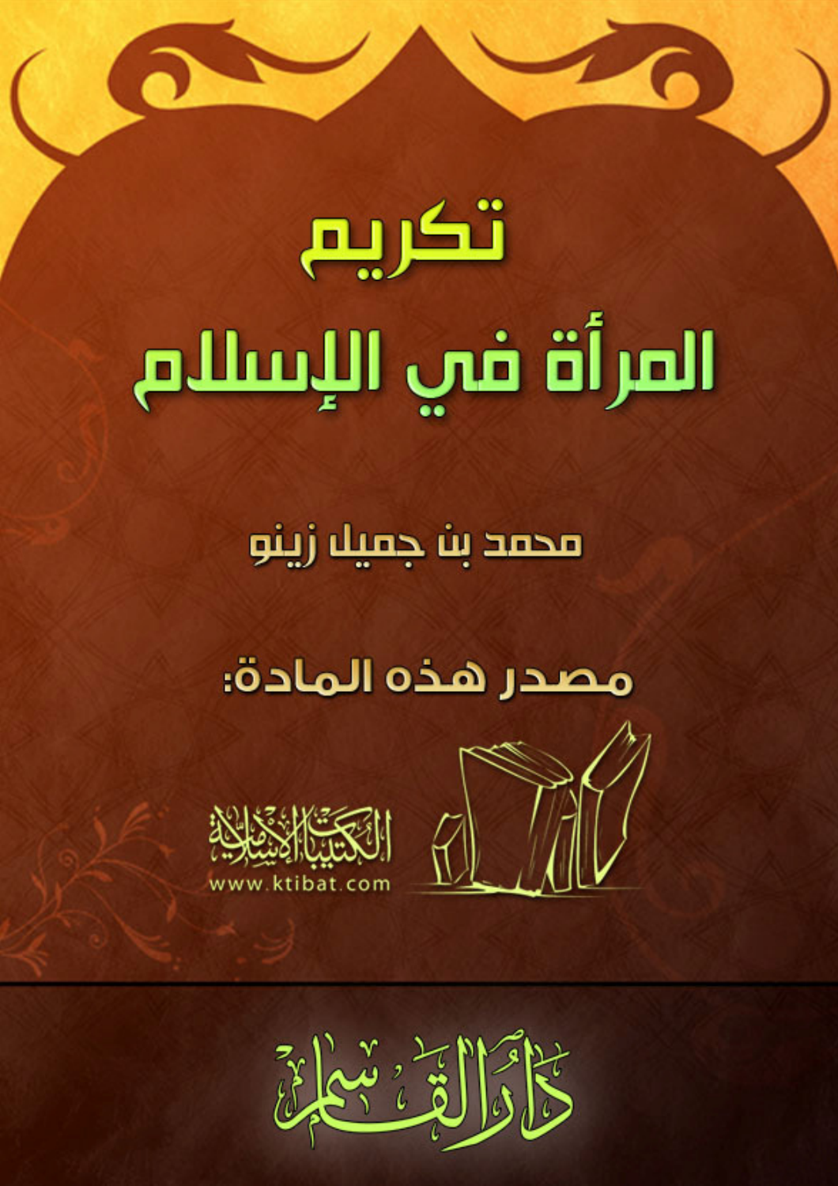# تكريم المرأة في الإسلام

محمد بن جميل زينو

مصدر هذه المادة:

الكتيبات الإسلامية
www.ktibat.com

دار القاسم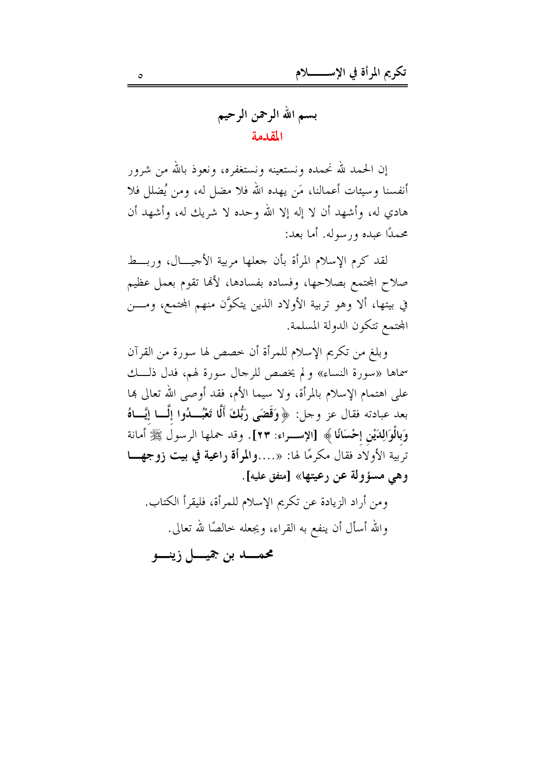بسم الله الرحمن الرحيم

## المقدمة

إن الحمد لله نحمده ونستعينه ونستغفره، ونعوذ بالله من شرور أنفسنا وسيئات أعمالنا، مَن يهده الله فلا مضل له، ومن يُضلل فلا هادي له، وأشهد أن لا إله إلا الله وحده لا شريك له، وأشهد أن محمدًا عبده ورسوله. أما بعد:

لقد كرم الإسلام المرأة بأن جعلها مربية الأجيال، وربط صلاح المجتمع بصلاحها، وفساده بفسادها، لأنها تقوم بعمل عظيم في بيتها، ألا وهو تربية الأولاد الذين يتكوَّن منهم المجتمع، ومن المجتمع تتكون الدولة المسلمة.

وبلغ من تكريم الإسلام للمرأة أن خصص لها سورة من القرآن سماها «سورة النساء» ولم يخصص للرجال سورة لهم، فدل ذلك على اهتمام الإسلام بالمرأة، ولا سيما الأم، فقد أوصى الله تعالى بها بعد عبادته فقال عز وجل: ﴿**وَقَضَى رَبُّكَ أَلَّا تَعْبُدُوا إِلَّا إِيَّاهُ وَبِالْوَالِدَيْنِ إِحْسَانًا**﴾ [الإسراء: ٢٣]. وقد حملها الرسول ﷺ أمانة تربية الأولاد فقال مكرمًا لها: «....**والمرأة راعية في بيت زوجها وهي مسؤولة عن رعيتها**» [متفق عليه].

ومن أراد الزيادة عن تكريم الإسلام للمرأة، فليقرأ الكتاب.

والله أسأل أن ينفع به القراء، ويجعله خالصًا لله تعالى.

**محمد بن جميل زينو**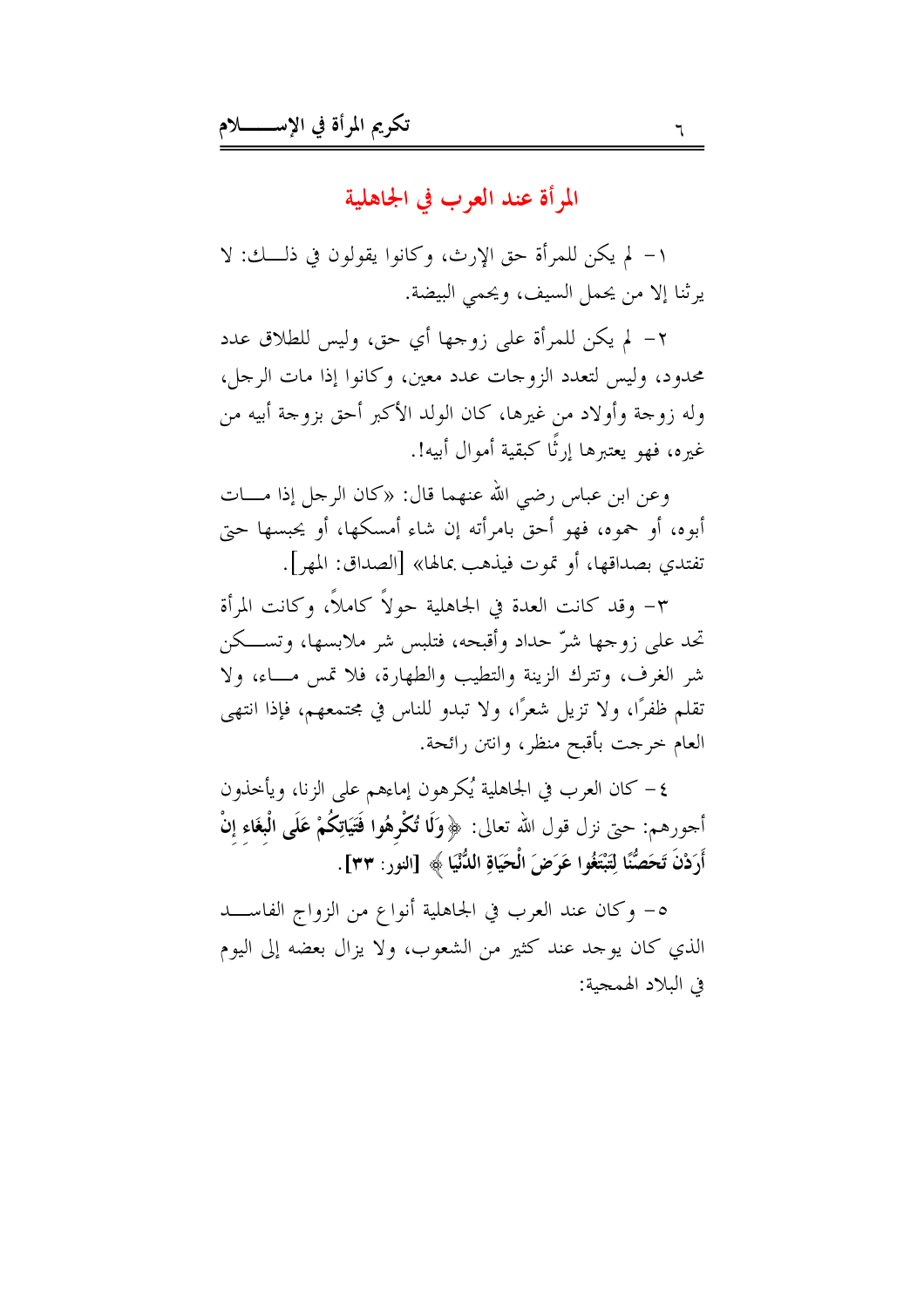## المرأة عند العرب في الجاهلية

١- لم يكن للمرأة حق الإرث، وكانوا يقولون في ذلك: لا يرثنا إلا من يحمل السيف، ويحمي البيضة.

٢- لم يكن للمرأة على زوجها أي حق، وليس للطلاق عدد محدود، وليس لتعدد الزوجات عدد معين، وكانوا إذا مات الرجل، وله زوجة وأولاد من غيرها، كان الولد الأكبر أحق بزوجة أبيه من غيره، فهو يعتبرها إرثًا كبقية أموال أبيه!.

وعن ابن عباس رضي الله عنهما قال: «كان الرجل إذا مات أبوه، أو حموه، فهو أحق بامرأته إن شاء أمسكها، أو يحبسها حتى تفتدي بصداقها، أو تموت فيذهب بمالها» [الصداق: المهر].

٣- وقد كانت العدة في الجاهلية حولاً كاملاً، وكانت المرأة تحد على زوجها شرّ حداد وأقبحه، فتلبس شر ملابسها، وتسكن شر الغرف، وتترك الزينة والتطيب والطهارة، فلا تمس ماء، ولا تقلم ظفرًا، ولا تزيل شعرًا، ولا تبدو للناس في مجتمعهم، فإذا انتهى العام خرجت بأقبح منظر، وانتن رائحة.

٤- كان العرب في الجاهلية يُكرهون إماءهم على الزنا، ويأخذون أجورهم: حتى نزل قول الله تعالى: ﴿**وَلَا تُكْرِهُوا فَتَيَاتِكُمْ عَلَى الْبِغَاءِ إِنْ أَرَدْنَ تَحَصُّنًا لِتَبْتَغُوا عَرَضَ الْحَيَاةِ الدُّنْيَا**﴾ [النور: ٣٣].

٥- وكان عند العرب في الجاهلية أنواع من الزواج الفاسد الذي كان يوجد عند كثير من الشعوب، ولا يزال بعضه إلى اليوم في البلاد الهمجية: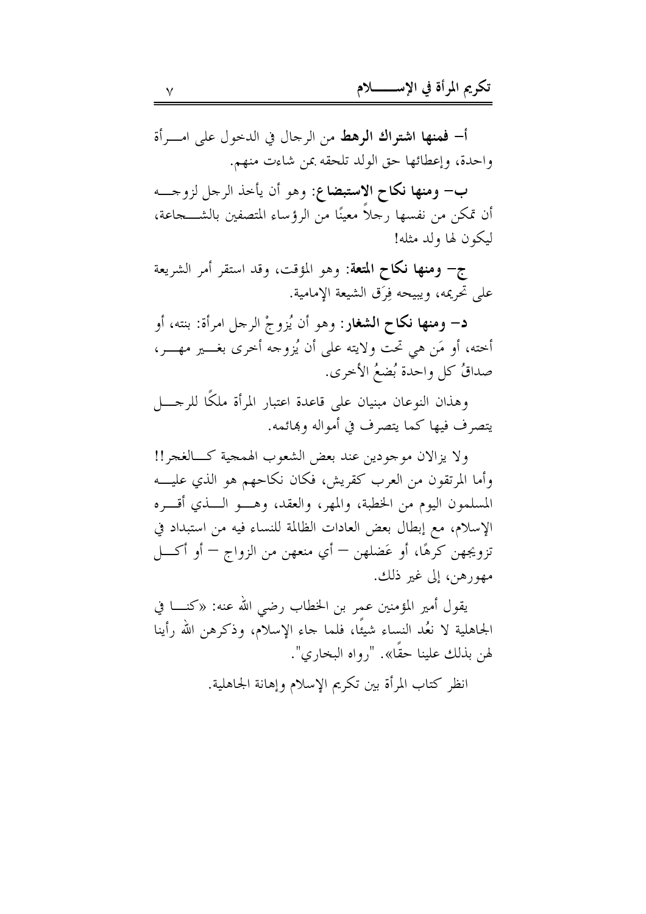أ- **فمنها اشتراك الرهط** من الرجال في الدخول على امرأة واحدة، وإعطائها حق الولد تلحقه بمن شاءت منهم.

ب- **ومنها نكاح الاستبضاع**: وهو أن يأخذ الرجل لزوجه أن تمكن من نفسها رجلاً معيناً من الرؤساء المتصفين بالشجاعة، ليكون لها ولد مثله!

ج- **ومنها نكاح المتعة**: وهو المؤقت، وقد استقر أمر الشريعة على تحريمه، ويبيحه فِرَق الشيعة الإمامية.

د- **ومنها نكاح الشغار**: وهو أن يُزوجْ الرجل امرأة: بنته، أو أخته، أو مَن هي تحت ولايته على أن يُزوجه أخرى بغير مهر، صداقُ كل واحدة بُضعُ الأخرى.

وهذان النوعان مبنيان على قاعدة اعتبار المرأة ملكًا للرجل يتصرف فيها كما يتصرف في أمواله وبهائمه.

ولا يزالان موجودين عند بعض الشعوب الهمجية كالغجر!! وأما المرتقون من العرب كقريش، فكان نكاحهم هو الذي عليه المسلمون اليوم من الخطبة، والمهر، والعقد، وهو الذي أقره الإسلام، مع إبطال بعض العادات الظالمة للنساء فيه من استبداد في تزويجهن كرهًا، أو عَضلهن – أي منعهن من الزواج – أو أكل مهورهن، إلى غير ذلك.

يقول أمير المؤمنين عمر بن الخطاب رضي الله عنه: «كنا في الجاهلية لا نعُد النساء شيئًا، فلما جاء الإسلام، وذكرهن الله رأينا لهن بذلك علينا حقًا». "رواه البخاري".

انظر كتاب المرأة بين تكريم الإسلام وإهانة الجاهلية.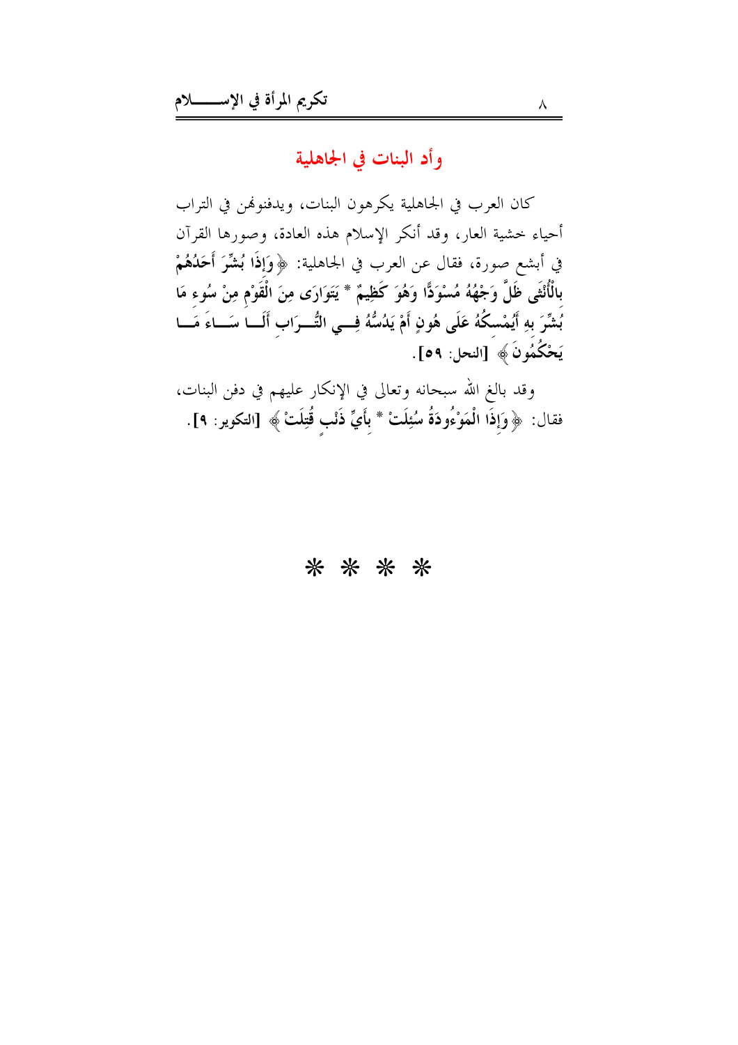## وأد البنات في الجاهلية

كان العرب في الجاهلية يكرهون البنات، ويدفنوهن في التراب أحياء خشية العار، وقد أنكر الإسلام هذه العادة، وصورها القرآن في أبشع صورة، فقال عن العرب في الجاهلية: ﴿**وَإِذَا بُشِّرَ أَحَدُهُمْ بِالْأُنْثَى ظَلَّ وَجْهُهُ مُسْوَدًّا وَهُوَ كَظِيمٌ * يَتَوَارَى مِنَ الْقَوْمِ مِنْ سُوءِ مَا بُشِّرَ بِهِ أَيُمْسِكُهُ عَلَى هُونٍ أَمْ يَدُسُّهُ فِي التُّرَابِ أَلَا سَاءَ مَا يَحْكُمُونَ**﴾ [النحل: ٥٩].

وقد بالغ الله سبحانه وتعالى في الإنكار عليهم في دفن البنات، فقال: ﴿**وَإِذَا الْمَوْءُودَةُ سُئِلَتْ * بِأَيِّ ذَنْبٍ قُتِلَتْ**﴾ [التكوير: ٩].

* * * *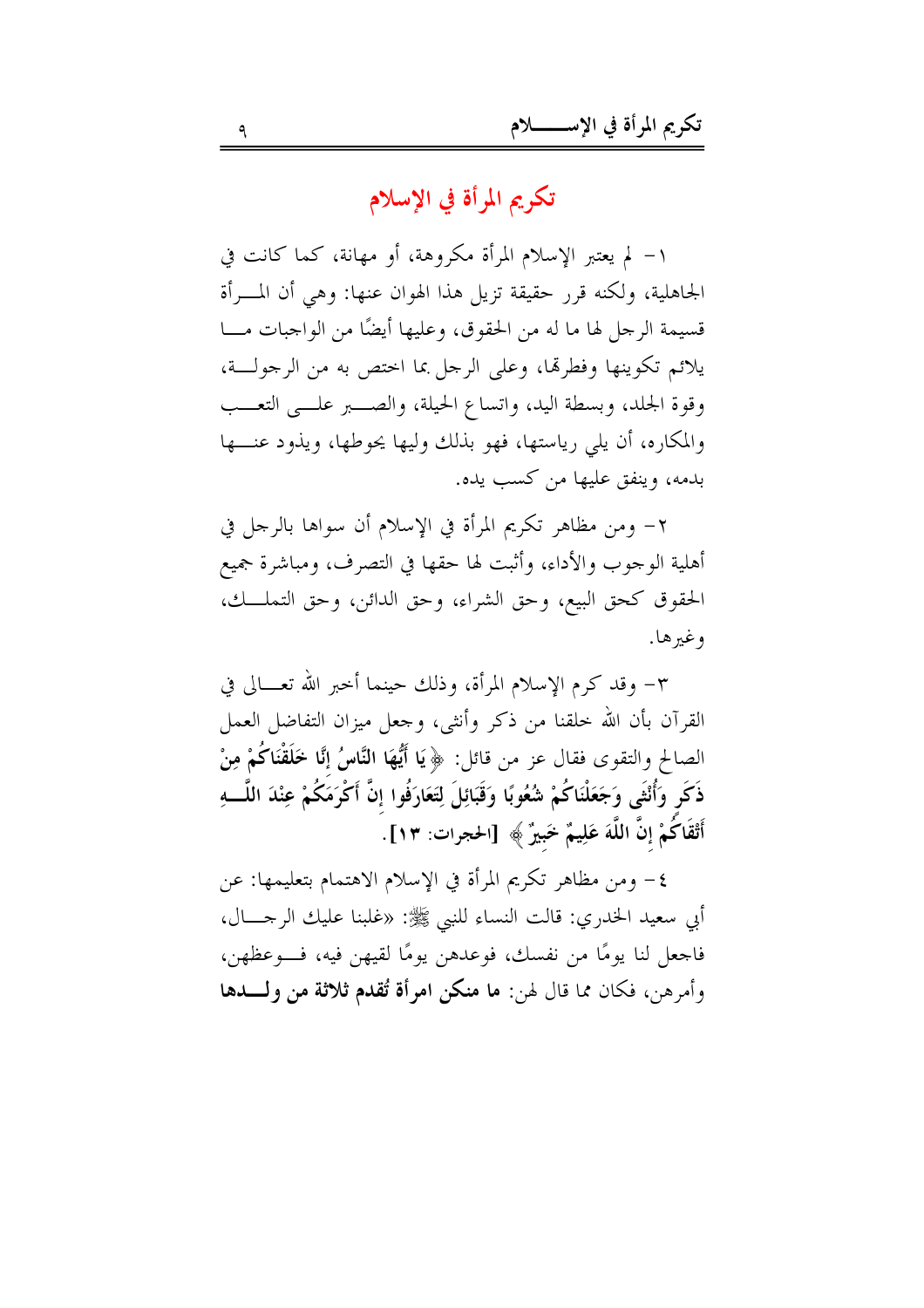# تكريم المرأة في الإسلام

١- لم يعتبر الإسلام المرأة مكروهة، أو مهانة، كما كانت في الجاهلية، ولكنه قرر حقيقة تزيل هذا الهوان عنها: وهي أن المرأة قسيمة الرجل لها ما له من الحقوق، وعليها أيضًا من الواجبات ما يلائم تكوينها وفطرتها، وعلى الرجل بما اختص به من الرجولة، وقوة الجلد، وبسطة اليد، واتساع الحيلة، والصبر على التعب والمكاره، أن يلي رياستها، فهو بذلك وليها يحوطها، ويذود عنها بدمه، وينفق عليها من كسب يده.

٢- ومن مظاهر تكريم المرأة في الإسلام أن سواها بالرجل في أهلية الوجوب والأداء، وأثبت لها حقها في التصرف، ومباشرة جميع الحقوق كحق البيع، وحق الشراء، وحق الدائن، وحق التملك، وغيرها.

٣- وقد كرم الإسلام المرأة، وذلك حينما أخبر الله تعالى في القرآن بأن الله خلقنا من ذكر وأنثى، وجعل ميزان التفاضل العمل الصالح والتقوى فقال عز من قائل: ﴿**يَا أَيُّهَا النَّاسُ إِنَّا خَلَقْنَاكُمْ مِنْ ذَكَرٍ وَأُنْثَى وَجَعَلْنَاكُمْ شُعُوبًا وَقَبَائِلَ لِتَعَارَفُوا إِنَّ أَكْرَمَكُمْ عِنْدَ اللَّهِ أَتْقَاكُمْ إِنَّ اللَّهَ عَلِيمٌ خَبِيرٌ**﴾ [الحجرات: ١٣].

٤- ومن مظاهر تكريم المرأة في الإسلام الاهتمام بتعليمها: عن أبي سعيد الخدري: قالت النساء للنبي ﷺ: «غلبنا عليك الرجال، فاجعل لنا يومًا من نفسك، فوعدهن يومًا لقيهن فيه، فوعظهن، وأمرهن، فكان مما قال لهن: **ما منكن امرأة تُقدم ثلاثة من ولدها**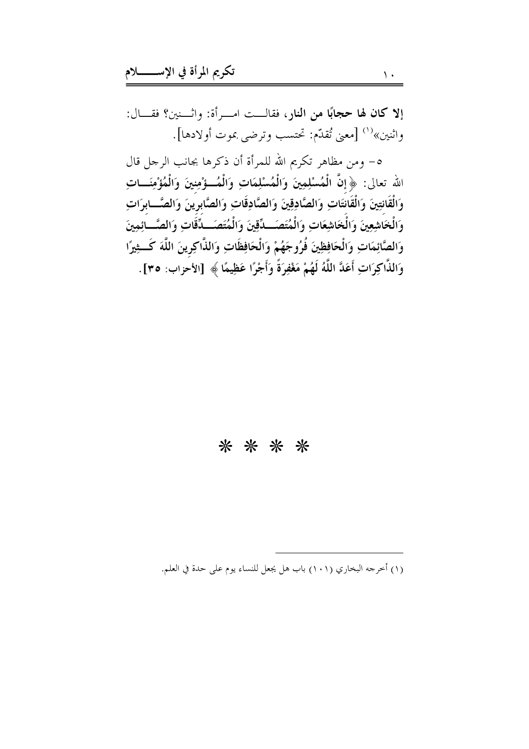**إلا كان لها حجابًا من النار**، فقالت امرأة: واثنين؟ فقال: واثنين»[1] [معنى تُقدّم: تحتسب وترضى بموت أولادها].

٥- ومن مظاهر تكريم الله للمرأة أن ذكرها بجانب الرجل قال الله تعالى: ﴿ **إِنَّ الْمُسْلِمِينَ وَالْمُسْلِمَاتِ وَالْمُؤْمِنِينَ وَالْمُؤْمِنَاتِ وَالْقَانِتِينَ وَالْقَانِتَاتِ وَالصَّادِقِينَ وَالصَّادِقَاتِ وَالصَّابِرِينَ وَالصَّابِرَاتِ وَالْخَاشِعِينَ وَالْخَاشِعَاتِ وَالْمُتَصَدِّقِينَ وَالْمُتَصَدِّقَاتِ وَالصَّائِمِينَ وَالصَّائِمَاتِ وَالْحَافِظِينَ فُرُوجَهُمْ وَالْحَافِظَاتِ وَالذَّاكِرِينَ اللَّهَ كَثِيرًا وَالذَّاكِرَاتِ أَعَدَّ اللَّهُ لَهُمْ مَغْفِرَةً وَأَجْرًا عَظِيمًا** ﴾ [الأحزاب: ٣٥].

\* \* \* \*

---

(١) أخرجه البخاري (١٠١) باب هل يجعل للنساء يوم على حدة في العلم.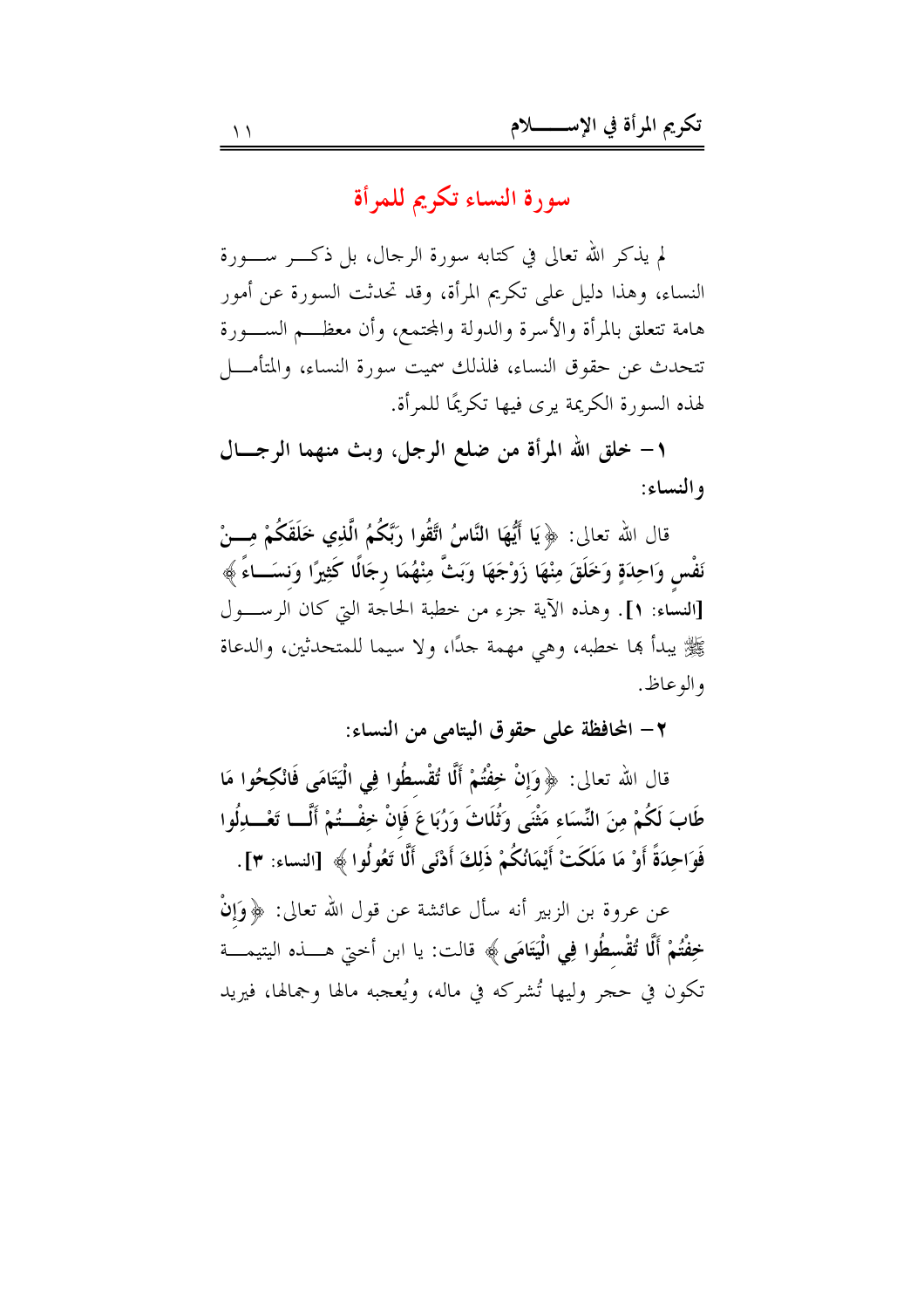## سورة النساء تكريم للمرأة

لم يذكر الله تعالى في كتابه سورة الرجال، بل ذكر سورة النساء، وهذا دليل على تكريم المرأة، وقد تحدثت السورة عن أمور هامة تتعلق بالمرأة والأسرة والدولة والمجتمع، وأن معظم السورة تتحدث عن حقوق النساء، فلذلك سميت سورة النساء، والمتأمل لهذه السورة الكريمة يرى فيها تكريمًا للمرأة.

**١- خلق الله المرأة من ضلع الرجل، وبث منهما الرجال والنساء:**

قال الله تعالى: ﴿ **يَا أَيُّهَا النَّاسُ اتَّقُوا رَبَّكُمُ الَّذِي خَلَقَكُمْ مِنْ نَفْسٍ وَاحِدَةٍ وَخَلَقَ مِنْهَا زَوْجَهَا وَبَثَّ مِنْهُمَا رِجَالًا كَثِيرًا وَنِسَاءً** ﴾ [النساء: ١]. وهذه الآية جزء من خطبة الحاجة التي كان الرسول ﷺ يبدأ بها خطبه، وهي مهمة جدًا، ولا سيما للمتحدثين، والدعاة والوعاظ.

**٢- المحافظة على حقوق اليتامى من النساء:**

قال الله تعالى: ﴿ **وَإِنْ خِفْتُمْ أَلَّا تُقْسِطُوا فِي الْيَتَامَى فَانْكِحُوا مَا طَابَ لَكُمْ مِنَ النِّسَاءِ مَثْنَى وَثُلَاثَ وَرُبَاعَ فَإِنْ خِفْتُمْ أَلَّا تَعْدِلُوا فَوَاحِدَةً أَوْ مَا مَلَكَتْ أَيْمَانُكُمْ ذَلِكَ أَدْنَى أَلَّا تَعُولُوا** ﴾ [النساء: ٣].

عن عروة بن الزبير أنه سأل عائشة عن قول الله تعالى: ﴿ **وَإِنْ خِفْتُمْ أَلَّا تُقْسِطُوا فِي الْيَتَامَى** ﴾ قالت: يا ابن أختي هذه اليتيمة تكون في حجر وليها تُشركه في ماله، ويُعجبه مالها وجمالها، فيريد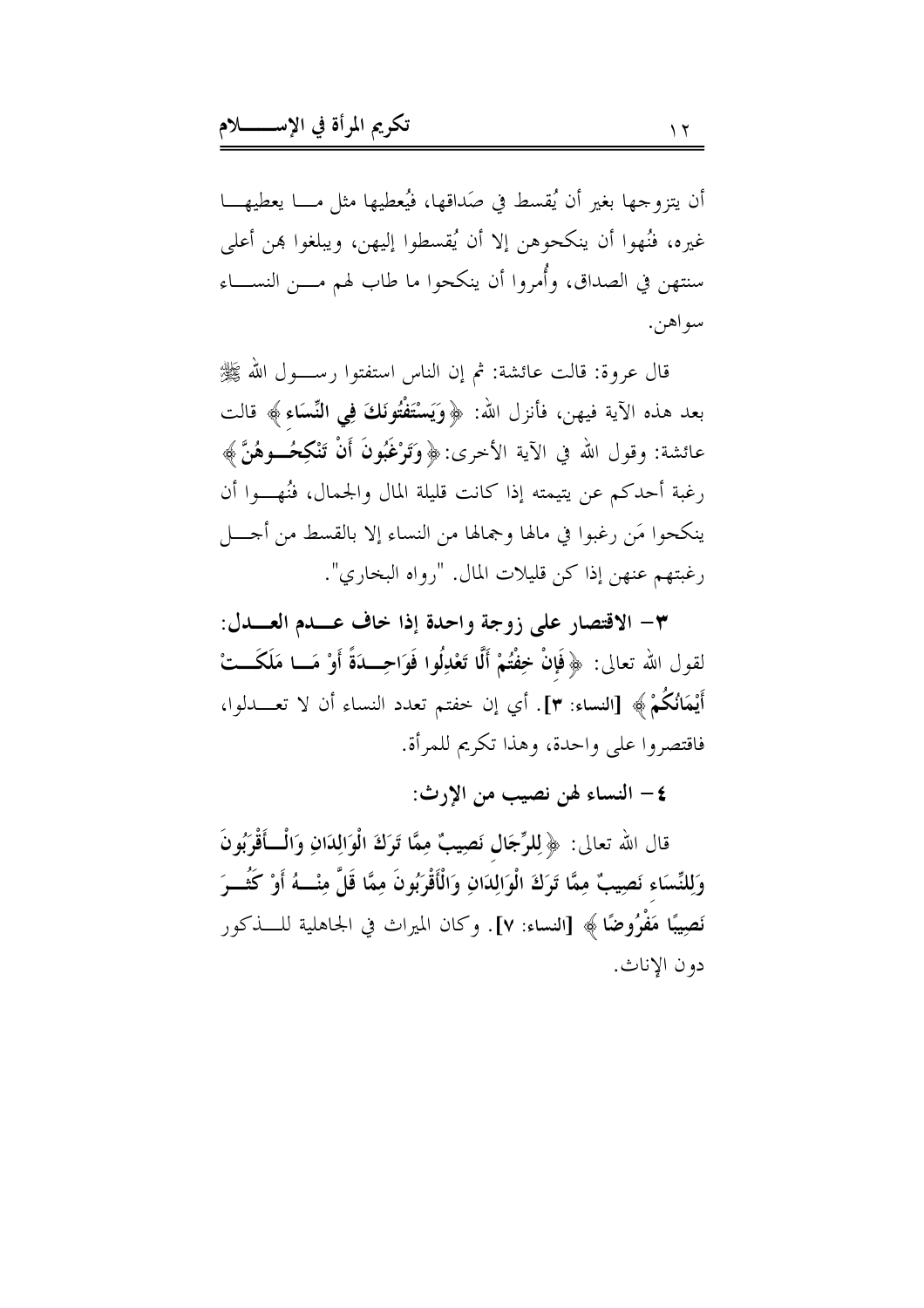أن يتزوجها بغير أن يُقسط في صَداقها، فيُعطيها مثل ما يعطيها غيره، فنُهوا أن ينكحوهن إلا أن يُقسطوا إليهن، ويبلغوا بهن أعلى سنتهن في الصداق، وأُمروا أن ينكحوا ما طاب لهم من النساء سواهن.

قال عروة: قالت عائشة: ثم إن الناس استفتوا رسول الله ﷺ بعد هذه الآية فيهن، فأنزل الله: ﴿**وَيَسْتَفْتُونَكَ فِي النِّسَاءِ**﴾ قالت عائشة: وقول الله في الآية الأخرى: ﴿**وَتَرْغَبُونَ أَنْ تَنْكِحُوهُنَّ**﴾ رغبة أحدكم عن يتيمته إذا كانت قليلة المال والجمال، فنُهوا أن ينكحوا مَن رغبوا في مالها وجمالها من النساء إلا بالقسط من أجل رغبتهم عنهن إذا كن قليلات المال. "رواه البخاري".

**٣- الاقتصار على زوجة واحدة إذا خاف عدم العدل:**

لقول الله تعالى: ﴿**فَإِنْ خِفْتُمْ أَلَّا تَعْدِلُوا فَوَاحِدَةً أَوْ مَا مَلَكَتْ أَيْمَانُكُمْ**﴾ [النساء: ٣]. أي إن خفتم تعدد النساء أن لا تعدلوا، فاقتصروا على واحدة، وهذا تكريم للمرأة.

**٤- النساء لهن نصيب من الإرث:**

قال الله تعالى: ﴿**لِلرِّجَالِ نَصِيبٌ مِمَّا تَرَكَ الْوَالِدَانِ وَالْأَقْرَبُونَ وَلِلنِّسَاءِ نَصِيبٌ مِمَّا تَرَكَ الْوَالِدَانِ وَالْأَقْرَبُونَ مِمَّا قَلَّ مِنْهُ أَوْ كَثُرَ نَصِيبًا مَفْرُوضًا**﴾ [النساء: ٧]. وكان الميراث في الجاهلية للذكور دون الإناث.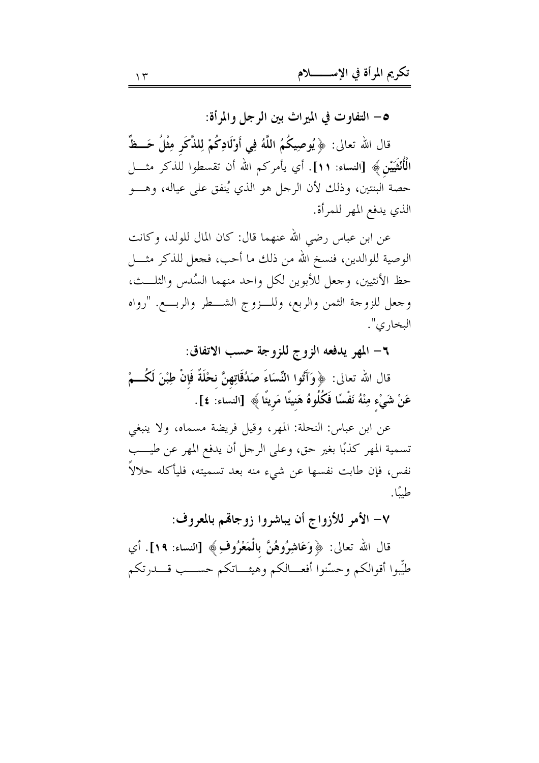### ٥- التفاوت في الميراث بين الرجل والمرأة:

قال الله تعالى: ﴿يُوصِيكُمُ اللَّهُ فِي أَوْلَادِكُمْ لِلذَّكَرِ مِثْلُ حَظِّ الْأُنْثَيَيْنِ﴾ [النساء: ١١]. أي يأمركم الله أن تقسطوا للذكر مثل حصة البنتين، وذلك لأن الرجل هو الذي يُنفق على عياله، وهو الذي يدفع المهر للمرأة.

عن ابن عباس رضي الله عنهما قال: كان المال للولد، وكانت الوصية للوالدين، فنسخ الله من ذلك ما أحب، فجعل للذكر مثل حظ الأنثيين، وجعل للأبوين لكل واحد منهما السُدس والثلث، وجعل للزوجة الثمن والربع، وللزوج الشطر والربع. "رواه البخاري".

### ٦- المهر يدفعه الزوج للزوجة حسب الاتفاق:

قال الله تعالى: ﴿وَآتُوا النِّسَاءَ صَدُقَاتِهِنَّ نِحْلَةً فَإِنْ طِبْنَ لَكُمْ عَنْ شَيْءٍ مِنْهُ نَفْسًا فَكُلُوهُ هَنِيئًا مَرِيئًا﴾ [النساء: ٤].

عن ابن عباس: النحلة: المهر، وقيل فريضة مسماه، ولا ينبغي تسمية المهر كذبًا بغير حق، وعلى الرجل أن يدفع المهر عن طيب نفس، فإن طابت نفسها عن شيء منه بعد تسميته، فليأكله حلالاً طيبًا.

### ٧- الأمر للأزواج أن يباشروا زوجاتهم بالمعروف:

قال الله تعالى: ﴿وَعَاشِرُوهُنَّ بِالْمَعْرُوفِ﴾ [النساء: ١٩]. أي طيِّبوا أقوالكم وحسّنوا أفعالكم وهيئاتكم حسب قدرتكم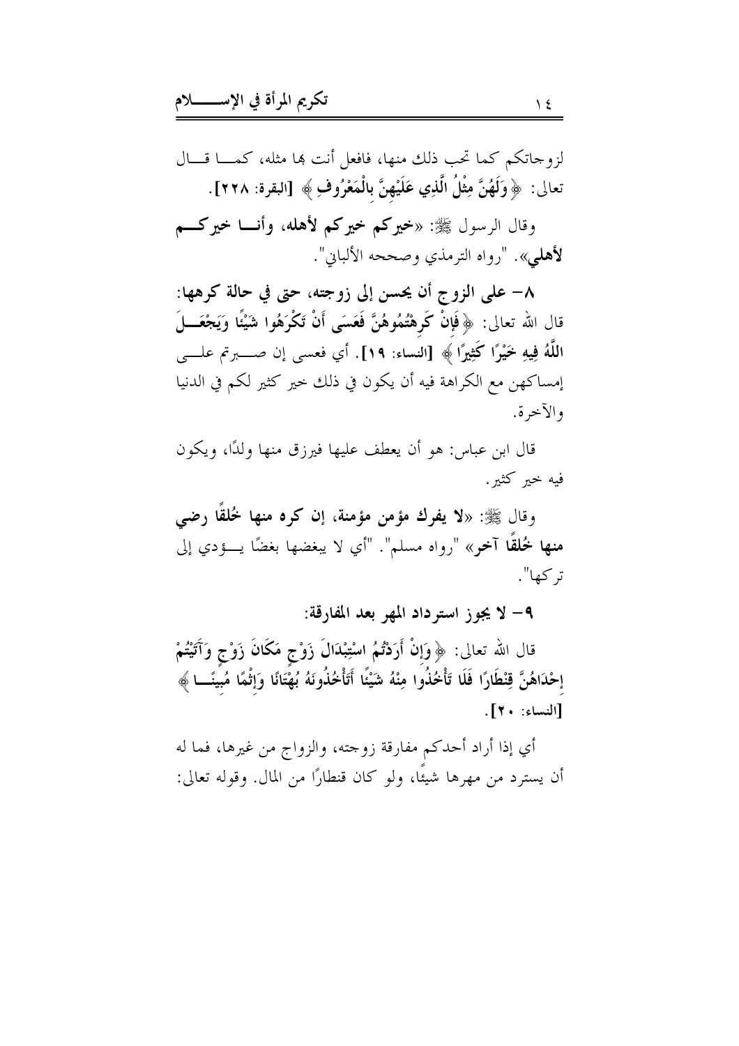لزوجاتكم كما تحب ذلك منها، فافعل أنت بها مثله، كما قال تعالى: ﴿ **وَلَهُنَّ مِثْلُ الَّذِي عَلَيْهِنَّ بِالْمَعْرُوفِ** ﴾ **[البقرة: ٢٢٨]**.

وقال الرسول ﷺ: «**خيركم خيركم لأهله، وأنا خيركم لأهلي**». "رواه الترمذي وصححه الألباني".

**٨- على الزوج أن يحسن إلى زوجته، حتى في حالة كرهها:**

قال الله تعالى: ﴿ **فَإِنْ كَرِهْتُمُوهُنَّ فَعَسَى أَنْ تَكْرَهُوا شَيْئًا وَيَجْعَلَ اللَّهُ فِيهِ خَيْرًا كَثِيرًا** ﴾ **[النساء: ١٩]**. أي فعسى إن صبرتم على إمساكهن مع الكراهة فيه أن يكون في ذلك خير كثير لكم في الدنيا والآخرة.

قال ابن عباس: هو أن يعطف عليها فيرزق منها ولدًا، ويكون فيه خير كثير.

وقال ﷺ: «**لا يفرك مؤمن مؤمنة، إن كره منها خُلقًا رضي منها خُلقًا آخر**» "رواه مسلم". "أي لا يبغضها بغضًا يؤدي إلى تركها".

**٩- لا يجوز استرداد المهر بعد المفارقة:**

قال الله تعالى: ﴿ **وَإِنْ أَرَدْتُمُ اسْتِبْدَالَ زَوْجٍ مَكَانَ زَوْجٍ وَآتَيْتُمْ إِحْدَاهُنَّ قِنْطَارًا فَلَا تَأْخُذُوا مِنْهُ شَيْئًا أَتَأْخُذُونَهُ بُهْتَانًا وَإِثْمًا مُبِينًا** ﴾ **[النساء: ٢٠]**.

أي إذا أراد أحدكم مفارقة زوجته، والزواج من غيرها، فما له أن يسترد من مهرها شيئًا، ولو كان قنطارًا من المال. وقوله تعالى: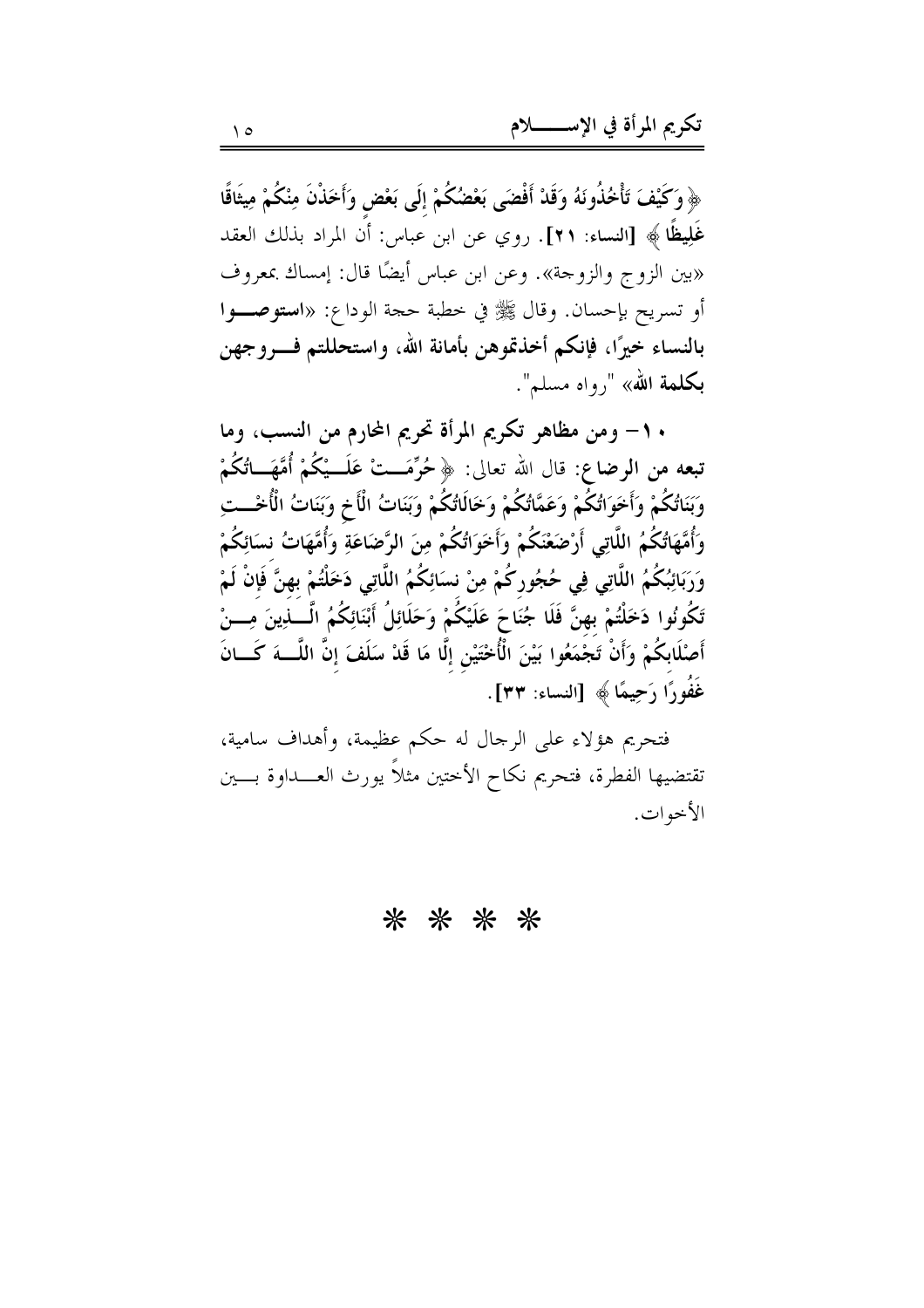﴿ وَكَيْفَ تَأْخُذُونَهُ وَقَدْ أَفْضَى بَعْضُكُمْ إِلَى بَعْضٍ وَأَخَذْنَ مِنْكُمْ مِيثَاقًا غَلِيظًا ﴾ **[النساء: ٢١]**. روي عن ابن عباس: أن المراد بذلك العقد «بين الزوج والزوجة». وعن ابن عباس أيضًا قال: إمساك بمعروف أو تسريح بإحسان. وقال ﷺ في خطبة حجة الوداع: «**استوصوا بالنساء خيرًا، فإنكم أخذتموهن بأمانة الله، واستحللتم فروجهن بكلمة الله**» "رواه مسلم".

**١٠- ومن مظاهر تكريم المرأة تحريم المحارم من النسب، وما تبعه من الرضاع:** قال الله تعالى: ﴿ حُرِّمَتْ عَلَيْكُمْ أُمَّهَاتُكُمْ وَبَنَاتُكُمْ وَأَخَوَاتُكُمْ وَعَمَّاتُكُمْ وَخَالَاتُكُمْ وَبَنَاتُ الْأَخِ وَبَنَاتُ الْأُخْتِ وَأُمَّهَاتُكُمُ اللَّاتِي أَرْضَعْنَكُمْ وَأَخَوَاتُكُمْ مِنَ الرَّضَاعَةِ وَأُمَّهَاتُ نِسَائِكُمْ وَرَبَائِبُكُمُ اللَّاتِي فِي حُجُورِكُمْ مِنْ نِسَائِكُمُ اللَّاتِي دَخَلْتُمْ بِهِنَّ فَإِنْ لَمْ تَكُونُوا دَخَلْتُمْ بِهِنَّ فَلَا جُنَاحَ عَلَيْكُمْ وَحَلَائِلُ أَبْنَائِكُمُ الَّذِينَ مِنْ أَصْلَابِكُمْ وَأَنْ تَجْمَعُوا بَيْنَ الْأُخْتَيْنِ إِلَّا مَا قَدْ سَلَفَ إِنَّ اللَّهَ كَانَ غَفُورًا رَحِيمًا ﴾ **[النساء: ٣٣]**.

فتحريم هؤلاء على الرجال له حكم عظيمة، وأهداف سامية، تقتضيها الفطرة، فتحريم نكاح الأختين مثلاً يورث العداوة بين الأخوات.

* * * *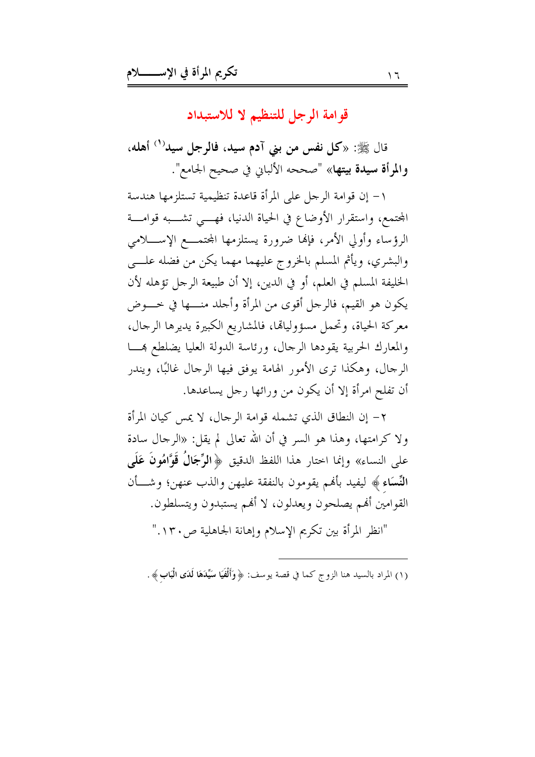## قوامة الرجل للتنظيم لا للاستبداد

قال ﷺ: «**كل نفس من بني آدم سيد، فالرجل سيد**[1] **أهله، والمرأة سيدة بيتها**» "صححه الألباني في صحيح الجامع".

١- إن قوامة الرجل على المرأة قاعدة تنظيمية تستلزمها هندسة المجتمع، واستقرار الأوضاع في الحياة الدنيا، فهي تشبه قوامة الرؤساء وأولي الأمر، فإنها ضرورة يستلزمها المجتمع الإسلامي والبشري، ويأثم المسلم بالخروج عليهما مهما يكن من فضله على الخليفة المسلم في العلم، أو في الدين، إلا أن طبيعة الرجل تؤهله لأن يكون هو القيم، فالرجل أقوى من المرأة وأجلد منها في خوض معركة الحياة، وتحمل مسؤولياتها، فالمشاريع الكبيرة يديرها الرجال، والمعارك الحربية يقودها الرجال، ورئاسة الدولة العليا يضطلع بها الرجال، وهكذا ترى الأمور الهامة يوفق فيها الرجال غالبًا، ويندر أن تفلح امرأة إلا أن يكون من ورائها رجل يساعدها.

٢- إن النطاق الذي تشمله قوامة الرجال، لا يمس كيان المرأة ولا كرامتها، وهذا هو السر في أن الله تعالى لم يقل: «الرجال سادة على النساء» وإنما اختار هذا اللفظ الدقيق ﴿**الرِّجَالُ قَوَّامُونَ عَلَى النِّسَاءِ**﴾ ليفيد بأنهم يقومون بالنفقة عليهن والذب عنهن؛ وشأن القوامين أنهم يصلحون ويعدلون، لا أنهم يستبدون ويتسلطون.

"انظر المرأة بين تكريم الإسلام وإهانة الجاهلية ص١٣٠."

---

(١) المراد بالسيد هنا الزوج كما في قصة يوسف: ﴿**وَأَلْفَيَا سَيِّدَهَا لَدَى الْبَابِ**﴾.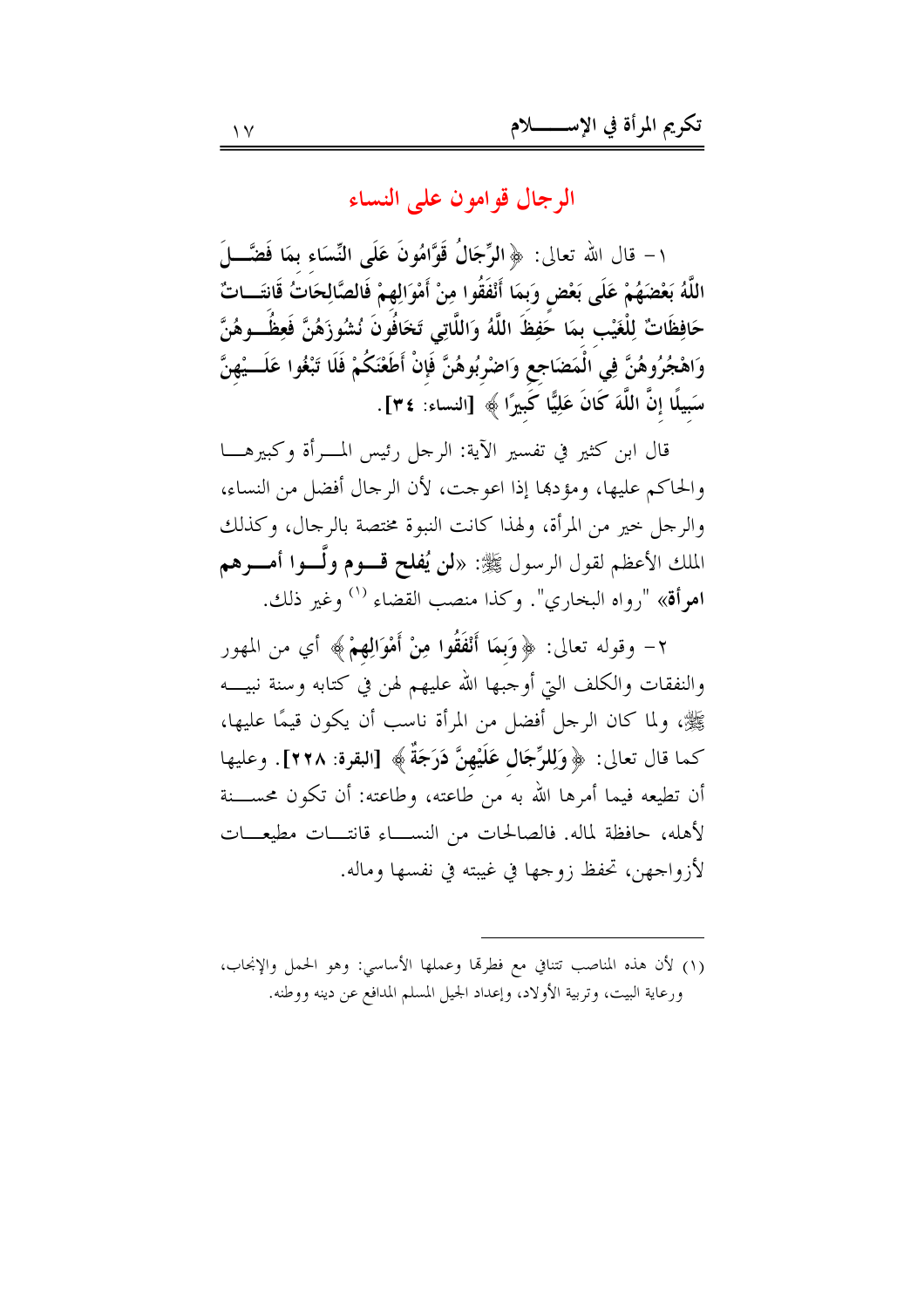## الرجال قوامون على النساء

١- قال الله تعالى: ﴿الرِّجَالُ قَوَّامُونَ عَلَى النِّسَاءِ بِمَا فَضَّلَ اللَّهُ بَعْضَهُمْ عَلَى بَعْضٍ وَبِمَا أَنْفَقُوا مِنْ أَمْوَالِهِمْ فَالصَّالِحَاتُ قَانِتَاتٌ حَافِظَاتٌ لِلْغَيْبِ بِمَا حَفِظَ اللَّهُ وَاللَّاتِي تَخَافُونَ نُشُوزَهُنَّ فَعِظُوهُنَّ وَاهْجُرُوهُنَّ فِي الْمَضَاجِعِ وَاضْرِبُوهُنَّ فَإِنْ أَطَعْنَكُمْ فَلَا تَبْغُوا عَلَيْهِنَّ سَبِيلًا إِنَّ اللَّهَ كَانَ عَلِيًّا كَبِيرًا﴾ [النساء: ٣٤].

قال ابن كثير في تفسير الآية: الرجل رئيس المرأة وكبيرها والحاكم عليها، ومؤدبها إذا اعوجت، لأن الرجال أفضل من النساء، والرجل خير من المرأة، ولهذا كانت النبوة مختصة بالرجال، وكذلك الملك الأعظم لقول الرسول ﷺ: «**لن يُفلح قوم ولّوا أمرهم امرأة**» "رواه البخاري". وكذا منصب القضاء [١] وغير ذلك.

٢- وقوله تعالى: ﴿وَبِمَا أَنْفَقُوا مِنْ أَمْوَالِهِمْ﴾ أي من المهور والنفقات والكلف التي أوجبها الله عليهم لهن في كتابه وسنة نبيه ﷺ، ولما كان الرجل أفضل من المرأة ناسب أن يكون قيمًا عليها، كما قال تعالى: ﴿وَلِلرِّجَالِ عَلَيْهِنَّ دَرَجَةٌ﴾ [البقرة: ٢٢٨]. وعليها أن تطيعه فيما أمرها الله به من طاعته، وطاعته: أن تكون محسنة لأهله، حافظة لماله. فالصالحات من النساء قانتات مطيعات لأزواجهن، تحفظ زوجها في غيبته في نفسها وماله.

---

(١) لأن هذه المناصب تتنافى مع فطرتها وعملها الأساسي: وهو الحمل والإنجاب، ورعاية البيت، وتربية الأولاد، وإعداد الجيل المسلم المدافع عن دينه ووطنه.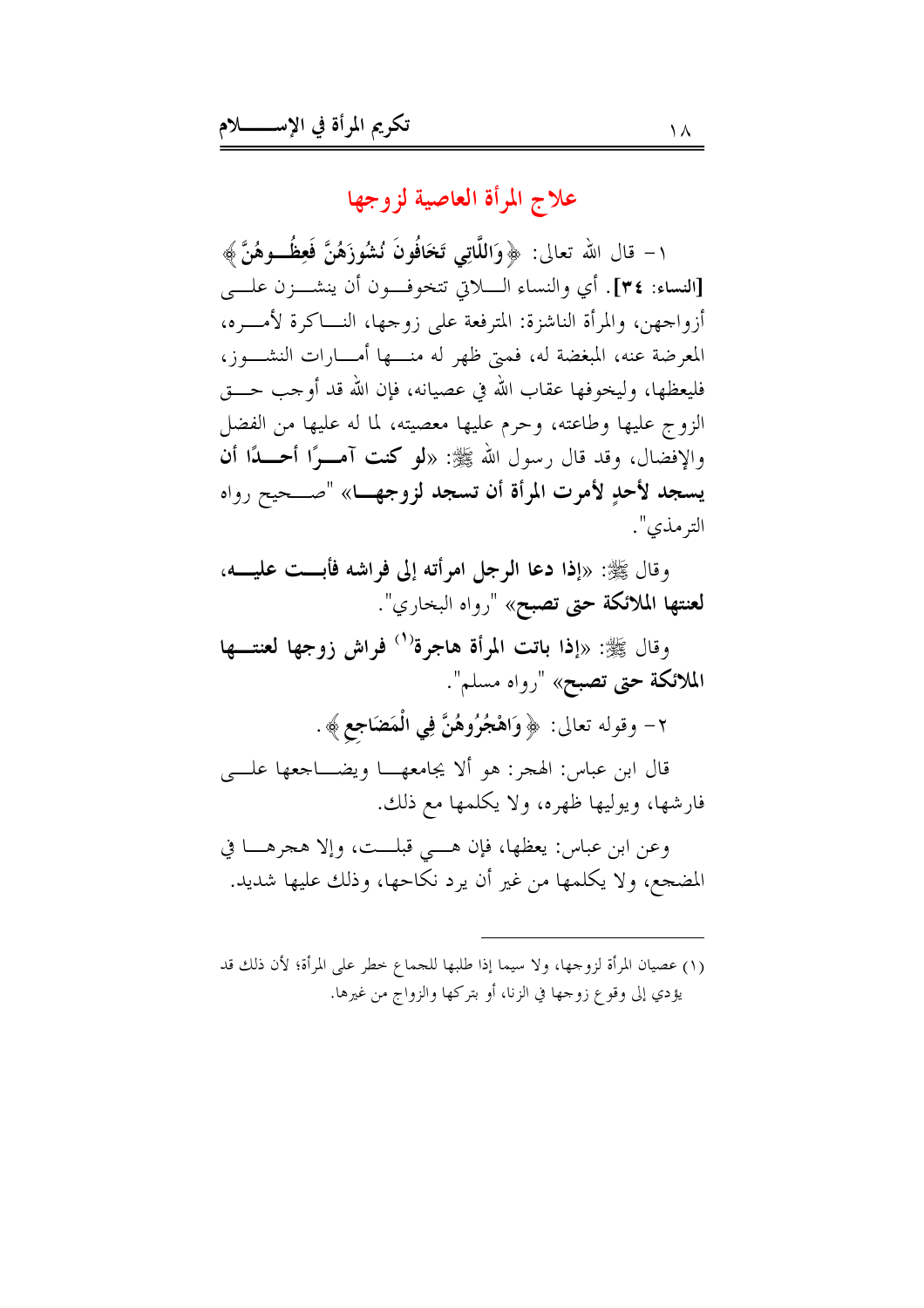## علاج المرأة العاصية لزوجها

١- قال الله تعالى: ﴿وَاللَّاتِي تَخَافُونَ نُشُوزَهُنَّ فَعِظُوهُنَّ﴾ **[النساء: ٣٤]**. أي والنساء اللاتي تتخوفون أن ينشزن على أزواجهن، والمرأة الناشزة: المترفعة على زوجها، التاركة لأمره، المعرضة عنه، المبغضة له، فمتى ظهر له منها أمارات النشوز، فليعظها، وليخوفها عقاب الله في عصيانه، فإن الله قد أوجب حق الزوج عليها وطاعته، وحرم عليها معصيته، لما له عليها من الفضل والإفضال، وقد قال رسول الله ﷺ: «**لو كنت آمرًا أحدًا أن يسجد لأحدٍ لأمرت المرأة أن تسجد لزوجها**» "صحيح رواه الترمذي".

وقال ﷺ: «**إذا دعا الرجل امرأته إلى فراشه فأبت عليه، لعنتها الملائكة حتى تصبح**» "رواه البخاري".

وقال ﷺ: «**إذا باتت المرأة هاجرة[1] فراش زوجها لعنتها الملائكة حتى تصبح**» "رواه مسلم".

٢- وقوله تعالى: ﴿وَاهْجُرُوهُنَّ فِي الْمَضَاجِعِ﴾.

قال ابن عباس: الهجر: هو ألا يجامعها ويضاجعها على فارشها، ويوليها ظهره، ولا يكلمها مع ذلك.

وعن ابن عباس: يعظها، فإن هي قبلت، وإلا هجرها في المضجع، ولا يكلمها من غير أن يرد نكاحها، وذلك عليها شديد.

---

(١) عصيان المرأة لزوجها، ولا سيما إذا طلبها للجماع خطر على المرأة؛ لأن ذلك قد يؤدي إلى وقوع زوجها في الزنا، أو بتركها والزواج من غيرها.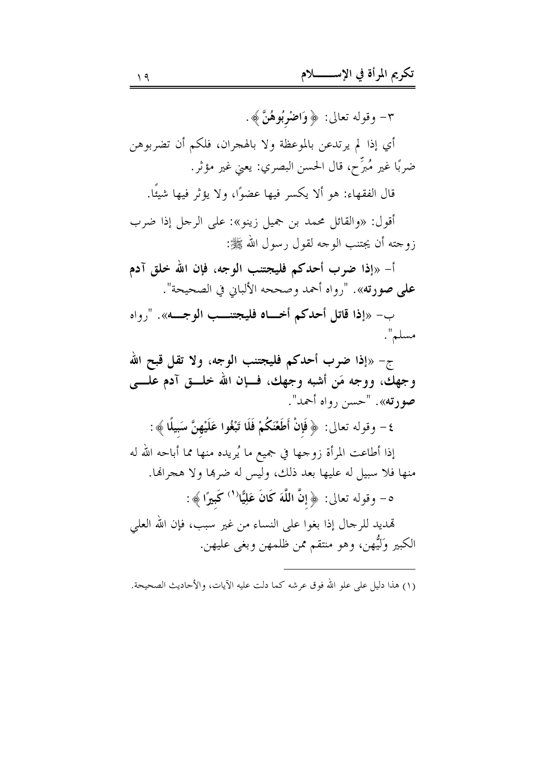٣- وقوله تعالى: ﴿وَاضْرِبُوهُنَّ﴾.

أي إذا لم يرتدعن بالموعظة ولا بالهجران، فلكم أن تضربوهن ضربًا غير مُبرِّح، قال الحسن البصري: يعني غير مؤثر.

قال الفقهاء: هو ألا يكسر فيها عضوًا، ولا يؤثر فيها شيئًا.

أقول: «والقائل محمد بن جميل زينو»: على الرجل إذا ضرب زوجته أن يجتنب الوجه لقول رسول الله ﷺ:

أ- «**إذا ضرب أحدكم فليجتنب الوجه، فإن الله خلق آدم على صورته**». "رواه أحمد وصححه الألباني في الصحيحة".

ب- «**إذا قاتل أحدكم أخاه فليجتنب الوجه**». "رواه مسلم".

ج- «**إذا ضرب أحدكم فليجتنب الوجه، ولا تقل قبح الله وجهك، ووجه مَن أشبه وجهك، فإن الله خلق آدم على صورته**». "حسن رواه أحمد".

٤- وقوله تعالى: ﴿فَإِنْ أَطَعْنَكُمْ فَلَا تَبْغُوا عَلَيْهِنَّ سَبِيلًا﴾:

إذا أطاعت المرأة زوجها في جميع ما يُريده منها مما أباحه الله له منها فلا سبيل له عليها بعد ذلك، وليس له ضربها ولا هجرانها.

٥- وقوله تعالى: ﴿إِنَّ اللَّهَ كَانَ عَلِيًّا[1] كَبِيرًا﴾:

تهديد للرجال إذا بغوا على النساء من غير سبب، فإن الله العلي الكبير وَلِيُّهن، وهو منتقم ممن ظلمهن وبغى عليهن.

---

(١) هذا دليل على علو الله فوق عرشه كما دلت عليه الآيات، والأحاديث الصحيحة.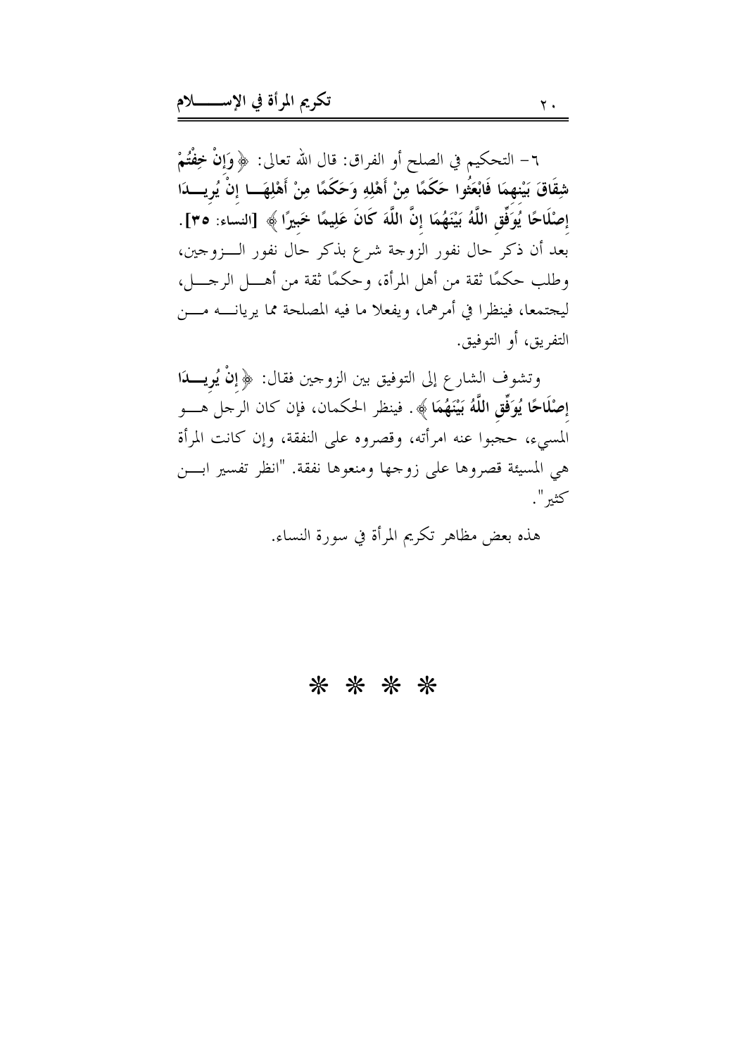٦- التحكيم في الصلح أو الفراق: قال الله تعالى: ﴿ **وَإِنْ خِفْتُمْ شِقَاقَ بَيْنِهِمَا فَابْعَثُوا حَكَمًا مِنْ أَهْلِهِ وَحَكَمًا مِنْ أَهْلِهَا إِنْ يُرِيدَا إِصْلَاحًا يُوَفِّقِ اللَّهُ بَيْنَهُمَا إِنَّ اللَّهَ كَانَ عَلِيمًا خَبِيرًا** ﴾ [النساء: ٣٥]. بعد أن ذكر حال نفور الزوجة شرع بذكر حال نفور الزوجين، وطلب حكمًا ثقة من أهل المرأة، وحكمًا ثقة من أهل الرجل، ليجتمعا، فينظرا في أمرهما، ويفعلا ما فيه المصلحة مما يريانه من التفريق، أو التوفيق.

وتشوف الشارع إلى التوفيق بين الزوجين فقال: ﴿ **إِنْ يُرِيدَا إِصْلَاحًا يُوَفِّقِ اللَّهُ بَيْنَهُمَا** ﴾. فينظر الحكمان، فإن كان الرجل هو المسيء، حجبوا عنه امرأته، وقصروه على النفقة، وإن كانت المرأة هي المسيئة قصروها على زوجها ومنعوها نفقة. "انظر تفسير ابن كثير".

هذه بعض مظاهر تكريم المرأة في سورة النساء.

* * * *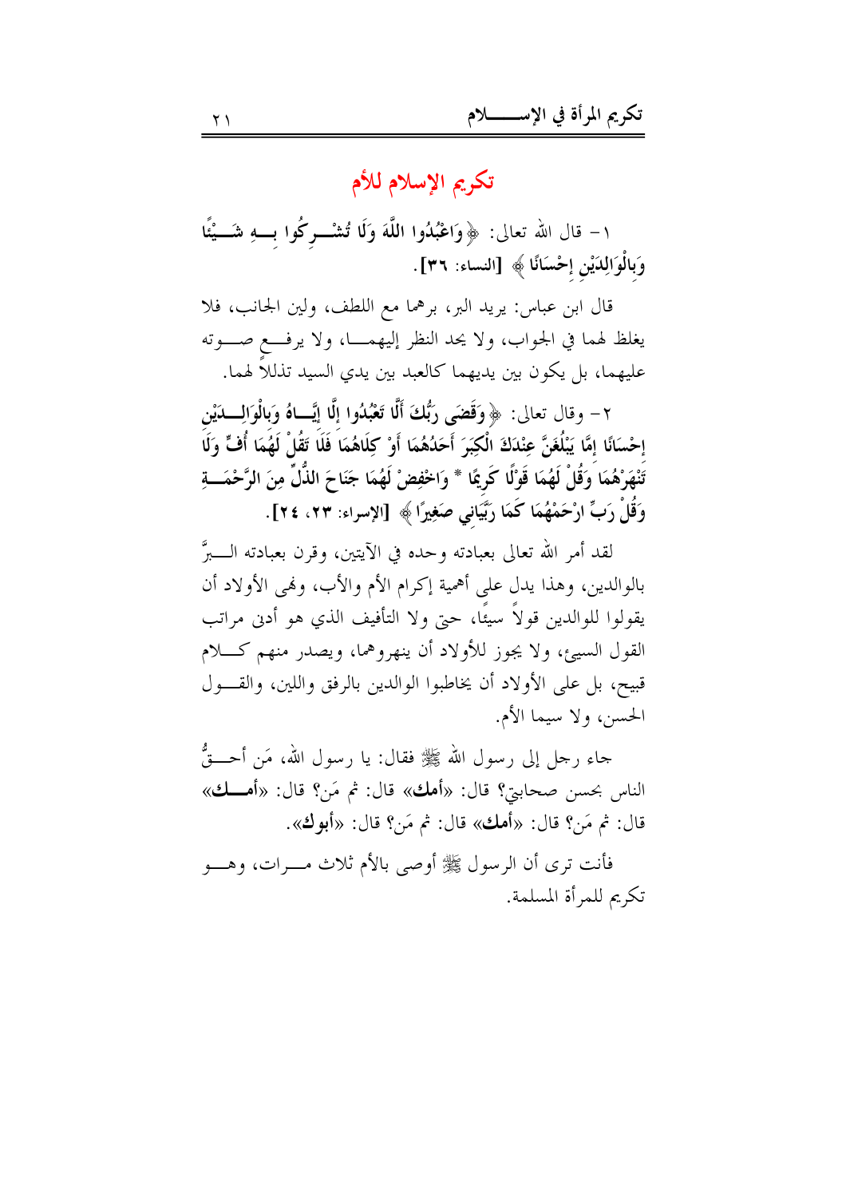## تكريم الإسلام للأم

١- قال الله تعالى: ﴿وَاعْبُدُوا اللَّهَ وَلَا تُشْرِكُوا بِهِ شَيْئًا وَبِالْوَالِدَيْنِ إِحْسَانًا﴾ [النساء: ٣٦].

قال ابن عباس: يريد البر، برهما مع اللطف، ولين الجانب، فلا يغلظ لهما في الجواب، ولا يحد النظر إليهما، ولا يرفع صوته عليهما، بل يكون بين يديهما كالعبد بين يدي السيد تذللاً لهما.

٢- وقال تعالى: ﴿وَقَضَى رَبُّكَ أَلَّا تَعْبُدُوا إِلَّا إِيَّاهُ وَبِالْوَالِدَيْنِ إِحْسَانًا إِمَّا يَبْلُغَنَّ عِنْدَكَ الْكِبَرَ أَحَدُهُمَا أَوْ كِلَاهُمَا فَلَا تَقُلْ لَهُمَا أُفٍّ وَلَا تَنْهَرْهُمَا وَقُلْ لَهُمَا قَوْلًا كَرِيمًا * وَاخْفِضْ لَهُمَا جَنَاحَ الذُّلِّ مِنَ الرَّحْمَةِ وَقُلْ رَبِّ ارْحَمْهُمَا كَمَا رَبَّيَانِي صَغِيرًا﴾ [الإسراء: ٢٣، ٢٤].

لقد أمر الله تعالى بعبادته وحده في الآيتين، وقرن بعبادته البرَّ بالوالدين، وهذا يدل على أهمية إكرام الأم والأب، ونهى الأولاد أن يقولوا للوالدين قولاً سيئًا، حتى ولا التأفيف الذي هو أدنى مراتب القول السيئ، ولا يجوز للأولاد أن ينهروهما، ويصدر منهم كلام قبيح، بل على الأولاد أن يخاطبوا الوالدين بالرفق واللين، والقول الحسن، ولا سيما الأم.

جاء رجل إلى رسول الله ﷺ فقال: يا رسول الله، مَن أحقُّ الناس بحسن صحابتي؟ قال: «**أمك**» قال: ثم مَن؟ قال: «**أمك**» قال: ثم مَن؟ قال: «**أمك**» قال: ثم مَن؟ قال: «**أبوك**».

فأنت ترى أن الرسول ﷺ أوصى بالأم ثلاث مرات، وهو تكريم للمرأة المسلمة.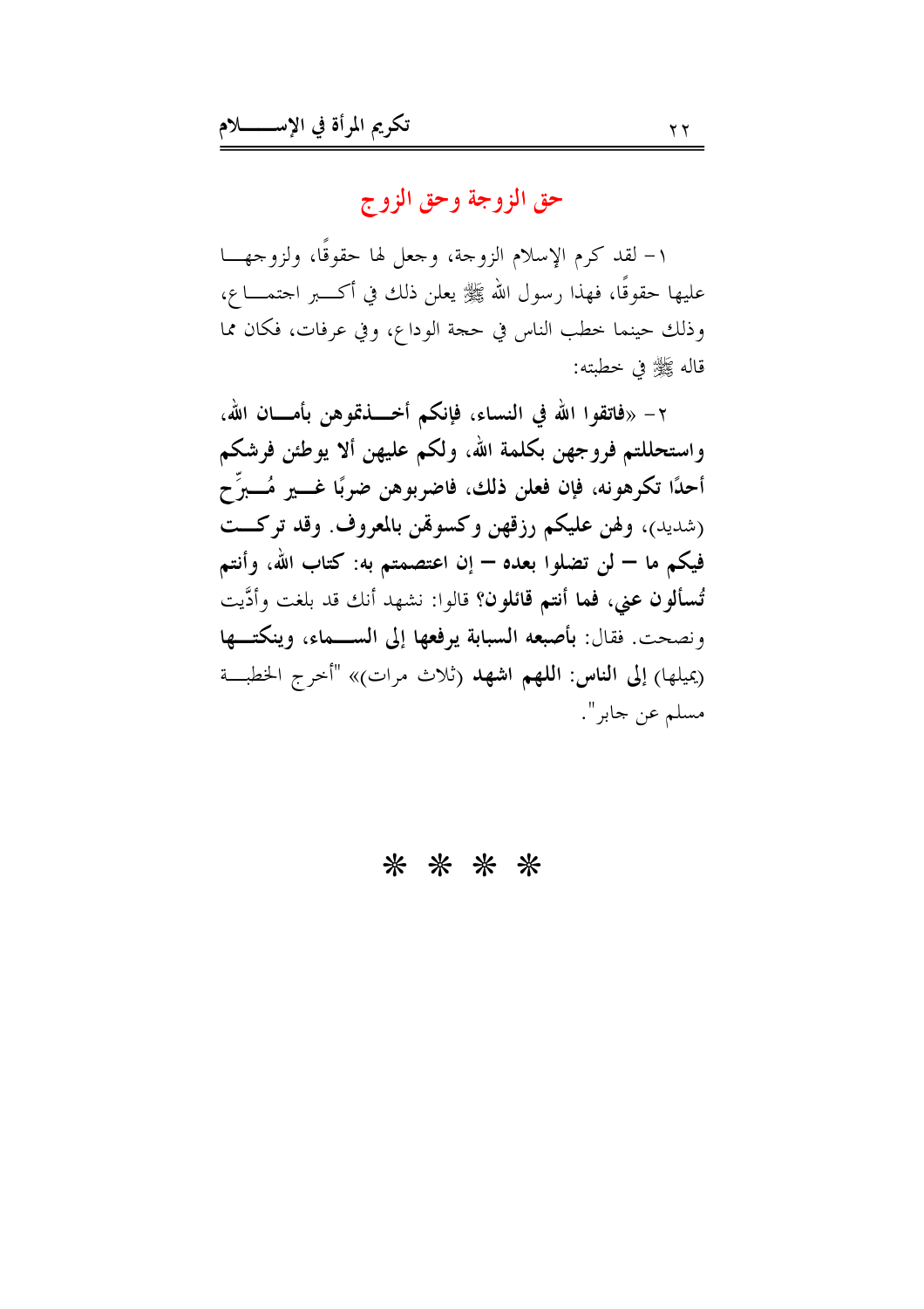## حق الزوجة وحق الزوج

١ – لقد كرم الإسلام الزوجة، وجعل لها حقوقًا، ولزوجها عليها حقوقًا، فهذا رسول الله ﷺ يعلن ذلك في أكبر اجتماع، وذلك حينما خطب الناس في حجة الوداع، وفي عرفات، فكان مما قاله ﷺ في خطبته:

٢ – «**فاتقوا الله في النساء، فإنكم أخذتموهن بأمان الله، واستحللتم فروجهن بكلمة الله، ولكم عليهن ألا يوطئن فرشكم أحدًا تكرهونه، فإن فعلن ذلك، فاضربوهن ضربًا غير مُبرِّح** (شديد)، **ولهن عليكم رزقهن وكسوتهن بالمعروف. وقد تركت فيكم ما – لن تضلوا بعده – إن اعتصمتم به: كتاب الله، وأنتم تُسألون عني، فما أنتم قائلون؟** قالوا: نشهد أنك قد بلغت وأدَّيت ونصحت. فقال: **بأصبعه السبابة يرفعها إلى السماء، وينكتها** (يميلها) **إلى الناس: اللهم اشهد** (ثلاث مرات)» "أخرج الخطبة مسلم عن جابر".

\* \* \* \*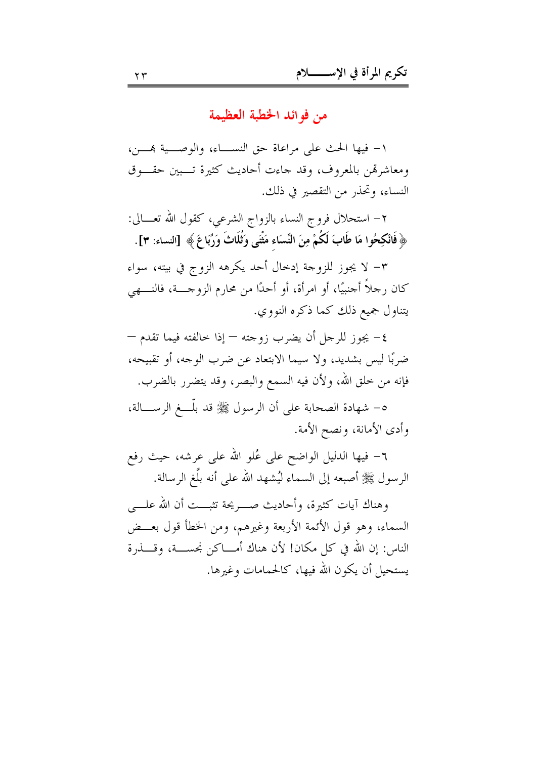## من فوائد الخطبة العظيمة

١- فيها الحث على مراعاة حق النساء، والوصية بهن، ومعاشرتهن بالمعروف، وقد جاءت أحاديث كثيرة تبين حقوق النساء، وتحذر من التقصير في ذلك.

٢- استحلال فروج النساء بالزواج الشرعي، كقول الله تعالى: ﴿ فَانْكِحُوا مَا طَابَ لَكُمْ مِنَ النِّسَاءِ مَثْنَى وَثُلَاثَ وَرُبَاعَ ﴾ [النساء: ٣].

٣- لا يجوز للزوجة إدخال أحد يكرهه الزوج في بيته، سواء كان رجلاً أجنبيًا، أو امرأة، أو أحدًا من محارم الزوجة، فالنهي يتناول جميع ذلك كما ذكره النووي.

٤- يجوز للرجل أن يضرب زوجته – إذا خالفته فيما تقدم – ضربًا ليس بشديد، ولا سيما الابتعاد عن ضرب الوجه، أو تقبيحه، فإنه من خلق الله، ولأن فيه السمع والبصر، وقد يتضرر بالضرب.

٥- شهادة الصحابة على أن الرسول ﷺ قد بلّغ الرسالة، وأدى الأمانة، ونصح الأمة.

٦- فيها الدليل الواضح على عُلو الله على عرشه، حيث رفع الرسول ﷺ أصبعه إلى السماء ليُشهد الله على أنه بلّغ الرسالة.

وهناك آيات كثيرة، وأحاديث صريحة تثبت أن الله على السماء، وهو قول الأئمة الأربعة وغيرهم، ومن الخطأ قول بعض الناس: إن الله في كل مكان! لأن هناك أماكن نجسة، وقذرة يستحيل أن يكون الله فيها، كالحمامات وغيرها.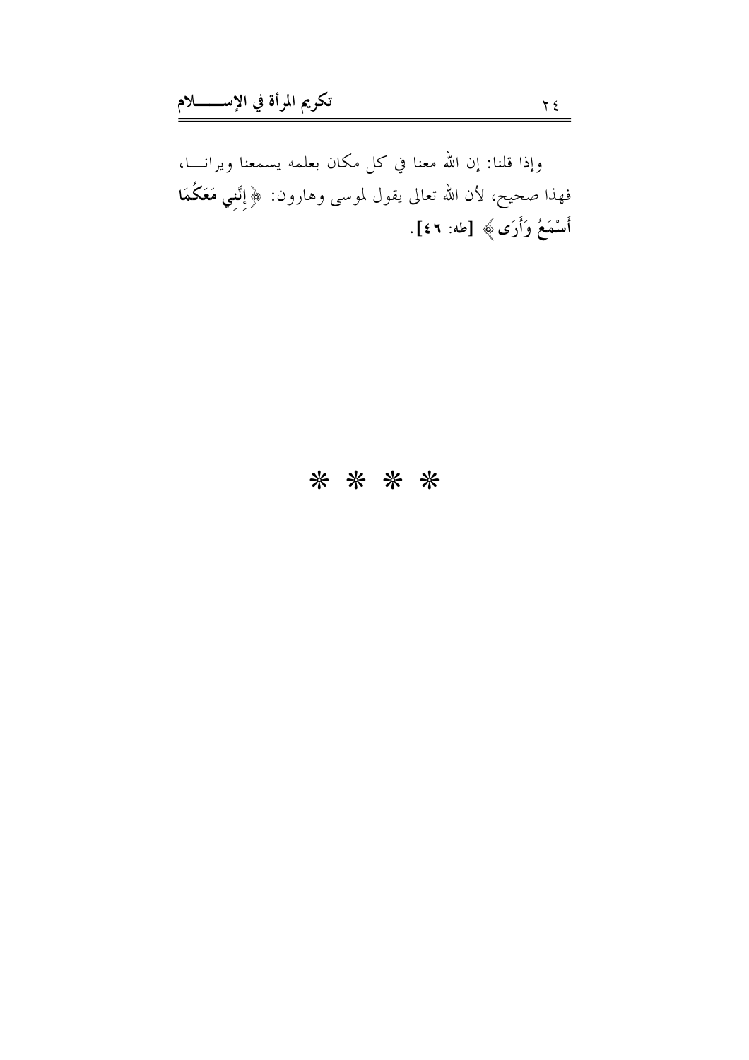وإذا قلنا: إن الله معنا في كل مكان بعلمه يسمعنا ويرانـــا، فهذا صحيح، لأن الله تعالى يقول لموسى وهارون: ﴿ **إِنَّنِي مَعَكُمَا أَسْمَعُ وَأَرَى** ﴾ [طه: ٤٦].

* * * *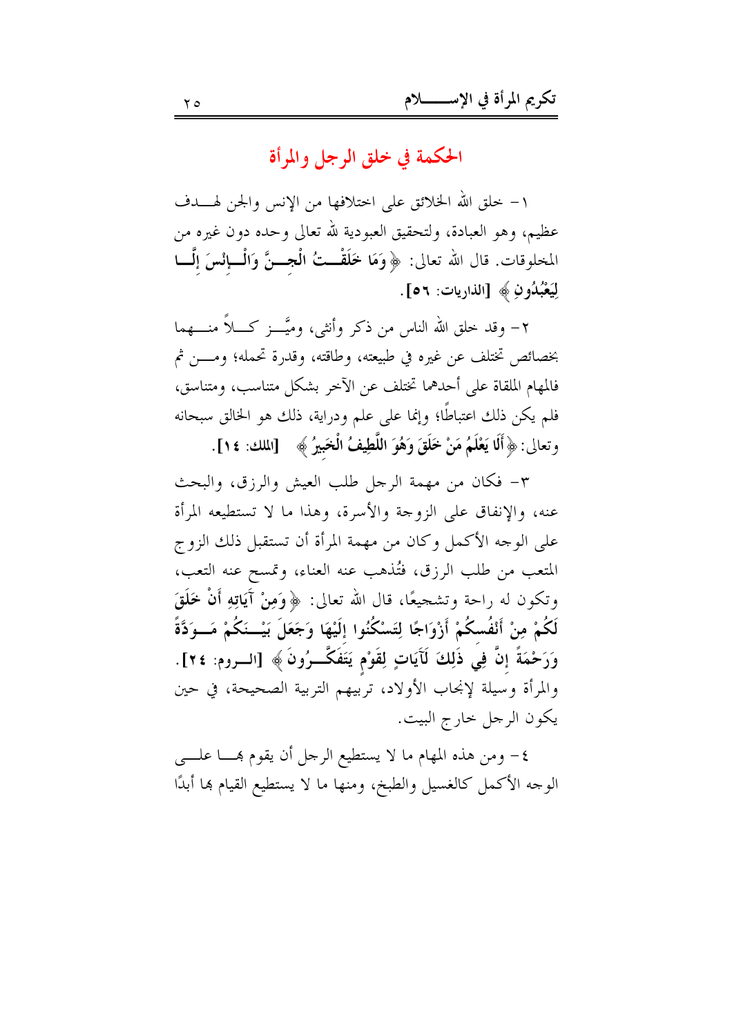## الحكمة في خلق الرجل والمرأة

١- خلق الله الخلائق على اختلافها من الإنس والجن لهدف عظيم، وهو العبادة، ولتحقيق العبودية لله تعالى وحده دون غيره من المخلوقات. قال الله تعالى: ﴿**وَمَا خَلَقْتُ الْجِنَّ وَالْإِنْسَ إِلَّا لِيَعْبُدُونِ**﴾ [الذاريات: ٥٦].

٢- وقد خلق الله الناس من ذكر وأنثى، وميَّز كلاً منهما بخصائص تختلف عن غيره في طبيعته، وطاقته، وقدرة تحمله؛ ومن ثم فالمهام الملقاة على أحدهما تختلف عن الآخر بشكل متناسب، ومتناسق، فلم يكن ذلك اعتباطًا؛ وإنما على علم ودراية، ذلك هو الخالق سبحانه وتعالى: ﴿**أَلَا يَعْلَمُ مَنْ خَلَقَ وَهُوَ اللَّطِيفُ الْخَبِيرُ**﴾ [الملك: ١٤].

٣- فكان من مهمة الرجل طلب العيش والرزق، والبحث عنه، والإنفاق على الزوجة والأسرة، وهذا ما لا تستطيعه المرأة على الوجه الأكمل وكان من مهمة المرأة أن تستقبل ذلك الزوج المتعب من طلب الرزق، فتُذهب عنه العناء، وتمسح عنه التعب، وتكون له راحة وتشجيعًا، قال الله تعالى: ﴿**وَمِنْ آيَاتِهِ أَنْ خَلَقَ لَكُمْ مِنْ أَنْفُسِكُمْ أَزْوَاجًا لِتَسْكُنُوا إِلَيْهَا وَجَعَلَ بَيْنَكُمْ مَوَدَّةً وَرَحْمَةً إِنَّ فِي ذَلِكَ لَآيَاتٍ لِقَوْمٍ يَتَفَكَّرُونَ**﴾ [الروم: ٢٤]. والمرأة وسيلة لإنجاب الأولاد، تربيهم التربية الصحيحة، في حين يكون الرجل خارج البيت.

٤- ومن هذه المهام ما لا يستطيع الرجل أن يقوم بها على الوجه الأكمل كالغسيل والطبخ، ومنها ما لا يستطيع القيام بها أبدًا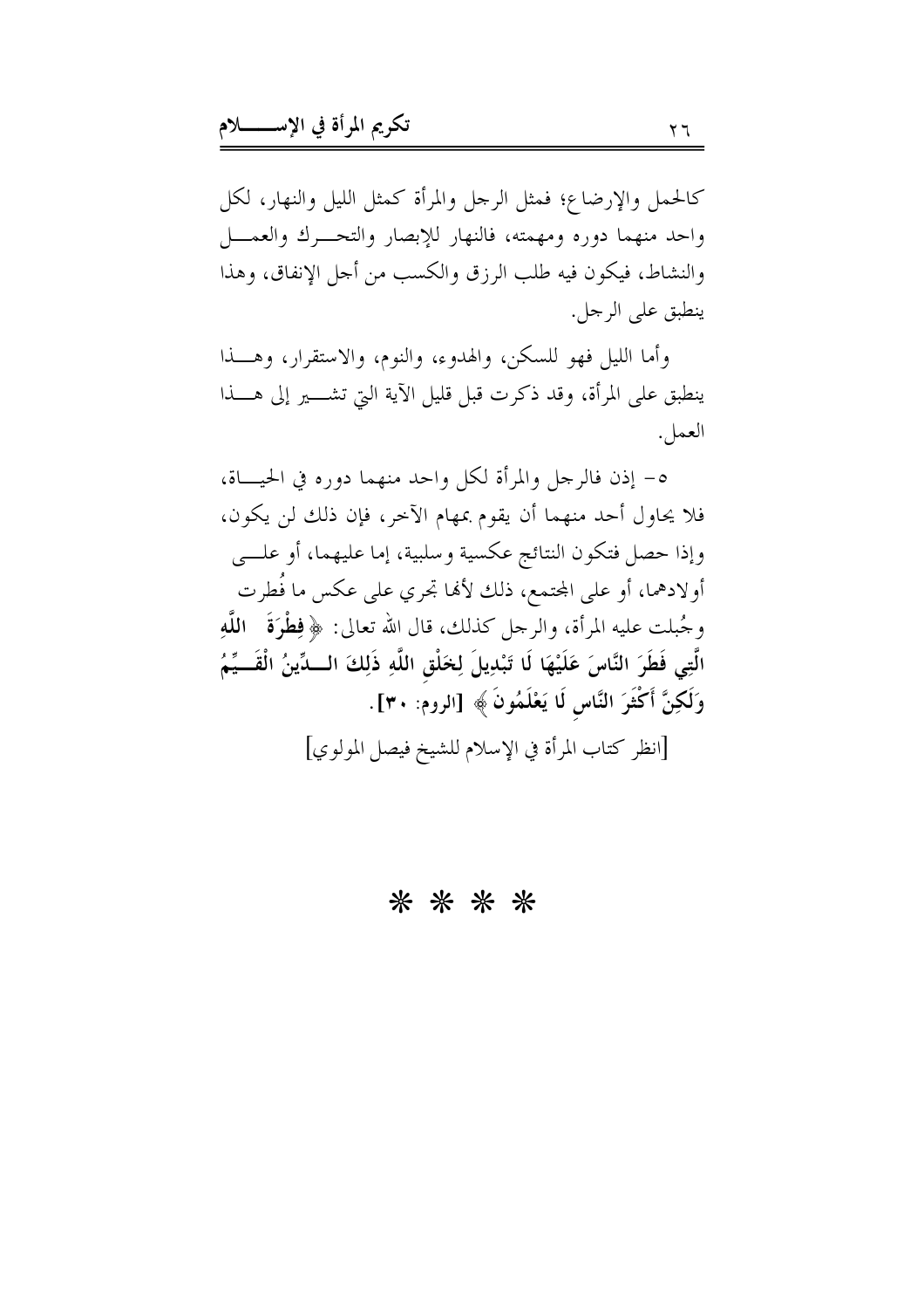كالحمل والإرضاع؛ فمثل الرجل والمرأة كمثل الليل والنهار، لكل واحد منهما دوره ومهمته، فالنهار للإبصار والتحرك والعمل والنشاط، فيكون فيه طلب الرزق والكسب من أجل الإنفاق، وهذا ينطبق على الرجل.

وأما الليل فهو للسكن، والهدوء، والنوم، والاستقرار، وهذا ينطبق على المرأة، وقد ذكرت قبل قليل الآية التي تشير إلى هذا العمل.

٥- إذن فالرجل والمرأة لكل واحد منهما دوره في الحياة، فلا يحاول أحد منهما أن يقوم بمهام الآخر، فإن ذلك لن يكون، وإذا حصل فتكون النتائج عكسية وسلبية، إما عليهما، أو على أولادهما، أو على المجتمع، ذلك لأنها تجري على عكس ما فُطرت وجُبلت عليه المرأة، والرجل كذلك، قال الله تعالى: ﴿**فِطْرَةَ اللَّهِ الَّتِي فَطَرَ النَّاسَ عَلَيْهَا لَا تَبْدِيلَ لِخَلْقِ اللَّهِ ذَلِكَ الدِّينُ الْقَيِّمُ وَلَكِنَّ أَكْثَرَ النَّاسِ لَا يَعْلَمُونَ**﴾ [الروم: ٣٠].

[انظر كتاب المرأة في الإسلام للشيخ فيصل المولوي]

* * * *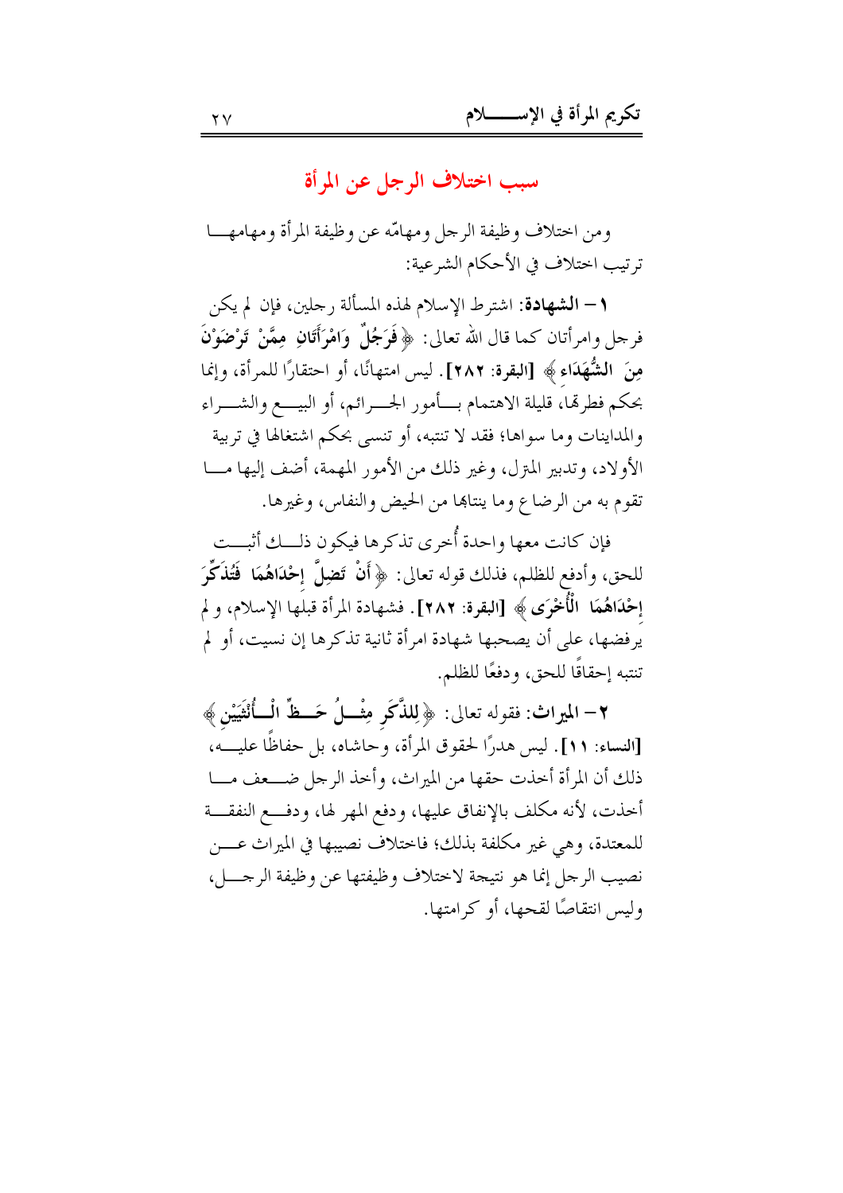## سبب اختلاف الرجل عن المرأة

ومن اختلاف وظيفة الرجل ومهامّه عن وظيفة المرأة ومهامها ترتيب اختلاف في الأحكام الشرعية:

**١ – الشهادة**: اشترط الإسلام لهذه المسألة رجلين، فإن لم يكن فرجل وامرأتان كما قال الله تعالى: ﴿**فَرَجُلٌ وَامْرَأَتَانِ مِمَّنْ تَرْضَوْنَ مِنَ الشُّهَدَاءِ**﴾ **[البقرة: ٢٨٢]**. ليس امتهانًا، أو احتقارًا للمرأة، وإنما بحكم فطرتها، قليلة الاهتمام بأمور الجرائم، أو البيع والشراء والمداينات وما سواها؛ فقد لا تنتبه، أو تنسى بحكم اشتغالها في تربية الأولاد، وتدبير المنزل، وغير ذلك من الأمور المهمة، أضف إليها ما تقوم به من الرضاع وما ينتابها من الحيض والنفاس، وغيرها.

فإن كانت معها واحدة أُخرى تذكرها فيكون ذلك أثبت للحق، وأدفع للظلم، فذلك قوله تعالى: ﴿**أَنْ تَضِلَّ إِحْدَاهُمَا فَتُذَكِّرَ إِحْدَاهُمَا الْأُخْرَى**﴾ **[البقرة: ٢٨٢]**. فشهادة المرأة قبلها الإسلام، ولم يرفضها، على أن يصحبها شهادة امرأة ثانية تذكرها إن نسيت، أو لم تنتبه إحقاقًا للحق، ودفعًا للظلم.

**٢ – الميراث**: فقوله تعالى: ﴿**لِلذَّكَرِ مِثْلُ حَظِّ الْأُنْثَيَيْنِ**﴾ **[النساء: ١١]**. ليس هدرًا لحقوق المرأة، وحاشاه، بل حفاظًا عليه، ذلك أن المرأة أخذت حقها من الميراث، وأخذ الرجل ضعف ما أخذت، لأنه مكلف بالإنفاق عليها، ودفع المهر لها، ودفع النفقة للمعتدة، وهي غير مكلفة بذلك؛ فاختلاف نصيبها في الميراث عن نصيب الرجل إنما هو نتيجة لاختلاف وظيفتها عن وظيفة الرجل، وليس انتقاصًا لقدحها، أو كرامتها.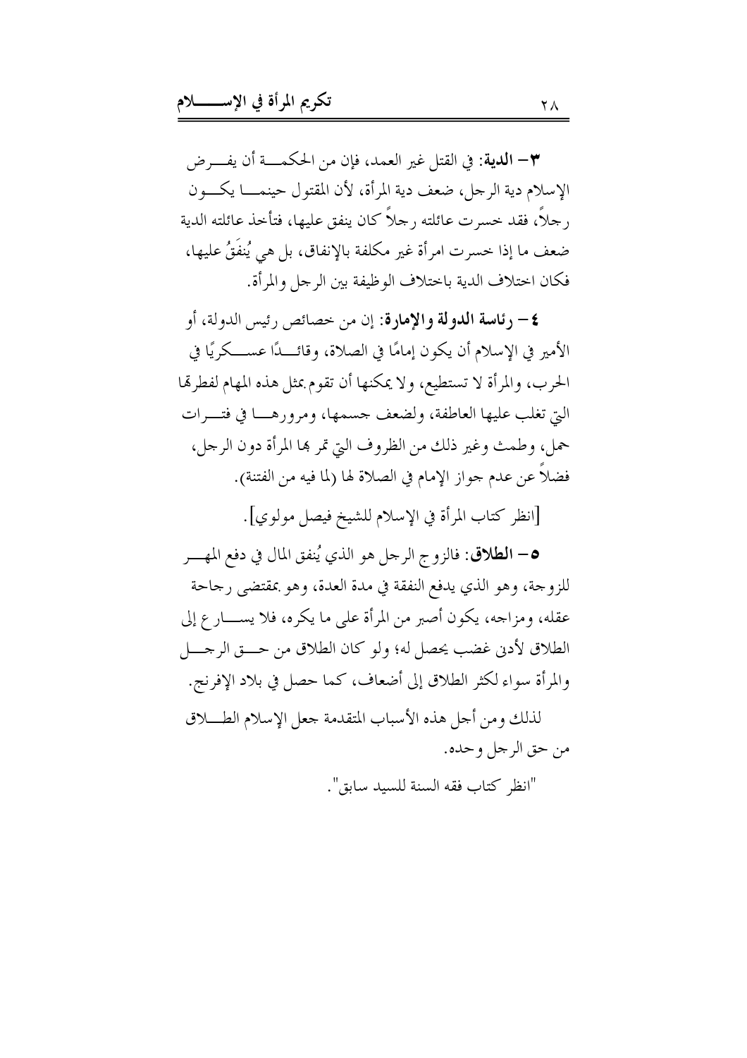**٣– الدية**: في القتل غير العمد، فإن من الحكمة أن يفرض الإسلام دية الرجل، ضعف دية المرأة، لأن المقتول حينما يكون رجلاً، فقد خسرت عائلته رجلاً كان ينفق عليها، فتأخذ عائلته الدية ضعف ما إذا خسرت امرأة غير مكلفة بالإنفاق، بل هي يُنفَقُ عليها، فكان اختلاف الدية باختلاف الوظيفة بين الرجل والمرأة.

**٤– رئاسة الدولة والإمارة**: إن من خصائص رئيس الدولة، أو الأمير في الإسلام أن يكون إمامًا في الصلاة، وقائدًا عسكريًا في الحرب، والمرأة لا تستطيع، ولا يمكنها أن تقوم بمثل هذه المهام لفطرها التي تغلب عليها العاطفة، ولضعف جسمها، ومرورها في فترات حمل، وطمث وغير ذلك من الظروف التي تمر بها المرأة دون الرجل، فضلاً عن عدم جواز الإمام في الصلاة لها (لما فيه من الفتنة).

[انظر كتاب المرأة في الإسلام للشيخ فيصل مولوي].

**٥– الطلاق**: فالزوج الرجل هو الذي يُنفق المال في دفع المهر للزوجة، وهو الذي يدفع النفقة في مدة العدة، وهو بمقتضى رجاحة عقله، ومزاجه، يكون أصبر من المرأة على ما يكره، فلا يسارع إلى الطلاق لأدنى غضب يحصل له؛ ولو كان الطلاق من حق الرجل والمرأة سواء لكثر الطلاق إلى أضعاف، كما حصل في بلاد الإفرنج.

لذلك ومن أجل هذه الأسباب المتقدمة جعل الإسلام الطلاق من حق الرجل وحده.

"انظر كتاب فقه السنة للسيد سابق".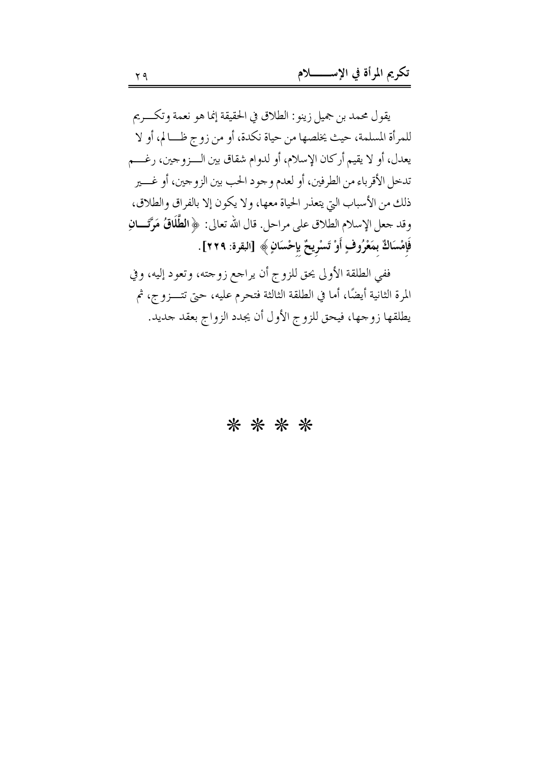يقول محمد بن جميل زينو: الطلاق في الحقيقة إنما هو نعمة وتكريم للمرأة المسلمة، حيث يخلصها من حياة نكدة، أو من زوج ظالم، أو لا يعدل، أو لا يقيم أركان الإسلام، أو لدوام شقاق بين الزوجين، رغم تدخل الأقرباء من الطرفين، أو لعدم وجود الحب بين الزوجين، أو غير ذلك من الأسباب التي يتعذر الحياة معها، ولا يكون إلا بالفراق والطلاق، وقد جعل الإسلام الطلاق على مراحل. قال الله تعالى: ﴿**الطَّلَاقُ مَرَّتَانِ فَإِمْسَاكٌ بِمَعْرُوفٍ أَوْ تَسْرِيحٌ بِإِحْسَانٍ**﴾ **[البقرة: ٢٢٩]**.

ففي الطلقة الأولى يحق للزوج أن يراجع زوجته، وتعود إليه، وفي المرة الثانية أيضًا، أما في الطلقة الثالثة فتحرم عليه، حتى تتزوج، ثم يطلقها زوجها، فيحق للزوج الأول أن يجدد الزواج بعقد جديد.

* * * *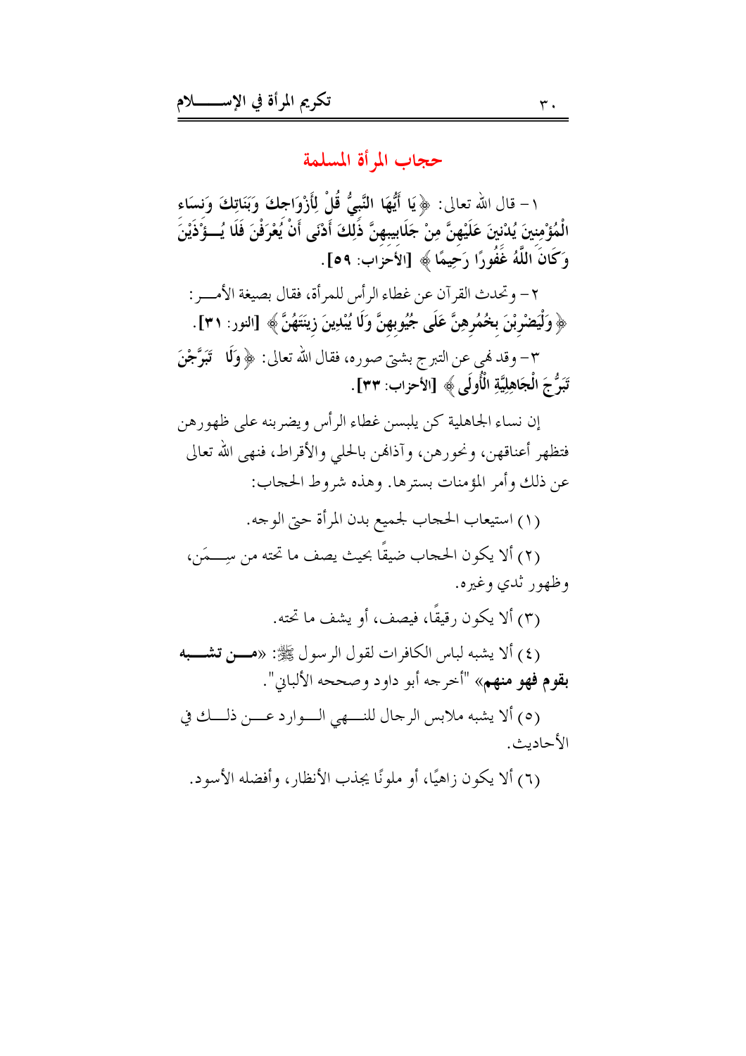## حجاب المرأة المسلمة

١ – قال الله تعالى: ﴿يَا أَيُّهَا النَّبِيُّ قُلْ لِأَزْوَاجِكَ وَبَنَاتِكَ وَنِسَاءِ الْمُؤْمِنِينَ يُدْنِينَ عَلَيْهِنَّ مِنْ جَلَابِيبِهِنَّ ذَلِكَ أَدْنَى أَنْ يُعْرَفْنَ فَلَا يُؤْذَيْنَ وَكَانَ اللَّهُ غَفُورًا رَحِيمًا﴾ [الأحزاب: ٥٩].

٢ – وتحدث القرآن عن غطاء الرأس للمرأة، فقال بصيغة الأمر: ﴿وَلْيَضْرِبْنَ بِخُمُرِهِنَّ عَلَى جُيُوبِهِنَّ وَلَا يُبْدِينَ زِينَتَهُنَّ﴾ [النور: ٣١].

٣ – وقد نهى عن التبرج بشتى صوره، فقال الله تعالى: ﴿وَلَا تَبَرَّجْنَ تَبَرُّجَ الْجَاهِلِيَّةِ الْأُولَى﴾ [الأحزاب: ٣٣].

إن نساء الجاهلية كن يلبسن غطاء الرأس ويضربنه على ظهورهن فتظهر أعناقهن، ونحورهن، وآذانهن بالحلي والأقراط، فنهى الله تعالى عن ذلك وأمر المؤمنات بسترها. وهذه شروط الحجاب:

(١) استيعاب الحجاب لجميع بدن المرأة حتى الوجه.

(٢) ألا يكون الحجاب ضيقًا بحيث يصف ما تحته من سِمَن، وظهور ثدي وغيره.

(٣) ألا يكون رقيقًا، فيصف، أو يشف ما تحته.

(٤) ألا يشبه لباس الكافرات لقول الرسول ﷺ: «**من تشبه بقوم فهو منهم**» "أخرجه أبو داود وصححه الألباني".

(٥) ألا يشبه ملابس الرجال للنهي الوارد عن ذلك في الأحاديث.

(٦) ألا يكون زاهيًا، أو ملونًا يجذب الأنظار، وأفضله الأسود.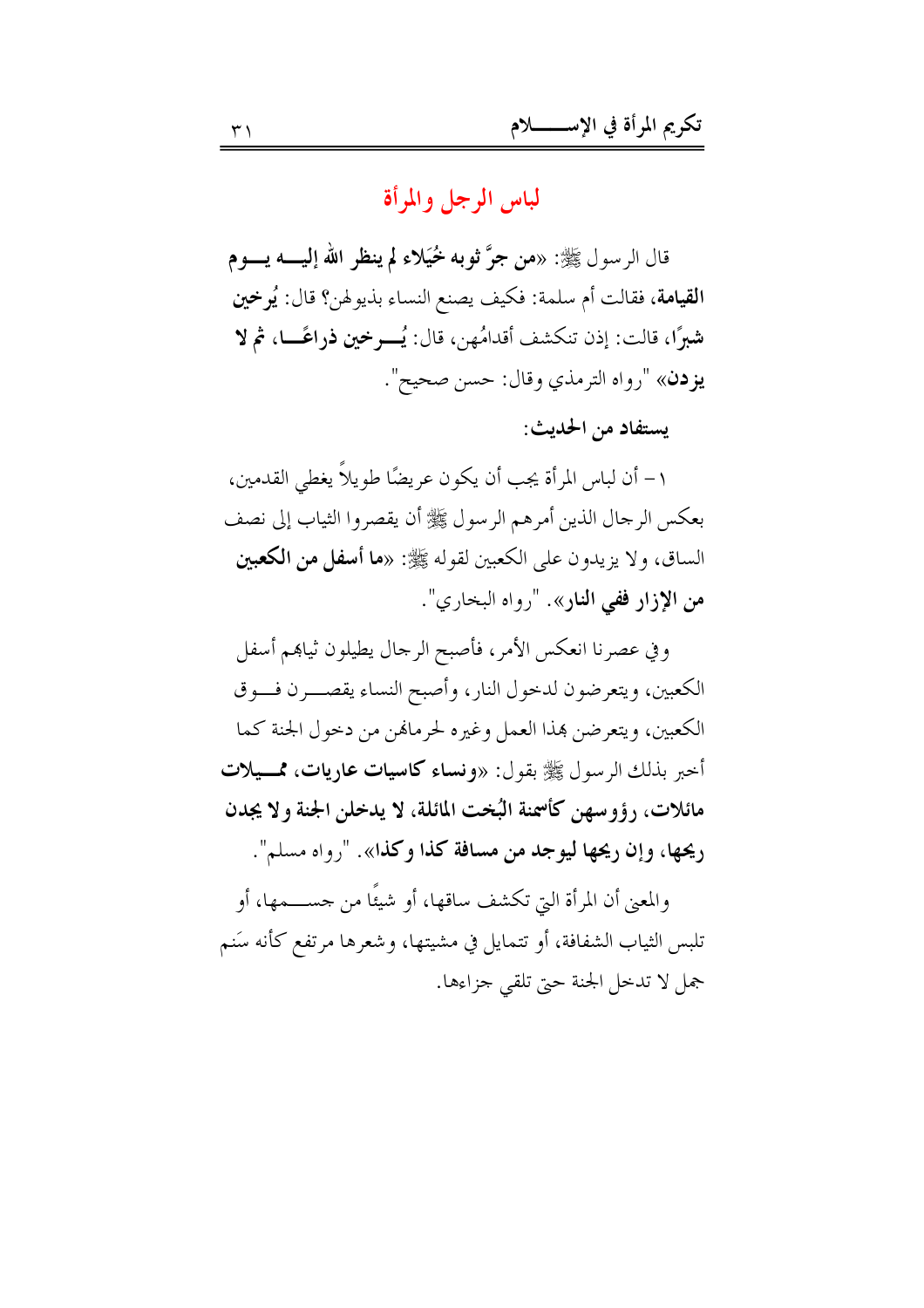## لباس الرجل والمرأة

قال الرسول ﷺ: «**من جرَّ ثوبه خُيَلاء لم ينظر الله إليه يوم القيامة**، فقالت أم سلمة: فكيف يصنع النساء بذيولهن؟ قال: **يُرخين شبرًا**، قالت: إذن تنكشف أقدامُهن، قال: **يُرخين ذراعًا، ثم لا يزدن**» "رواه الترمذي وقال: حسن صحيح".

**يستفاد من الحديث:**

١ – أن لباس المرأة يجب أن يكون عريضًا طويلاً يغطي القدمين، بعكس الرجال الذين أمرهم الرسول ﷺ أن يقصروا الثياب إلى نصف الساق، ولا يزيدون على الكعبين لقوله ﷺ: «**ما أسفل من الكعبين من الإزار ففي النار**». "رواه البخاري".

وفي عصرنا انعكس الأمر، فأصبح الرجال يطيلون ثيابهم أسفل الكعبين، ويتعرضون لدخول النار، وأصبح النساء يقصرن فوق الكعبين، ويتعرضن بهذا العمل وغيره لحرمانهن من دخول الجنة كما أخبر بذلك الرسول ﷺ بقول: «**ونساء كاسيات عاريات، مميلات مائلات، رؤوسهن كأسنمة البُخت المائلة، لا يدخلن الجنة ولا يجدن ريحها، وإن ريحها ليوجد من مسافة كذا وكذا**». "رواه مسلم".

والمعنى أن المرأة التي تكشف ساقها، أو شيئًا من جسمها، أو تلبس الثياب الشفافة، أو تتمايل في مشيتها، وشعرها مرتفع كأنه سَنَم جمل لا تدخل الجنة حتى تلقي جزاءها.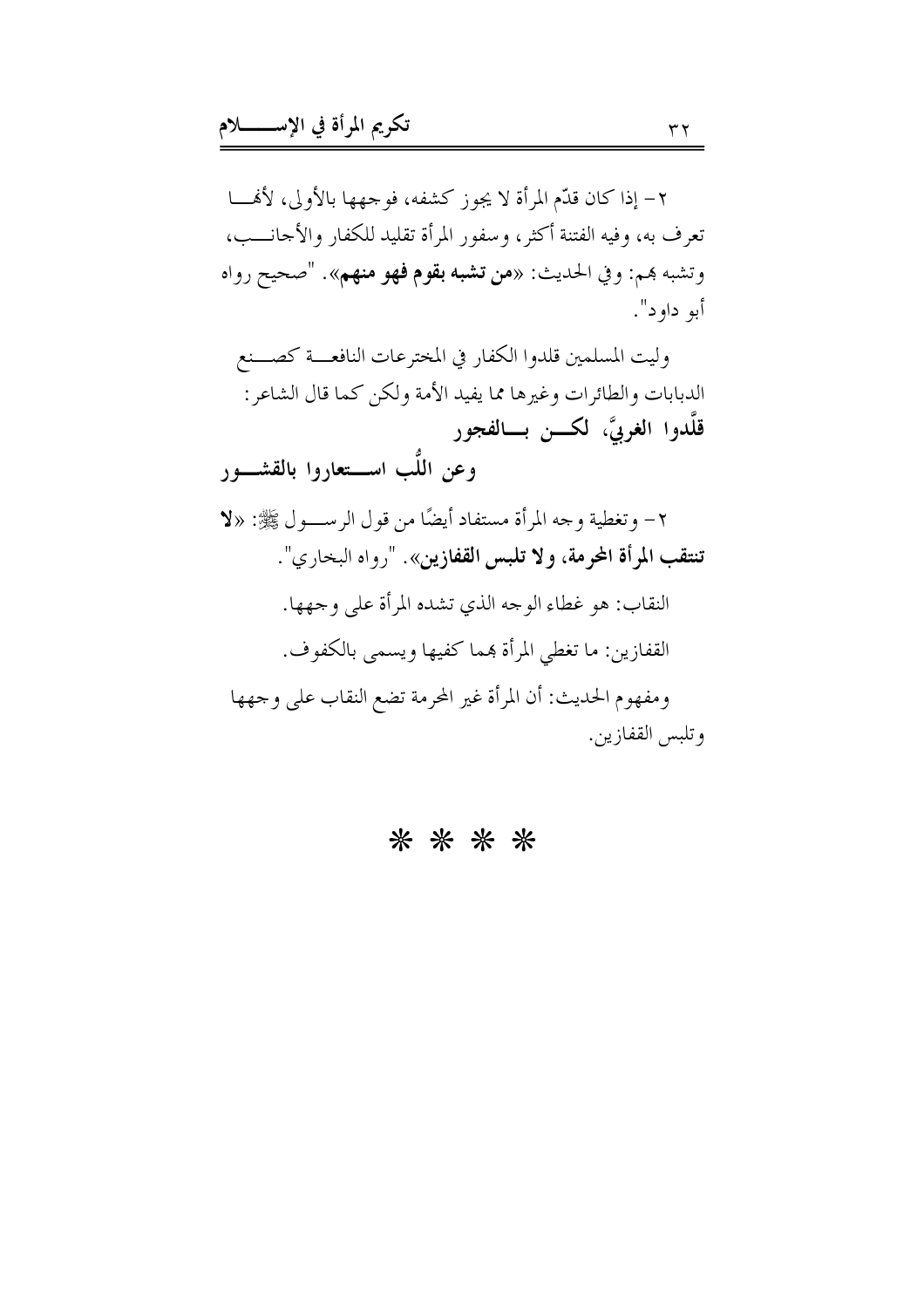٢- إذا كان قدّم المرأة لا يجوز كشفه، فوجهها بالأولى، لأنها تعرف به، وفيه الفتنة أكثر، وسفور المرأة تقليد للكفار والأجانب، وتشبه بهم: وفي الحديث: «**من تشبه بقوم فهو منهم**». "صحيح رواه أبو داود".

وليت المسلمين قلدوا الكفار في المخترعات النافعة كصنع الدبابات والطائرات وغيرها مما يفيد الأمة ولكن كما قال الشاعر:

**قلَّدوا الغربيَّ، لكن بالفجور**

**وعن اللُّب استعاروا بالقشور**

٢- وتغطية وجه المرأة مستفاد أيضًا من قول الرسول ﷺ: «**لا تنتقب المرأة المحرمة، ولا تلبس القفازين**». "رواه البخاري".

النقاب: هو غطاء الوجه الذي تشده المرأة على وجهها.

القفازين: ما تغطي المرأة بهما كفيها ويسمى بالكفوف.

ومفهوم الحديث: أن المرأة غير المحرمة تضع النقاب على وجهها وتلبس القفازين.

* * * *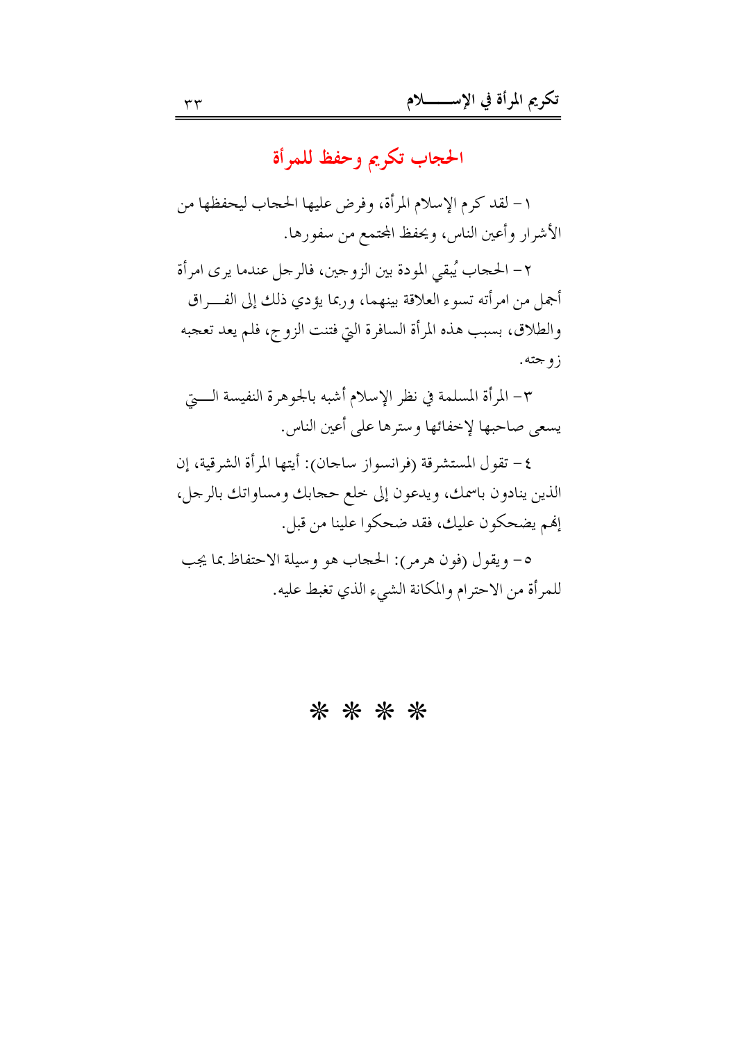## الحجاب تكريم وحفظ للمرأة

١ – لقد كرم الإسلام المرأة، وفرض عليها الحجاب ليحفظها من الأشرار وأعين الناس، ويحفظ المجتمع من سفورها.

٢ – الحجاب يُبقي المودة بين الزوجين، فالرجل عندما يرى امرأة أجمل من امرأته تسوء العلاقة بينهما، وربما يؤدي ذلك إلى الفراق والطلاق، بسبب هذه المرأة السافرة التي فتنت الزوج، فلم يعد تعجبه زوجته.

٣– المرأة المسلمة في نظر الإسلام أشبه بالجوهرة النفيسة التي يسعى صاحبها لإخفائها وسترها على أعين الناس.

٤ – تقول المستشرقة (فرانسواز ساجان): أيتها المرأة الشرقية، إن الذين ينادون باسمك، ويدعون إلى خلع حجابك ومساواتك بالرجل، إنهم يضحكون عليك، فقد ضحكوا علينا من قبل.

٥– ويقول (فون هرمر): الحجاب هو وسيلة الاحتفاظ بما يجب للمرأة من الاحترام والمكانة الشيء الذي تغبط عليه.

* * * *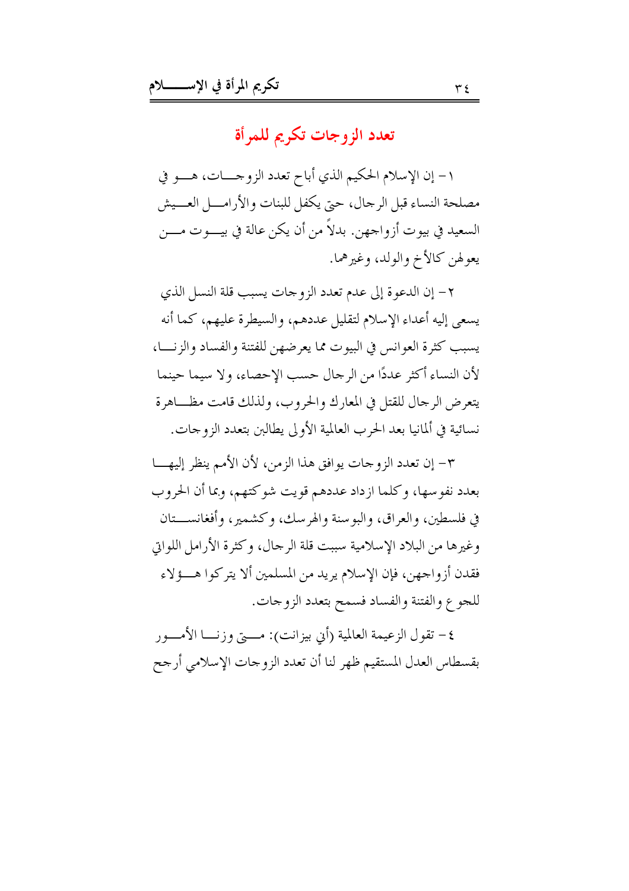## تعدد الزوجات تكريم للمرأة

١ – إن الإسلام الحكيم الذي أباح تعدد الزوجات، هو في مصلحة النساء قبل الرجال، حتى يكفل للبنات والأرامل العيش السعيد في بيوت أزواجهن. بدلاً من أن يكن عالة في بيوت من يعولهن كالأخ والولد، وغيرهما.

٢ – إن الدعوة إلى عدم تعدد الزوجات يسبب قلة النسل الذي يسعى إليه أعداء الإسلام لتقليل عددهم، والسيطرة عليهم، كما أنه يسبب كثرة العوانس في البيوت مما يعرضهن للفتنة والفساد والزنا، لأن النساء أكثر عددًا من الرجال حسب الإحصاء، ولا سيما حينما يتعرض الرجال للقتل في المعارك والحروب، ولذلك قامت مظاهرة نسائية في ألمانيا بعد الحرب العالمية الأولى يطالبن بتعدد الزوجات.

٣– إن تعدد الزوجات يوافق هذا الزمن، لأن الأمم ينظر إليها بعدد نفوسها، وكلما ازداد عددهم قويت شوكتهم، وبما أن الحروب في فلسطين، والعراق، والبوسنة والهرسك، وكشمير، وأفغانستان وغيرها من البلاد الإسلامية سببت قلة الرجال، وكثرة الأرامل اللواتي فقدن أزواجهن، فإن الإسلام يريد من المسلمين ألا يتركوا هؤلاء للجوع والفتنة والفساد فسمح بتعدد الزوجات.

٤ – تقول الزعيمة العالمية (أني بيزانت): متى وزنا الأمور بقسطاس العدل المستقيم ظهر لنا أن تعدد الزوجات الإسلامي أرجح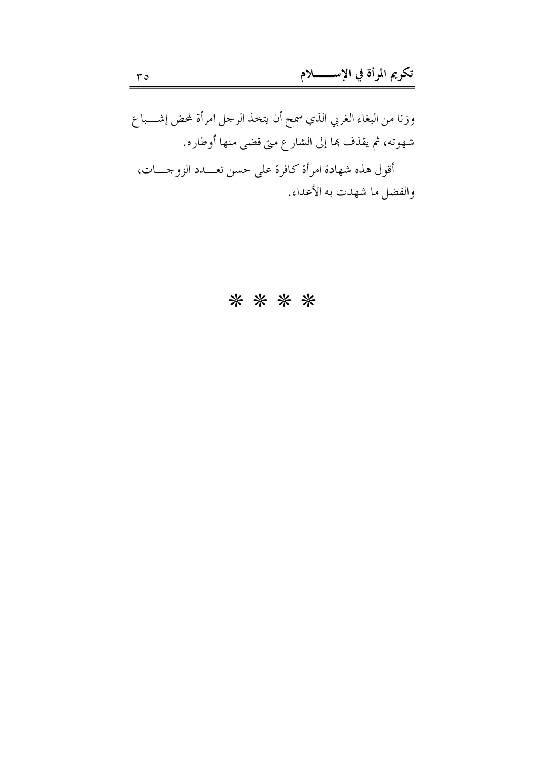وزنا من البغاء الغربي الذي سمح أن يتخذ الرجل امرأة لمحض إشباع شهوته، ثم يقذف بها إلى الشارع متى قضى منها أوطاره.

أقول هذه شهادة امرأة كافرة على حسن تعدد الزوجات، والفضل ما شهدت به الأعداء.

* * * *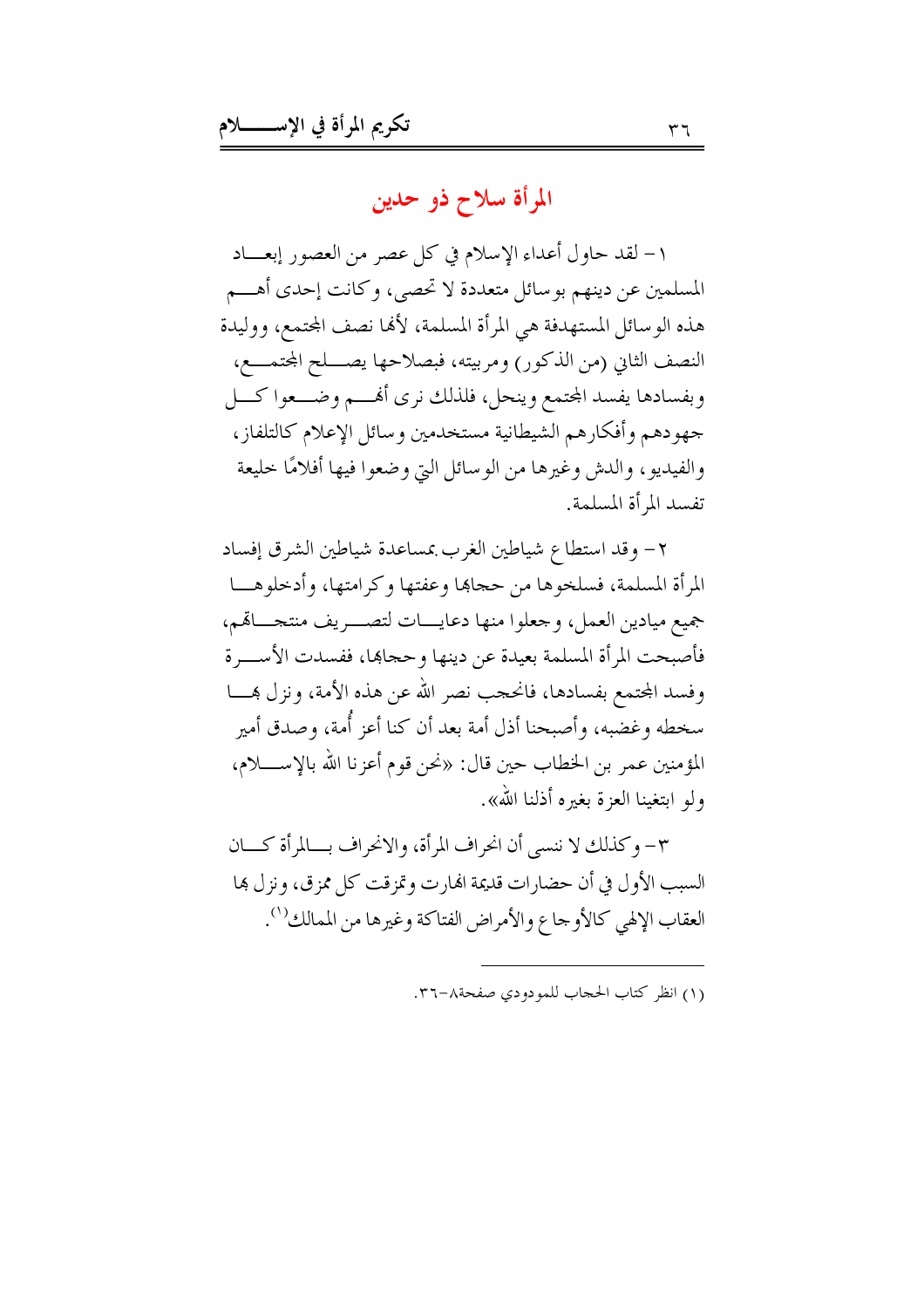## المرأة سلاح ذو حدين

١ – لقد حاول أعداء الإسلام في كل عصر من العصور إبعاد المسلمين عن دينهم بوسائل متعددة لا تحصى، وكانت إحدى أهم هذه الوسائل المستهدفة هي المرأة المسلمة، لأنها نصف المجتمع، ووليدة النصف الثاني (من الذكور) ومربيته، فبصلاحها يصلح المجتمع، وبفسادها يفسد المجتمع وينحل، فلذلك نرى أنهم وضعوا كل جهودهم وأفكارهم الشيطانية مستخدمين وسائل الإعلام كالتلفاز، والفيديو، والدش وغيرها من الوسائل التي وضعوا فيها أفلامًا خليعة تفسد المرأة المسلمة.

٢ – وقد استطاع شياطين الغرب بمساعدة شياطين الشرق إفساد المرأة المسلمة، فسلخوها من حجابها وعفتها وكرامتها، وأدخلوها جميع ميادين العمل، وجعلوا منها دعايات لتصريف منتجاتهم، فأصبحت المرأة المسلمة بعيدة عن دينها وحجابها، ففسدت الأسرة وفسد المجتمع بفسادها، فانحجب نصر الله عن هذه الأمة، ونزل بها سخطه وغضبه، وأصبحنا أذل أمة بعد أن كنا أعز أُمة، وصدق أمير المؤمنين عمر بن الخطاب حين قال: «نحن قوم أعزنا الله بالإسلام، ولو ابتغينا العزة بغيره أذلنا الله».

٣ – وكذلك لا ننسى أن انحراف المرأة، والانحراف بالمرأة كان السبب الأول في أن حضارات قديمة انهارت وتمزقت كل ممزق، ونزل بها العقاب الإلهي كالأوجاع والأمراض الفتاكة وغيرها من المهالك[1].

---

(١) انظر كتاب الحجاب للمودودي صفحة٨-٣٦.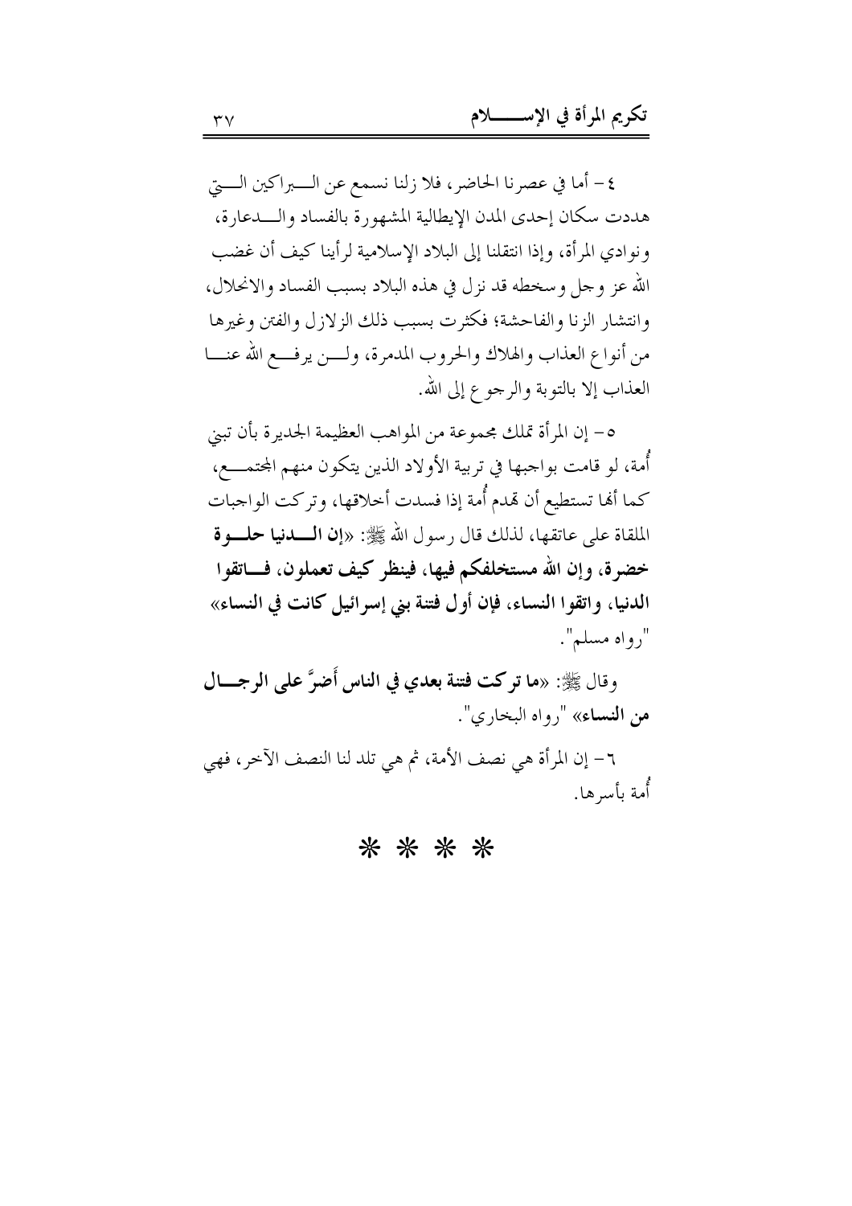٤- أما في عصرنا الحاضر، فلا زلنا نسمع عن البراكين التي هددت سكان إحدى المدن الإيطالية المشهورة بالفساد والدعارة، ونوادي المرأة، وإذا انتقلنا إلى البلاد الإسلامية لرأينا كيف أن غضب الله عز وجل وسخطه قد نزل في هذه البلاد بسبب الفساد والانحلال، وانتشار الزنا والفاحشة؛ فكثرت بسبب ذلك الزلازل والفتن وغيرها من أنواع العذاب والهلاك والحروب المدمرة، ولن يرفع الله عنا العذاب إلا بالتوبة والرجوع إلى الله.

٥- إن المرأة تملك مجموعة من المواهب العظيمة الجديرة بأن تبني أُمة، لو قامت بواجبها في تربية الأولاد الذين يتكون منهم المجتمع، كما أنها تستطيع أن تهدم أُمة إذا فسدت أخلاقها، وتركت الواجبات الملقاة على عاتقها، لذلك قال رسول الله ﷺ: «**إن الدنيا حلوة خضرة، وإن الله مستخلفكم فيها، فينظر كيف تعملون، فاتقوا الدنيا، واتقوا النساء، فإن أول فتنة بني إسرائيل كانت في النساء**» "رواه مسلم".

وقال ﷺ: «**ما تركت فتنة بعدي في الناس أَضرَّ على الرجال من النساء**» "رواه البخاري".

٦- إن المرأة هي نصف الأمة، ثم هي تلد لنا النصف الآخر، فهي أُمة بأسرها.

* * * *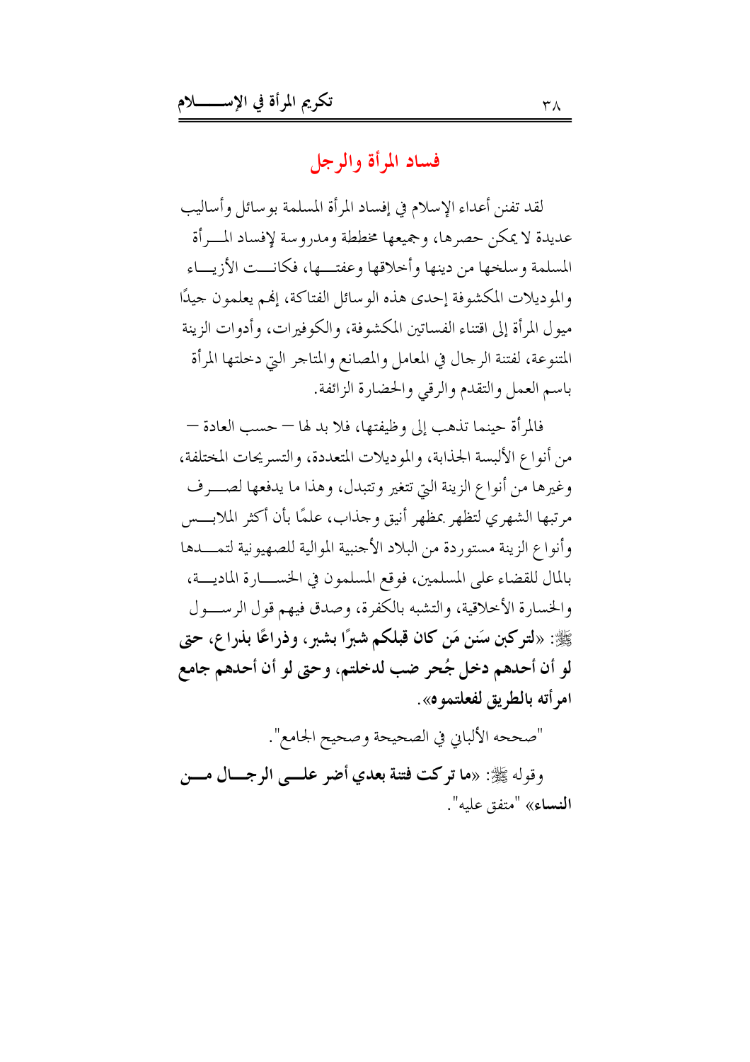## فساد المرأة والرجل

لقد تفنن أعداء الإسلام في إفساد المرأة المسلمة بوسائل وأساليب عديدة لا يمكن حصرها، وجميعها مخططة ومدروسة لإفساد المرأة المسلمة وسلخها من دينها وأخلاقها وعفتها، فكانت الأزياء والموديلات المكشوفة إحدى هذه الوسائل الفتاكة، إنهم يعلمون جيدًا ميول المرأة إلى اقتناء الفساتين المكشوفة، والكوفيرات، وأدوات الزينة المتنوعة، لفتنة الرجال في المعامل والمصانع والمتاجر التي دخلتها المرأة باسم العمل والتقدم والرقي والحضارة الزائفة.

فالمرأة حينما تذهب إلى وظيفتها، فلا بد لها – حسب العادة – من أنواع الألبسة الجذابة، والموديلات المتعددة، والتسريحات المختلفة، وغيرها من أنواع الزينة التي تتغير وتتبدل، وهذا ما يدفعها لصرف مرتبها الشهري لتظهر بمظهر أنيق وجذاب، علمًا بأن أكثر الملابس وأنواع الزينة مستوردة من البلاد الأجنبية الموالية للصهيونية لتمدها بالمال للقضاء على المسلمين، فوقع المسلمون في الخسارة المادية، والخسارة الأخلاقية، والتشبه بالكفرة، وصدق فيهم قول الرسول ﷺ: «**لتركبن سَنن مَن كان قبلكم شبرًا بشبر، وذراعًا بذراع، حتى لو أن أحدهم دخل جُحر ضب لدخلتم، وحتى لو أن أحدهم جامع امرأته بالطريق لفعلتموه**».

"صححه الألباني في الصحيحة وصحيح الجامع".

وقوله ﷺ: «**ما تركت فتنة بعدي أضر على الرجال من النساء**» "متفق عليه".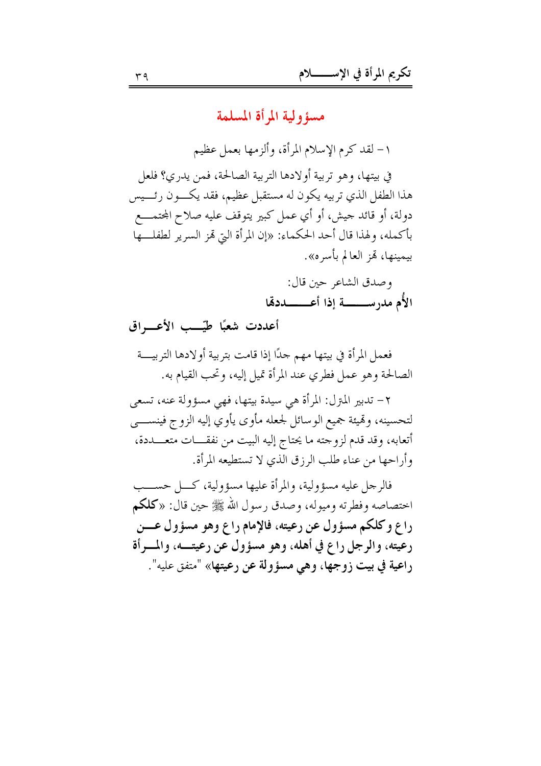## مسؤولية المرأة المسلمة

١– لقد كرم الإسلام المرأة، وألزمها بعمل عظيم في بيتها، وهو تربية أولادها التربية الصالحة، فمن يدري؟ فلعل هذا الطفل الذي تربيه يكون له مستقبل عظيم، فقد يكون رئيس دولة، أو قائد جيش، أو أي عمل كبير يتوقف عليه صلاح المجتمع بأكمله، ولهذا قال أحد الحكماء: «إن المرأة التي تهز السرير لطفلها بيمينها، تهز العالم بأسره».

وصدق الشاعر حين قال:

**الأُم مدرسة إذا أعددتها**

**أعددت شعبًا طيّب الأعراق**

فعمل المرأة في بيتها مهم جدًا إذا قامت بتربية أولادها التربية الصالحة وهو عمل فطري عند المرأة تميل إليه، وتحب القيام به.

٢– تدبير المنزل: المرأة هي سيدة بيتها، فهي مسؤولة عنه، تسعى لتحسينه، وتهيئة جميع الوسائل لجعله مأوى يأوي إليه الزوج فينسى أتعابه، وقد قدم لزوجته ما يحتاج إليه البيت من نفقات متعددة، وأراحها من عناء طلب الرزق الذي لا تستطيعه المرأة.

فالرجل عليه مسؤولية، والمرأة عليها مسؤولية، كل حسب اختصاصه وفطرته وميوله، وصدق رسول الله ﷺ حين قال: «**كلكم راع وكلكم مسؤول عن رعيته، فالإمام راع وهو مسؤول عن رعيته، والرجل راع في أهله، وهو مسؤول عن رعيته، والمرأة راعية في بيت زوجها، وهي مسؤولة عن رعيتها**» "متفق عليه".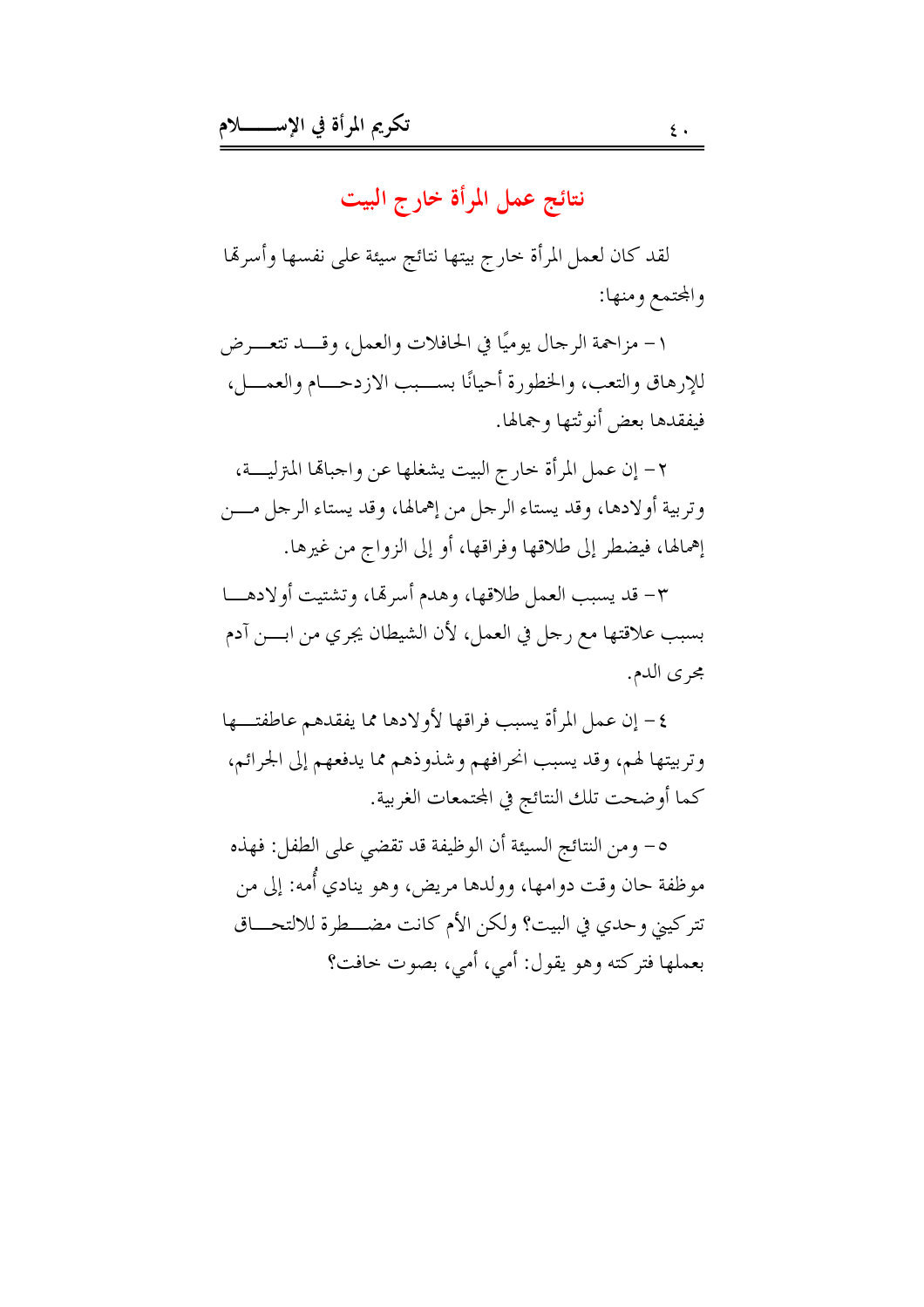## نتائج عمل المرأة خارج البيت

لقد كان لعمل المرأة خارج بيتها نتائج سيئة على نفسها وأسرتها والمجتمع ومنها:

١- مزاحمة الرجال يوميًا في الحافلات والعمل، وقد تتعرض للإرهاق والتعب، والخطورة أحيانًا بسبب الازدحام والعمل، فيفقدها بعض أنوثتها وجمالها.

٢- إن عمل المرأة خارج البيت يشغلها عن واجباتها المنزلية، وتربية أولادها، وقد يستاء الرجل من إهمالها، وقد يستاء الرجل من إهمالها، فيضطر إلى طلاقها وفراقها، أو إلى الزواج من غيرها.

٣- قد يسبب العمل طلاقها، وهدم أسرتها، وتشتيت أولادها بسبب علاقتها مع رجل في العمل، لأن الشيطان يجري من ابن آدم مجرى الدم.

٤- إن عمل المرأة يسبب فراقها لأولادها مما يفقدهم عاطفتها وتربيتها لهم، وقد يسبب انحرافهم وشذوذهم مما يدفعهم إلى الجرائم، كما أوضحت تلك النتائج في المجتمعات الغربية.

٥- ومن النتائج السيئة أن الوظيفة قد تقضي على الطفل: فهذه موظفة حان وقت دوامها، وولدها مريض، وهو ينادي أُمه: إلى من تتركيني وحدي في البيت؟ ولكن الأم كانت مضطرة للالتحاق بعملها فتركته وهو يقول: أمي، أمي، بصوت خافت؟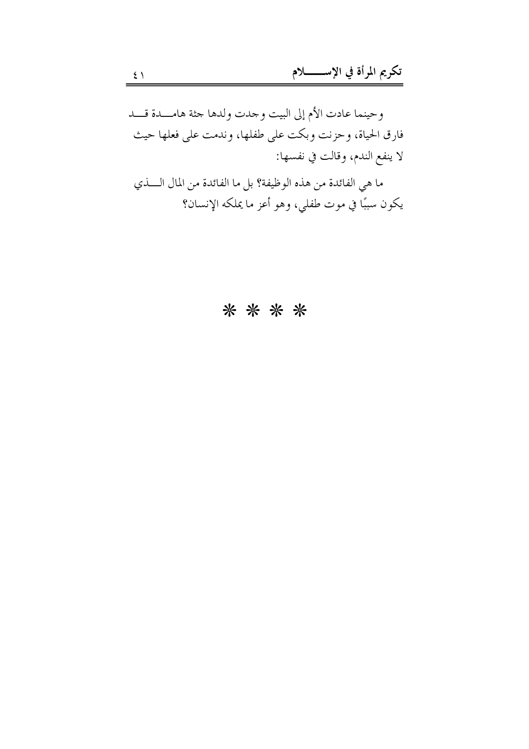وحينما عادت الأم إلى البيت وجدت ولدها جثة هامدة قد فارق الحياة، وحزنت وبكت على طفلها، وندمت على فعلها حيث لا ينفع الندم، وقالت في نفسها:

ما هي الفائدة من هذه الوظيفة؟ بل ما الفائدة من المال الذي يكون سببًا في موت طفلي، وهو أعز ما يملكه الإنسان؟

* * * *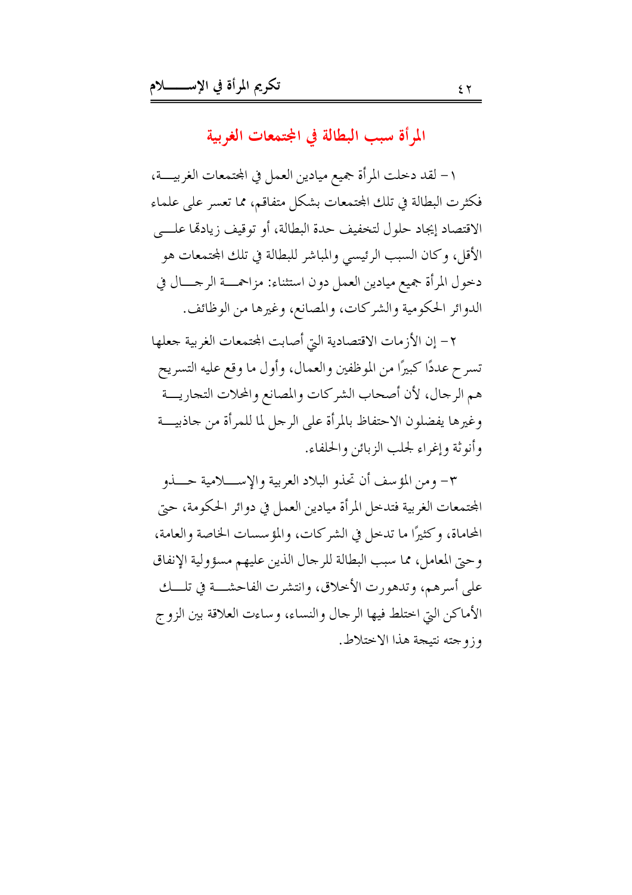## المرأة سبب البطالة في المجتمعات الغربية

١- لقد دخلت المرأة جميع ميادين العمل في المجتمعات الغربية، فكثرت البطالة في تلك المجتمعات بشكل متفاقم، مما تعسر على علماء الاقتصاد إيجاد حلول لتخفيف حدة البطالة، أو توقيف زيادتها على الأقل، وكان السبب الرئيسي والمباشر للبطالة في تلك المجتمعات هو دخول المرأة جميع ميادين العمل دون استثناء: مزاحمة الرجال في الدوائر الحكومية والشركات، والمصانع، وغيرها من الوظائف.

٢- إن الأزمات الاقتصادية التي أصابت المجتمعات الغربية جعلها تسرح عددًا كبيرًا من الموظفين والعمال، وأول ما وقع عليه التسريح هم الرجال، لأن أصحاب الشركات والمصانع والمحلات التجارية وغيرها يفضلون الاحتفاظ بالمرأة على الرجل لما للمرأة من جاذبية وأنوثة وإغراء لجلب الزبائن والحلفاء.

٣- ومن المؤسف أن تحذو البلاد العربية والإسلامية حذو المجتمعات الغربية فتدخل المرأة ميادين العمل في دوائر الحكومة، حتى المحاماة، وكثيرًا ما تدخل في الشركات، والمؤسسات الخاصة والعامة، وحتى المعامل، مما سبب البطالة للرجال الذين عليهم مسؤولية الإنفاق على أسرهم، وتدهورت الأخلاق، وانتشرت الفاحشة في تلك الأماكن التي اختلط فيها الرجال والنساء، وساءت العلاقة بين الزوج وزوجته نتيجة هذا الاختلاط.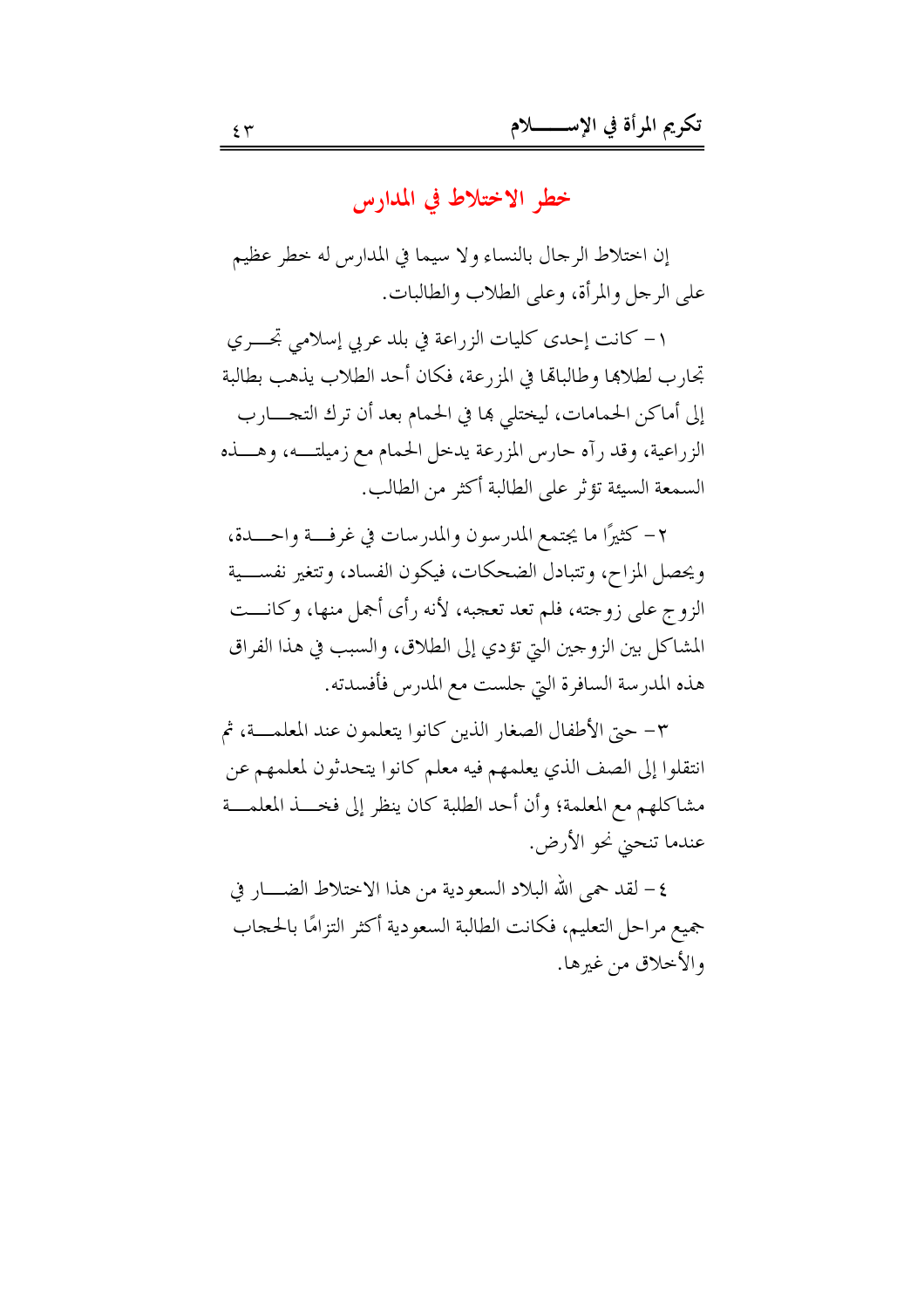## خطر الاختلاط في المدارس

إن اختلاط الرجال بالنساء ولا سيما في المدارس له خطر عظيم على الرجل والمرأة، وعلى الطلاب والطالبات.

١- كانت إحدى كليات الزراعة في بلد عربي إسلامي تجري تجارب لطلابها وطالباتها في المزرعة، فكان أحد الطلاب يذهب بطالبة إلى أماكن الحمامات، ليختلي بها في الحمام بعد أن ترك التجارب الزراعية، وقد رآه حارس المزرعة يدخل الحمام مع زميلته، وهذه السمعة السيئة تؤثر على الطالبة أكثر من الطالب.

٢- كثيرًا ما يجتمع المدرسون والمدرسات في غرفة واحدة، ويحصل المزاح، وتتبادل الضحكات، فيكون الفساد، وتتغير نفسية الزوج على زوجته، فلم تعد تعجبه، لأنه رأى أجمل منها، وكانت المشاكل بين الزوجين التي تؤدي إلى الطلاق، والسبب في هذا الفراق هذه المدرسة السافرة التي جلست مع المدرس فأفسدته.

٣- حتى الأطفال الصغار الذين كانوا يتعلمون عند المعلمة، ثم انتقلوا إلى الصف الذي يعلمهم فيه معلم كانوا يتحدثون لمعلمهم عن مشاكلهم مع المعلمة؛ وأن أحد الطلبة كان ينظر إلى فخذ المعلمة عندما تنحني نحو الأرض.

٤- لقد حمى الله البلاد السعودية من هذا الاختلاط الضار في جميع مراحل التعليم، فكانت الطالبة السعودية أكثر التزامًا بالحجاب والأخلاق من غيرها.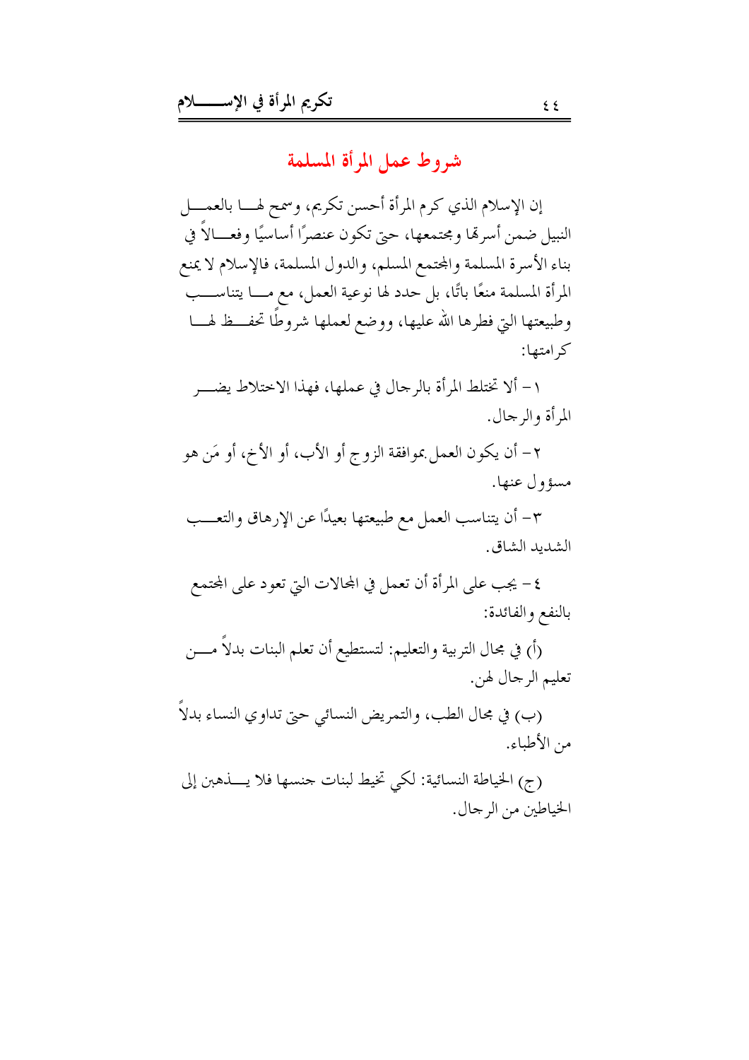## شروط عمل المرأة المسلمة

إن الإسلام الذي كرم المرأة أحسن تكريم، وسمح لها بالعمل النبيل ضمن أسرتها ومجتمعها، حتى تكون عنصرًا أساسيًا وفعالاً في بناء الأسرة المسلمة والمجتمع المسلم، والدول المسلمة، فالإسلام لا يمنع المرأة المسلمة منعًا باتًا، بل حدد لها نوعية العمل، مع ما يتناسب وطبيعتها التي فطرها الله عليها، ووضع لعملها شروطًا تحفظ لها كرامتها:

١- ألا تختلط المرأة بالرجال في عملها، فهذا الاختلاط يضر المرأة والرجال.

٢- أن يكون العمل بموافقة الزوج أو الأب، أو الأخ، أو مَن هو مسؤول عنها.

٣- أن يتناسب العمل مع طبيعتها بعيدًا عن الإرهاق والتعب الشديد الشاق.

٤- يجب على المرأة أن تعمل في المجالات التي تعود على المجتمع بالنفع والفائدة:

(أ) في مجال التربية والتعليم: لتستطيع أن تعلم البنات بدلاً من تعليم الرجال لهن.

(ب) في مجال الطب، والتمريض النسائي حتى تداوي النساء بدلاً من الأطباء.

(ج) الخياطة النسائية: لكي تخيط لبنات جنسها فلا يذهبن إلى الخياطين من الرجال.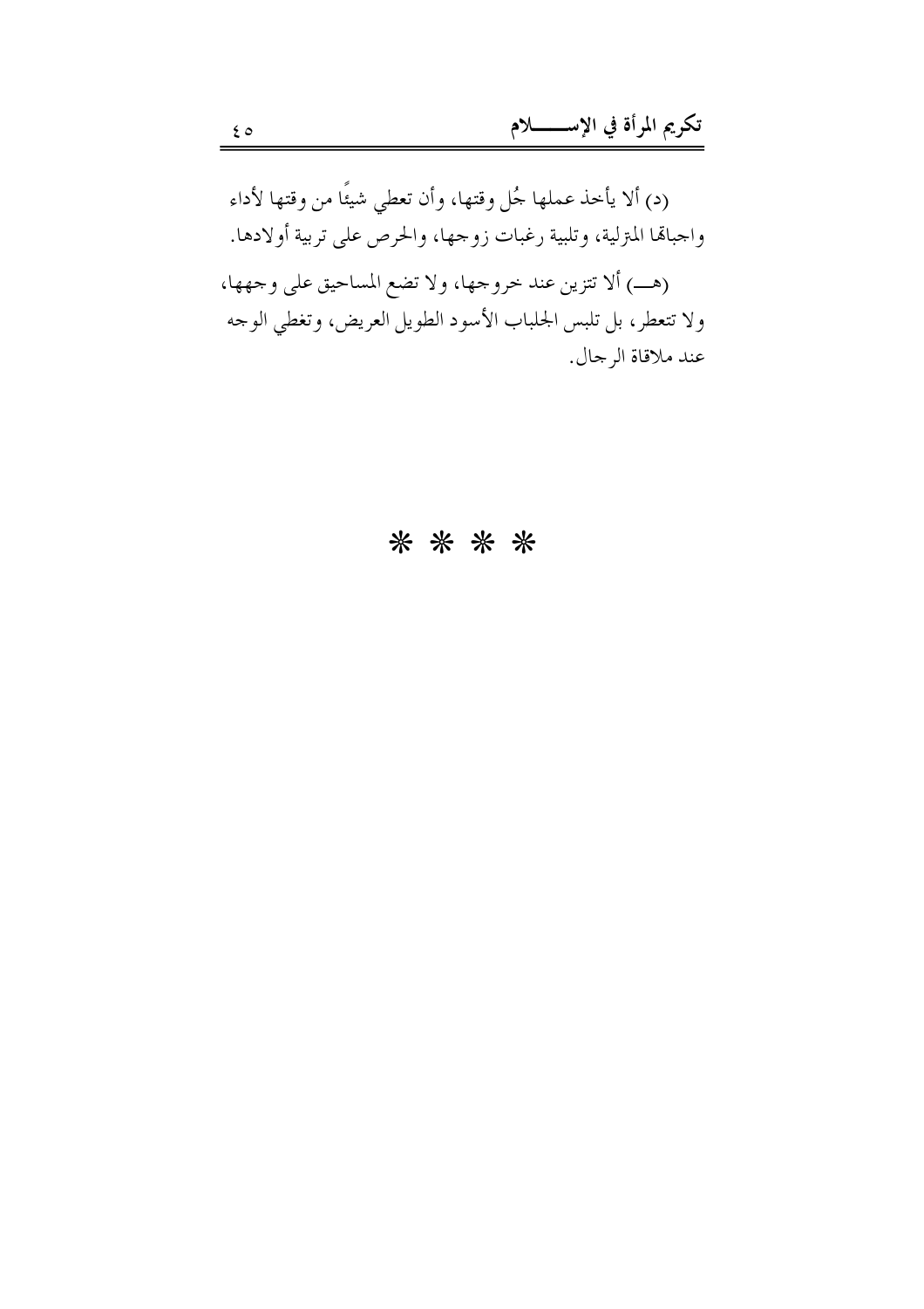(د) ألا يأخذ عملها جُل وقتها، وأن تعطي شيئًا من وقتها لأداء واجباتها المترلية، وتلبية رغبات زوجها، والحرص على تربية أولادها.

(هـ) ألا تتزين عند خروجها، ولا تضع المساحيق على وجهها، ولا تتعطر، بل تلبس الجلباب الأسود الطويل العريض، وتغطي الوجه عند ملاقاة الرجال.

* * * *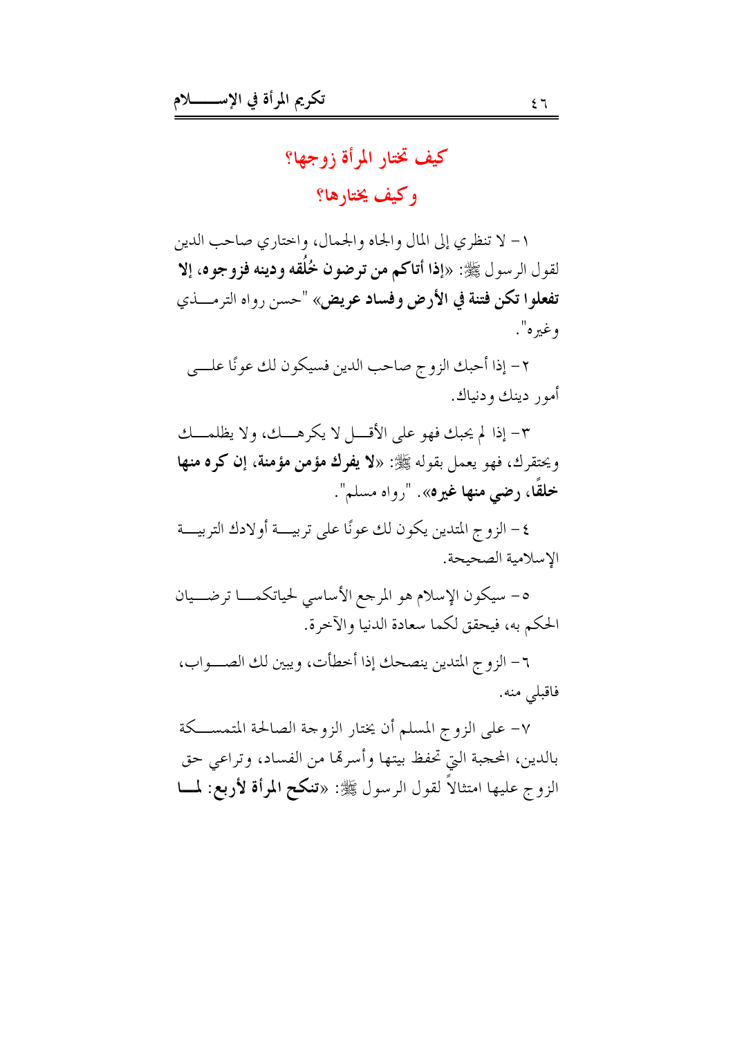## كيف تختار المرأة زوجها؟
## وكيف يختارها؟

١- لا تنظري إلى المال والجاه والجمال، واختاري صاحب الدين لقول الرسول ﷺ: «**إذا أتاكم من ترضون خُلُقه ودينه فزوجوه، إلا تفعلوا تكن فتنة في الأرض وفساد عريض**» "حسن رواه الترمذي وغيره".

٢- إذا أحبك الزوج صاحب الدين فسيكون لك عونًا على أمور دينك ودنياك.

٣- إذا لم يحبك فهو على الأقل لا يكرهك، ولا يظلمك ويحتقرك، فهو يعمل بقوله ﷺ: «**لا يفرك مؤمن مؤمنة، إن كره منها خلقًا، رضي منها غيره**». "رواه مسلم".

٤- الزوج المتدين يكون لك عونًا على تربية أولادك التربية الإسلامية الصحيحة.

٥- سيكون الإسلام هو المرجع الأساسي لحياتكما ترضيان الحكم به، فيحقق لكما سعادة الدنيا والآخرة.

٦- الزوج المتدين ينصحك إذا أخطأت، ويبين لك الصواب، فاقبلي منه.

٧- على الزوج المسلم أن يختار الزوجة الصالحة المتمسكة بالدين، المحجبة التي تحفظ بيتها وأسرتها من الفساد، وتراعي حق الزوج عليها امتثالاً لقول الرسول ﷺ: «**تنكح المرأة لأربع: لما**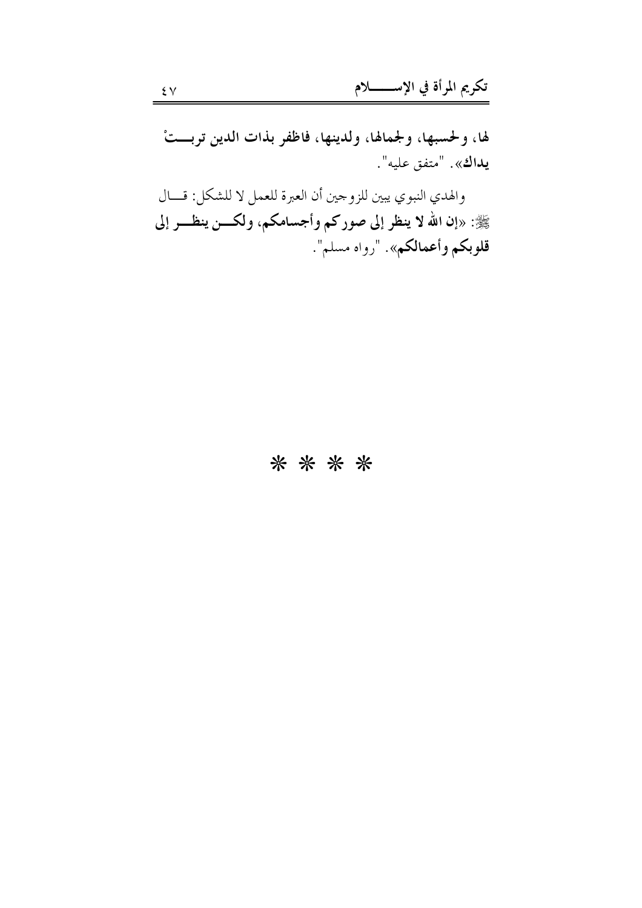**لها، ولحسبها، ولجمالها، ولدينها، فاظفر بذات الدين تربتْ يداك**». "متفق عليه".

والهدي النبوي يبين للزوجين أن العبرة للعمل لا للشكل: قال ﷺ: «**إن الله لا ينظر إلى صوركم وأجسامكم، ولكن ينظر إلى قلوبكم وأعمالكم**». "رواه مسلم".

* * * *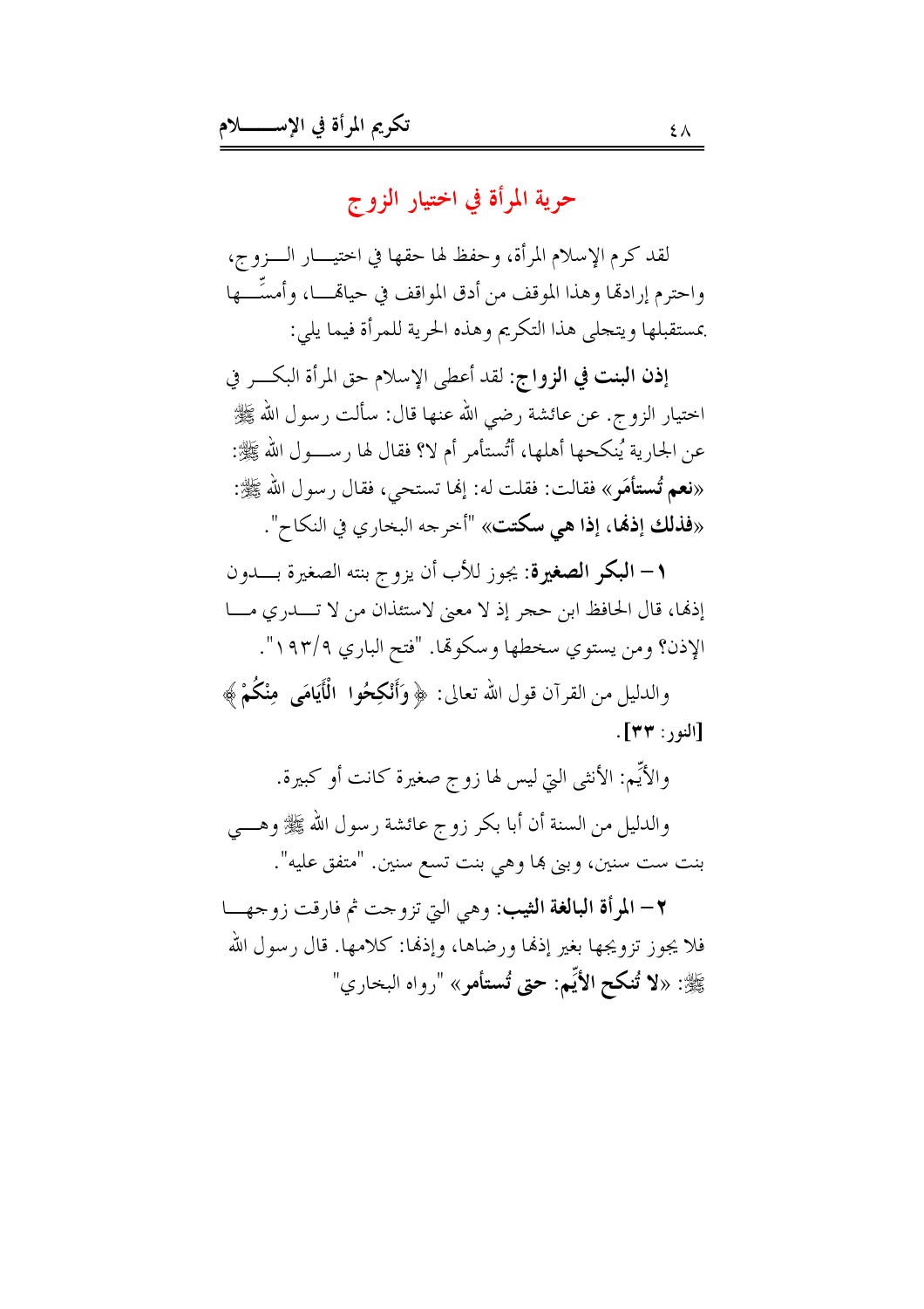## حرية المرأة في اختيار الزوج

لقد كرم الإسلام المرأة، وحفظ لها حقها في اختيار الزوج، واحترم إرادتها وهذا الموقف من أدق المواقف في حياتها، وأمسّها بمستقبلها ويتجلى هذا التكريم وهذه الحرية للمرأة فيما يلي:

**إذن البنت في الزواج**: لقد أعطى الإسلام حق المرأة البكر في اختيار الزوج. عن عائشة رضي الله عنها قال: سألت رسول الله ﷺ عن الجارية يُنكحها أهلها، أتُستأمر أم لا؟ فقال لها رسول الله ﷺ: «**نعم تُستأمَر**» فقالت: فقلت له: إنها تستحي، فقال رسول الله ﷺ: «**فذلك إذنها، إذا هي سكتت**» "أخرجه البخاري في النكاح".

**١- البكر الصغيرة**: يجوز للأب أن يزوج بنته الصغيرة بدون إذنها، قال الحافظ ابن حجر إذ لا معنى لاستئذان من لا تدري ما الإذن؟ ومن يستوي سخطها وسكوتها. "فتح الباري ٩/١٩٣".

والدليل من القرآن قول الله تعالى: ﴿ **وَأَنْكِحُوا الْأَيَامَى مِنْكُمْ** ﴾ **[النور: ٣٣]**.

والأيِّم: الأنثى التي ليس لها زوج صغيرة كانت أو كبيرة.

والدليل من السنة أن أبا بكر زوج عائشة رسول الله ﷺ وهي بنت ست سنين، وبنى بها وهي بنت تسع سنين. "متفق عليه".

**٢- المرأة البالغة الثيب**: وهي التي تزوجت ثم فارقت زوجها فلا يجوز تزويجها بغير إذنها ورضاها، وإذنها: كلامها. قال رسول الله ﷺ: «**لا تُنكح الأيِّم: حتى تُستأمر**» "رواه البخاري"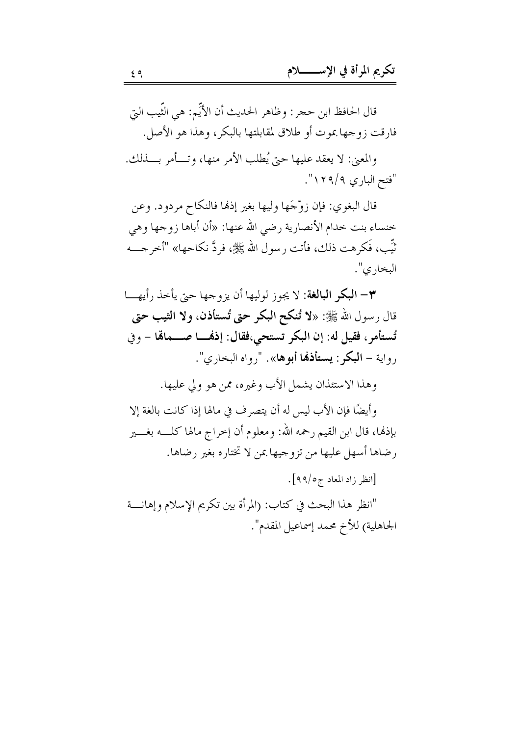قال الحافظ ابن حجر: وظاهر الحديث أن الأيِّم: هي الثَّيب التي فارقت زوجها بموت أو طلاق لمقابلتها بالبكر، وهذا هو الأصل.

والمعنى: لا يعقد عليها حتى يُطلب الأمر منها، وتأمر بذلك. "فتح الباري ١٢٩/٩".

قال البغوي: فإن زوّجَها وليها بغير إذنها فالنكاح مردود. وعن خنساء بنت خدام الأنصارية رضي الله عنها: «أن أباها زوجها وهي ثيِّب، فَكرهت ذلك، فأتت رسول الله ﷺ، فردَّ نكاحها» "أخرجه البخاري".

**٣- البكر البالغة**: لا يجوز لوليها أن يزوجها حتى يأخذ رأيها قال رسول الله ﷺ: «**لا تُنكح البكر حتى تُستأذن، ولا الثيب حتى تُستأمر، فقيل له: إن البكر تستحي،فقال: إذنها صماتها** - وفي رواية - **البكر: يستأذنها أبوها**». "رواه البخاري".

وهذا الاستئذان يشمل الأب وغيره، ممن هو ولي عليها.

وأيضًا فإن الأب ليس له أن يتصرف في مالها إذا كانت بالغة إلا بإذنها، قال ابن القيم رحمه الله: ومعلوم أن إخراج مالها كله بغير رضاها أسهل عليها من تزوجيها بمن لا تختاره بغير رضاها.

[انظر زاد المعاد ج٥/٩٩].

"انظر هذا البحث في كتاب: (المرأة بين تكريم الإسلام وإهانة الجاهلية) للأخ محمد إسماعيل المقدم".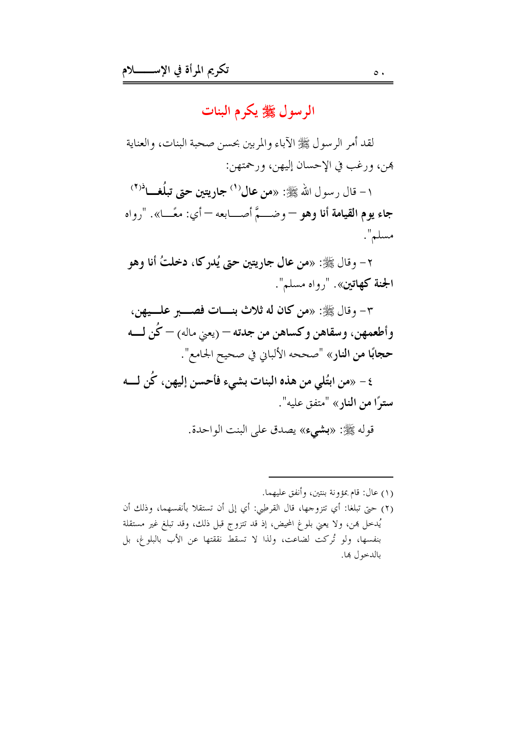## الرسول ﷺ يكرم البنات

لقد أمر الرسول ﷺ الآباء والمربين بحسن صحبة البنات، والعناية بهن، ورغب في الإحسان إليهن، ورحمتهن:

١ – قال رسول الله ﷺ: «**من عال**[1] **جاريتين حتى تبلُغا**[2] **جاء يوم القيامة أنا وهو** – وضمَّ أصابعه – أي: معًا». "رواه مسلم".

٢ – وقال ﷺ: «**من عال جاريتين حتى يُدركا، دخلتُ أنا وهو الجنة كهاتين**». "رواه مسلم".

٣ – وقال ﷺ: «**من كان له ثلاث بنات فصبر عليهن، وأطعمهن، وسقاهن وكساهن من جدته** – (يعني ماله) – **كُن له حجابًا من النار**» "صححه الألباني في صحيح الجامع".

٤ – «**من ابتُلي من هذه البنات بشيء فأحسن إليهن، كُن له سترًا من النار**» "متفق عليه".

قوله ﷺ: «**بشيء**» يصدق على البنت الواحدة.

---

(١) عال: قام بمؤونة بنتين، وأنفق عليهما.

(٢) حتى تبلغا: أي تتزوجها، قال القرطبي: أي إلى أن تستقلا بأنفسهما، وذلك أن يُدخل بهن، ولا يعني بلوغ المحيض، إذ قد تتزوج قبل ذلك، وقد تبلغ غير مستقلة بنفسها، ولو تُركت لضاعت، ولذا لا تسقط نفقتها عن الأب بالبلوغ، بل بالدخول بها.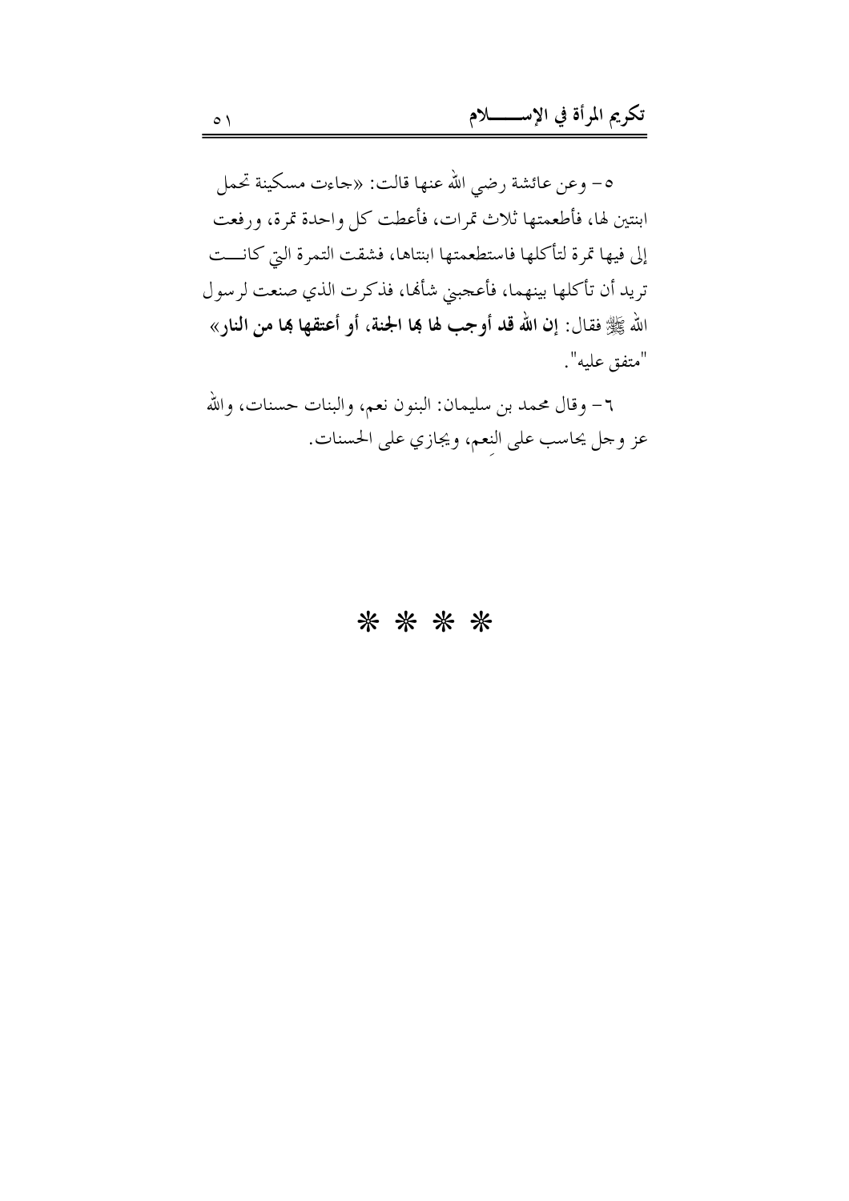٥- وعن عائشة رضي الله عنها قالت: «جاءت مسكينة تحمل ابنتين لها، فأطعمتها ثلاث تمرات، فأعطت كل واحدة تمرة، ورفعت إلى فيها تمرة لتأكلها فاستطعمتها ابنتاها، فشقت التمرة التي كانت تريد أن تأكلها بينهما، فأعجبني شأنها، فذكرت الذي صنعت لرسول الله ﷺ فقال: **إن الله قد أوجب لها بها الجنة، أو أعتقها بها من النار**» "متفق عليه".

٦- وقال محمد بن سليمان: البنون نعم، والبنات حسنات، والله عز وجل يحاسب على النِعم، ويجازي على الحسنات.

\* \* \* \*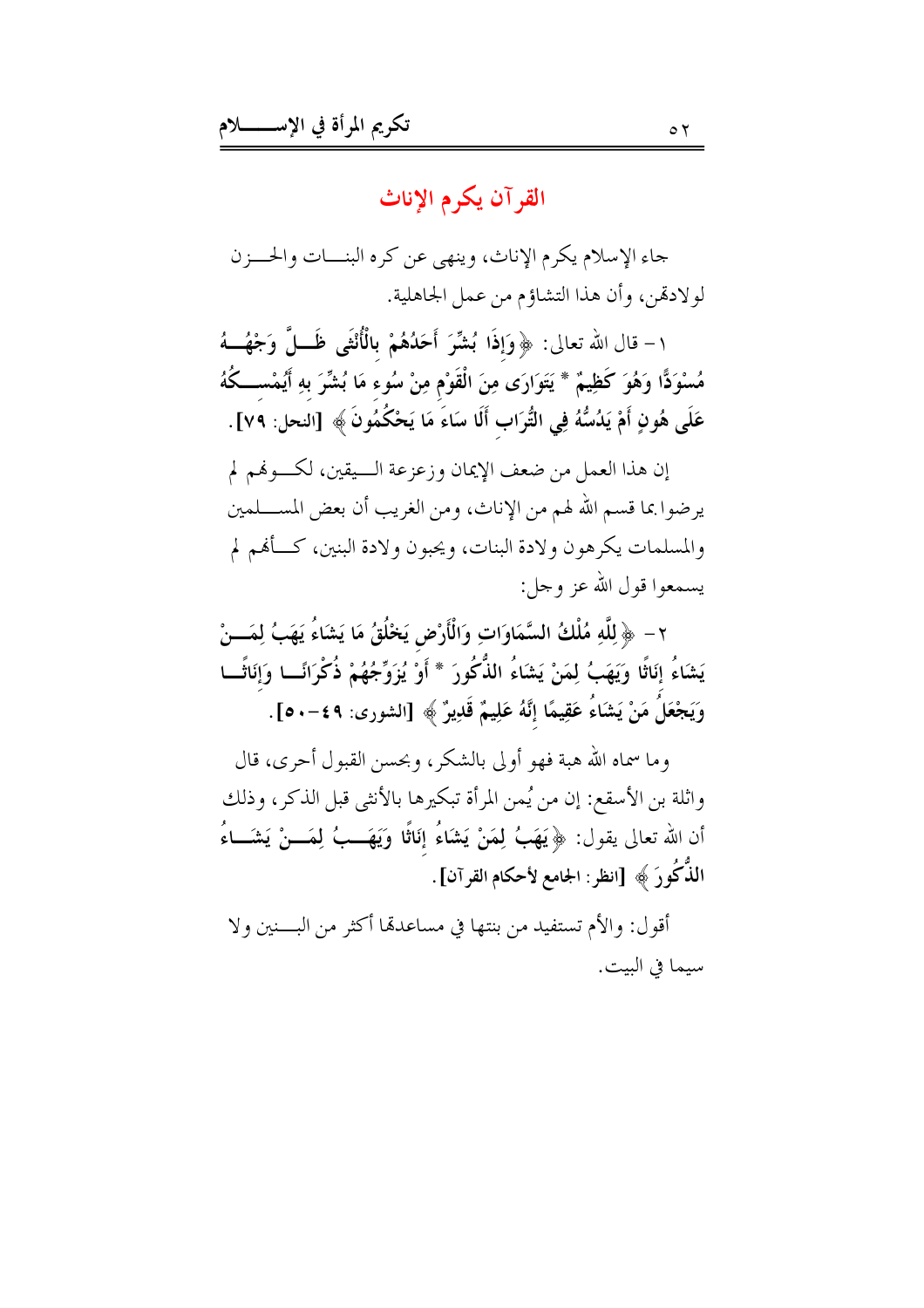## القرآن يكرم الإناث

جاء الإسلام يكرم الإناث، وينهى عن كره البنات والحزن لولادتهن، وأن هذا التشاؤم من عمل الجاهلية.

١- قال الله تعالى: ﴿وَإِذَا بُشِّرَ أَحَدُهُمْ بِالْأُنْثَى ظَلَّ وَجْهُهُ مُسْوَدًّا وَهُوَ كَظِيمٌ * يَتَوَارَى مِنَ الْقَوْمِ مِنْ سُوءِ مَا بُشِّرَ بِهِ أَيُمْسِكُهُ عَلَى هُونٍ أَمْ يَدُسُّهُ فِي التُّرَابِ أَلَا سَاءَ مَا يَحْكُمُونَ﴾ [النحل: ٧٩].

إن هذا العمل من ضعف الإيمان وزعزعة اليقين، لكونهم لم يرضوا بما قسم الله لهم من الإناث، ومن الغريب أن بعض المسلمين والمسلمات يكرهون ولادة البنات، ويحبون ولادة البنين، كأنهم لم يسمعوا قول الله عز وجل:

٢- ﴿لِلَّهِ مُلْكُ السَّمَاوَاتِ وَالْأَرْضِ يَخْلُقُ مَا يَشَاءُ يَهَبُ لِمَنْ يَشَاءُ إِنَاثًا وَيَهَبُ لِمَنْ يَشَاءُ الذُّكُورَ * أَوْ يُزَوِّجُهُمْ ذُكْرَانًا وَإِنَاثًا وَيَجْعَلُ مَنْ يَشَاءُ عَقِيمًا إِنَّهُ عَلِيمٌ قَدِيرٌ﴾ [الشورى: ٤٩-٥٠].

وما سماه الله هبة فهو أولى بالشكر، وبحسن القبول أحرى، قال واثلة بن الأسقع: إن من يُمن المرأة تبكيرها بالأنثى قبل الذكر، وذلك أن الله تعالى يقول: ﴿يَهَبُ لِمَنْ يَشَاءُ إِنَاثًا وَيَهَبُ لِمَنْ يَشَاءُ الذُّكُورَ﴾ [انظر: الجامع لأحكام القرآن].

أقول: والأم تستفيد من بنتها في مساعدتها أكثر من البنين ولا سيما في البيت.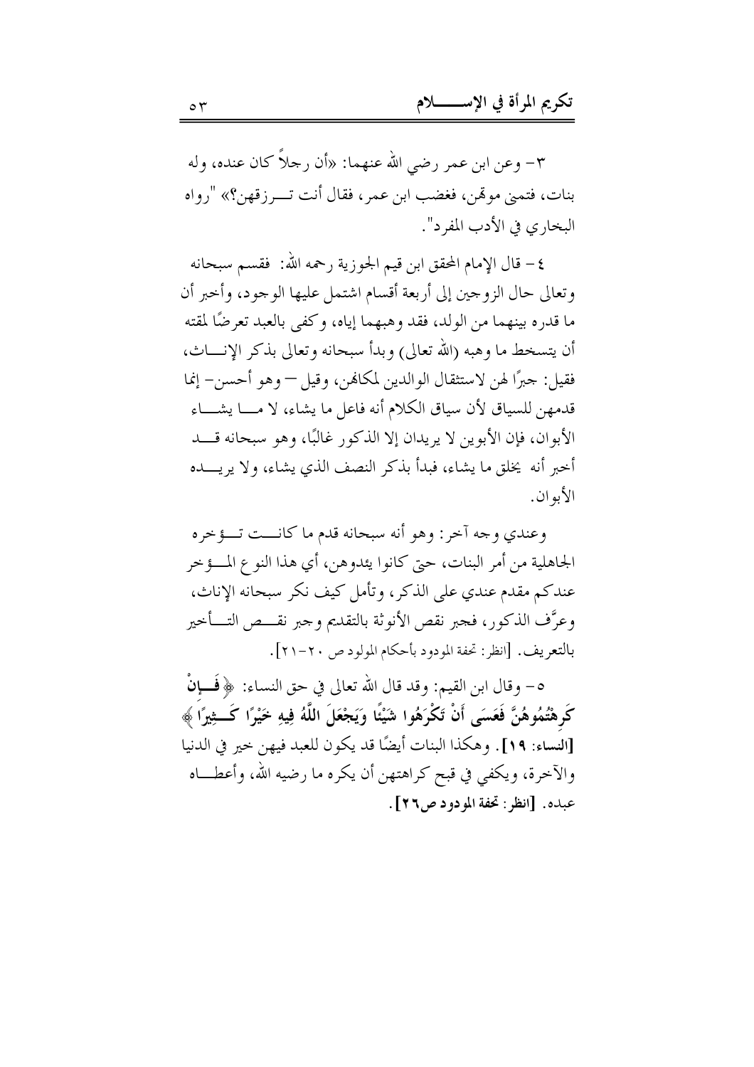٣- وعن ابن عمر رضي الله عنهما: «أن رجلاً كان عنده، وله بنات، فتمنى موقمن، فغضب ابن عمر، فقال أنت تـــرزقهن؟» "رواه البخاري في الأدب المفرد".

٤- قال الإمام المحقق ابن قيم الجوزية رحمه الله: فقسم سبحانه وتعالى حال الزوجين إلى أربعة أقسام اشتمل عليها الوجود، وأخبر أن ما قدره بينهما من الولد، فقد وهبهما إياه، وكفى بالعبد تعرضًا لمقته أن يتسخط ما وهبه (الله تعالى) وبدأ سبحانه وتعالى بذكر الإنـــاث، فقيل: جبرًا لهن لاستثقال الوالدين لمكانهن، وقيل — وهو أحسن- إنما قدمهن للسياق لأن سياق الكلام أنه فاعل ما يشاء، لا مـــا يشـــاء الأبوان، فإن الأبوين لا يريدان إلا الذكور غالبًا، وهو سبحانه قـــد أخبر أنه يخلق ما يشاء، فبدأ بذكر النصف الذي يشاء، ولا يريـــده الأبوان.

وعندي وجه آخر: وهو أنه سبحانه قدم ما كانـــت تـــؤخره الجاهلية من أمر البنات، حتى كانوا يئدوهن، أي هذا النوع المـــؤخر عندكم مقدم عندي على الذكر، وتأمل كيف نكر سبحانه الإناث، وعرَّف الذكور، فجبر نقص الأنوثة بالتقديم وجبر نقـــص التـــأخير بالتعريف. [انظر: تحفة المودود بأحكام المولود ص ٢٠-٢١].

٥- وقال ابن القيم: وقد قال الله تعالى في حق النساء: ﴿ **فَـــإِنْ كَرِهْتُمُوهُنَّ فَعَسَى أَنْ تَكْرَهُوا شَيْئًا وَيَجْعَلَ اللَّهُ فِيهِ خَيْرًا كَـــثِيرًا** ﴾ **[النساء: ١٩]**. وهكذا البنات أيضًا قد يكون للعبد فيهن خير في الدنيا والآخرة، ويكفي في قبح كراهتهن أن يكره ما رضيه الله، وأعطـــاه عبده. **[انظر: تحفة المودود ص٢٦]**.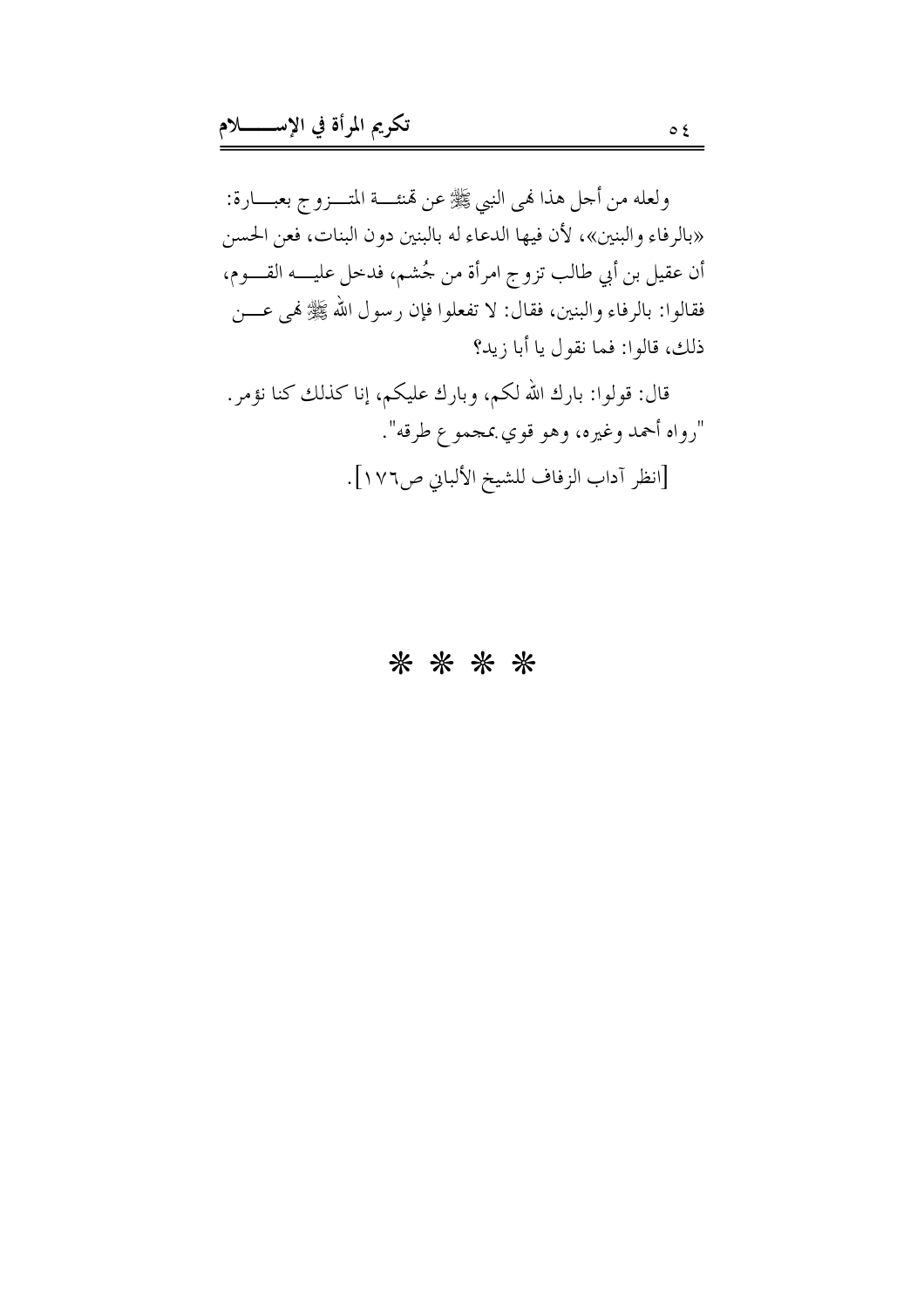ولعله من أجل هذا نهى النبي ﷺ عن تهنئة المتزوج بعبارة: «بالرفاء والبنين»، لأن فيها الدعاء له بالبنين دون البنات، فعن الحسن أن عقيل بن أبي طالب تزوج امرأة من جُشم، فدخل عليه القوم، فقالوا: بالرفاء والبنين، فقال: لا تفعلوا فإن رسول الله ﷺ نهى عن ذلك، قالوا: فما نقول يا أبا زيد؟

قال: قولوا: بارك الله لكم، وبارك عليكم، إنا كذلك كنا نؤمر. "رواه أحمد وغيره، وهو قوي بمجموع طرقه".

[انظر آداب الزفاف للشيخ الألباني ص١٧٦].

* * * *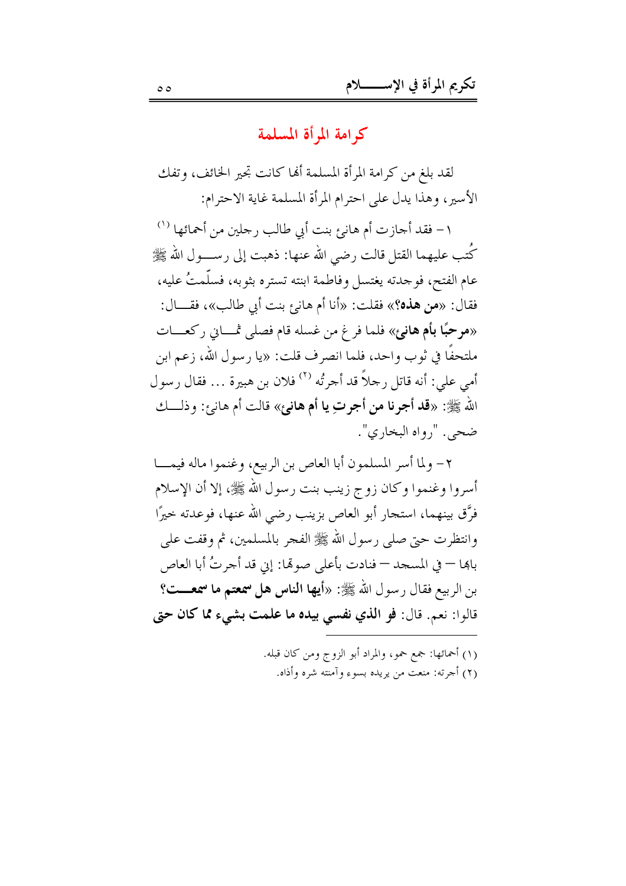## كرامة المرأة المسلمة

لقد بلغ من كرامة المرأة المسلمة أنها كانت تجير الخائف، وتفك الأسير، وهذا يدل على احترام المرأة المسلمة غاية الاحترام:

١ – فقد أجازت أم هانئ بنت أبي طالب رجلين من أحمائها [1] كُتب عليهما القتل قالت رضي الله عنها: ذهبت إلى رسول الله ﷺ عام الفتح، فوجدته يغتسل وفاطمة ابنته تستره بثوبه، فسلّمتُ عليه، فقال: «**من هذه؟**» فقلت: «أنا أم هانئ بنت أبي طالب»، فقال: «**مرحبًا بأم هانئ**» فلما فرغ من غسله قام فصلى ثماني ركعات ملتحفاً في ثوب واحد، فلما انصرف قلت: «يا رسول الله، زعم ابن أمي علي: أنه قاتل رجلاً قد أجرتُه [2] فلان بن هبيرة ... فقال رسول الله ﷺ: «**قد أجرنا من أجرتِ يا أم هانئ**» قالت أم هانئ: وذلك ضحى. "رواه البخاري".

٢ – ولما أسر المسلمون أبا العاص بن الربيع، وغنموا ماله فيما أسروا وغنموا وكان زوج زينب بنت رسول الله ﷺ، إلا أن الإسلام فرَّق بينهما، استجار أبو العاص بزينب رضي الله عنها، فوعدته خيرًا وانتظرت حتى صلى رسول الله ﷺ الفجر بالمسلمين، ثم وقفت على بابها – في المسجد – فنادت بأعلى صوتها: إني قد أجرتُ أبا العاص بن الربيع فقال رسول الله ﷺ: «**أيها الناس هل سمعتم ما سمعت؟** قالوا: نعم. قال: **فو الذي نفسي بيده ما علمت بشيء مما كان حتى**

---

(١) أحمائها: جمع حمو، والمراد أبو الزوج ومن كان قبله.

(٢) أجرته: منعت من يريده بسوء وآمنته شره وأذاه.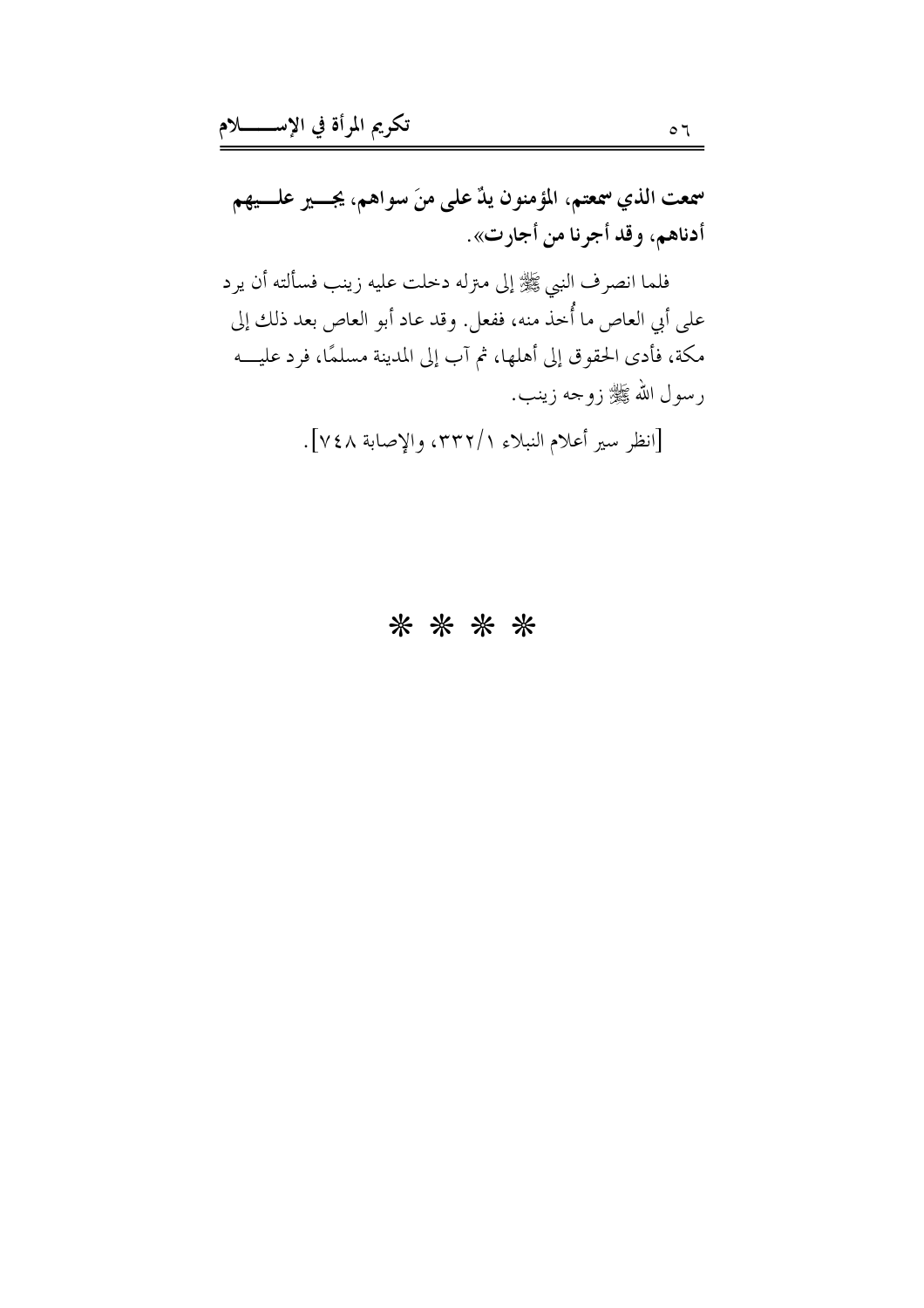**سمعت الذي سمعتم، المؤمنون يدٌ على منَ سواهم، يجـير علـيهم أدناهم، وقد أجرنا من أجارت»**.

فلما انصرف النبي ﷺ إلى منزله دخلت عليه زينب فسألته أن يرد على أبي العاص ما أُخذ منه، ففعل. وقد عاد أبو العاص بعد ذلك إلى مكة، فأدى الحقوق إلى أهلها، ثم آب إلى المدينة مسلمًا، فرد عليه رسول الله ﷺ زوجه زينب.

[انظر سير أعلام النبلاء ١/٣٣٢، والإصابة ٧٤٨].

❋ ❋ ❋ ❋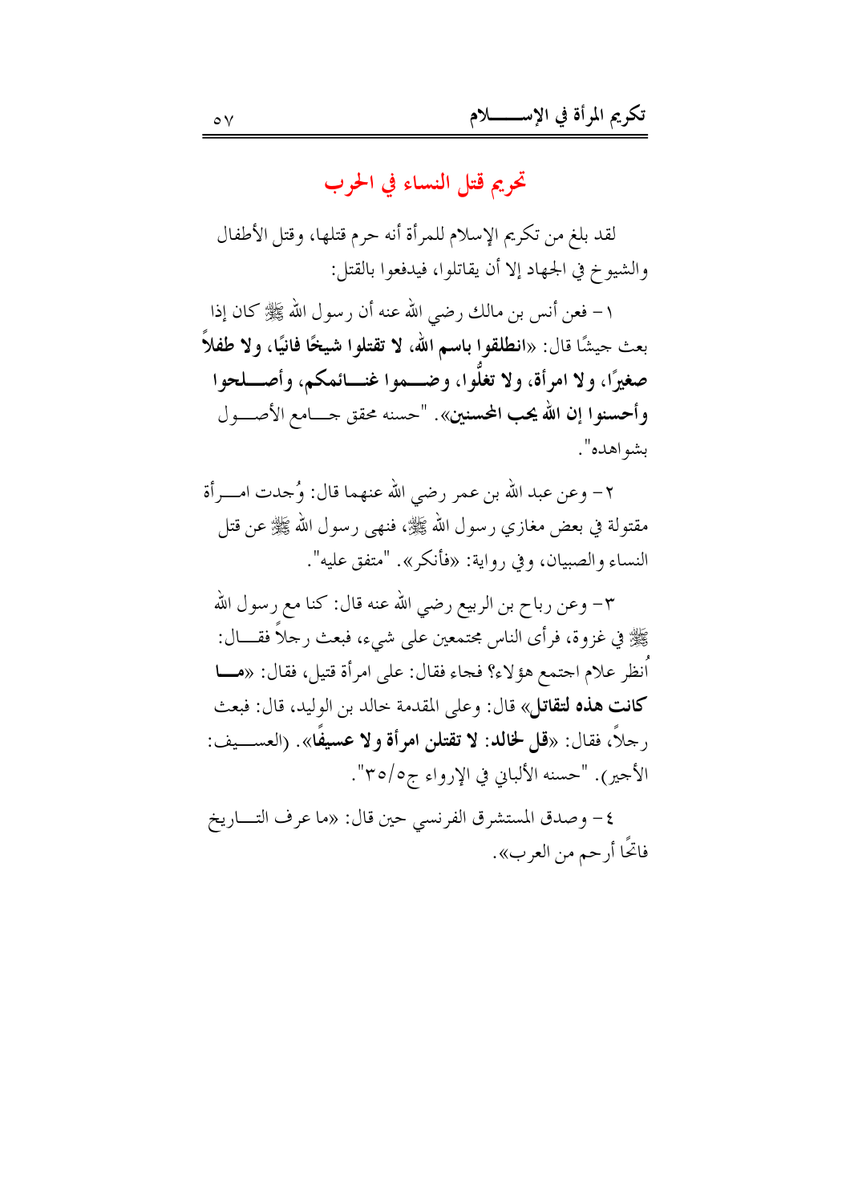## تحريم قتل النساء في الحرب

لقد بلغ من تكريم الإسلام للمرأة أنه حرم قتلها، وقتل الأطفال والشيوخ في الجهاد إلا أن يقاتلوا، فيدفعوا بالقتل:

١- فعن أنس بن مالك رضي الله عنه أن رسول الله ﷺ كان إذا بعث جيشًا قال: «**انطلقوا باسم الله، لا تقتلوا شيخًا فانيًا، ولا طفلاً صغيرًا، ولا امرأة، ولا تغلّوا، وضموا غنائمكم، وأصلحوا وأحسنوا إن الله يحب المحسنين**». "حسنه محقق جامع الأصول بشواهده".

٢- وعن عبد الله بن عمر رضي الله عنهما قال: وُجدت امرأة مقتولة في بعض مغازي رسول الله ﷺ، فنهى رسول الله ﷺ عن قتل النساء والصبيان، وفي رواية: «فأنكر». "متفق عليه".

٣- وعن رباح بن الربيع رضي الله عنه قال: كنا مع رسول الله ﷺ في غزوة، فرأى الناس مجتمعين على شيء، فبعث رجلاً فقال: اُنظر علام اجتمع هؤلاء؟ فجاء فقال: على امرأة قتيل، فقال: «**ما كانت هذه لتقاتل**» قال: وعلى المقدمة خالد بن الوليد، قال: فبعث رجلاً، فقال: «**قل لخالد: لا تقتلن امرأة ولا عسيفًا**». (العسيف: الأجير). "حسنه الألباني في الإرواء ج٥/٣٥".

٤- وصدق المستشرق الفرنسي حين قال: «ما عرف التاريخ فاتحًا أرحم من العرب».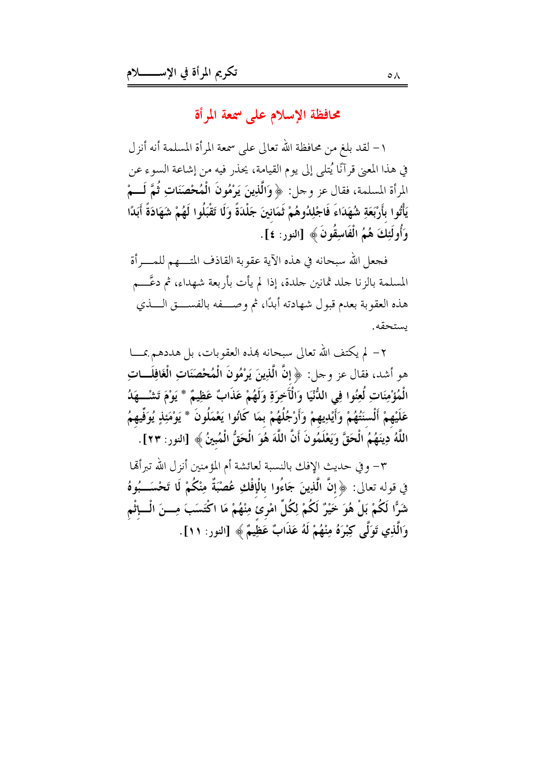## محافظة الإسلام على سمعة المرأة

١- لقد بلغ من محافظة الله تعالى على سمعة المرأة المسلمة أنه أنزل في هذا المعنى قرآنًا يُتلى إلى يوم القيامة، يحذر فيه من إشاعة السوء عن المرأة المسلمة، فقال عز وجل: ﴿وَالَّذِينَ يَرْمُونَ الْمُحْصَنَاتِ ثُمَّ لَمْ يَأْتُوا بِأَرْبَعَةِ شُهَدَاءَ فَاجْلِدُوهُمْ ثَمَانِينَ جَلْدَةً وَلَا تَقْبَلُوا لَهُمْ شَهَادَةً أَبَدًا وَأُولَئِكَ هُمُ الْفَاسِقُونَ﴾ [النور: ٤].

فجعل الله سبحانه في هذه الآية عقوبة القاذف المتهم للمرأة المسلمة بالزنا جلد ثمانين جلدة، إذا لم يأت بأربعة شهداء، ثم دعَّم هذه العقوبة بعدم قبول شهادته أبدًا، ثم وصفه بالفسق الذي يستحقه.

٢- لم يكتف الله تعالى سبحانه بهذه العقوبات، بل هددهم بما هو أشد، فقال عز وجل: ﴿إِنَّ الَّذِينَ يَرْمُونَ الْمُحْصَنَاتِ الْغَافِلَاتِ الْمُؤْمِنَاتِ لُعِنُوا فِي الدُّنْيَا وَالْآخِرَةِ وَلَهُمْ عَذَابٌ عَظِيمٌ * يَوْمَ تَشْهَدُ عَلَيْهِمْ أَلْسِنَتُهُمْ وَأَيْدِيهِمْ وَأَرْجُلُهُمْ بِمَا كَانُوا يَعْمَلُونَ * يَوْمَئِذٍ يُوَفِّيهِمُ اللَّهُ دِينَهُمُ الْحَقَّ وَيَعْلَمُونَ أَنَّ اللَّهَ هُوَ الْحَقُّ الْمُبِينُ﴾ [النور: ٢٣].

٣- وفي حديث الإفك بالنسبة لعائشة أم المؤمنين أنزل الله تبرأتها في قوله تعالى: ﴿إِنَّ الَّذِينَ جَاءُوا بِالْإِفْكِ عُصْبَةٌ مِنْكُمْ لَا تَحْسَبُوهُ شَرًّا لَكُمْ بَلْ هُوَ خَيْرٌ لَكُمْ لِكُلِّ امْرِئٍ مِنْهُمْ مَا اكْتَسَبَ مِنَ الْإِثْمِ وَالَّذِي تَوَلَّى كِبْرَهُ مِنْهُمْ لَهُ عَذَابٌ عَظِيمٌ﴾ [النور: ١١].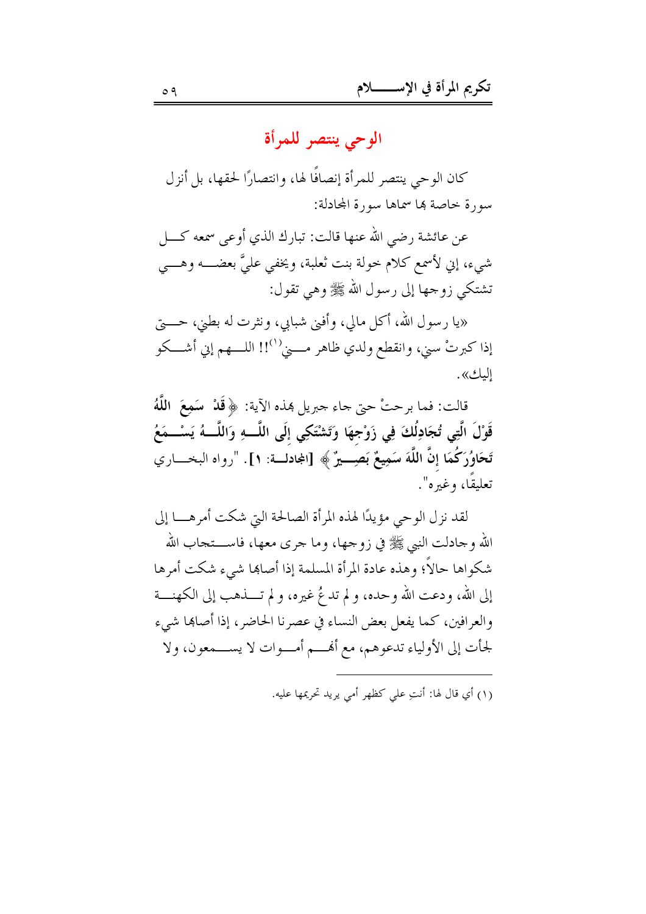## الوحي ينتصر للمرأة

كان الوحي ينتصر للمرأة إنصافًا لها، وانتصارًا لحقها، بل أنزل سورة خاصة بها سماها سورة المجادلة:

عن عائشة رضي الله عنها قالت: تبارك الذي أوعى سمعه كل شيء، إني لأسمع كلام خولة بنت ثعلبة، ويخفى عليَّ بعضه وهي تشتكي زوجها إلى رسول الله ﷺ وهي تقول:

«يا رسول الله، أكل مالي، وأفنى شبابي، ونثرت له بطني، حتى إذا كبرتْ سني، وانقطع ولدي ظاهر مني[1]!! اللهم إني أشكو إليك».

قالت: فما برحتْ حتى جاء جبريل بهذه الآية: ﴿**قَدْ سَمِعَ اللَّهُ قَوْلَ الَّتِي تُجَادِلُكَ فِي زَوْجِهَا وَتَشْتَكِي إِلَى اللَّهِ وَاللَّهُ يَسْمَعُ تَحَاوُرَكُمَا إِنَّ اللَّهَ سَمِيعٌ بَصِيرٌ**﴾ [المجادلة: ١]. "رواه البخاري تعليقًا، وغيره".

لقد نزل الوحي مؤيدًا لهذه المرأة الصالحة التي شكت أمرها إلى الله وجادلت النبي ﷺ في زوجها، وما جرى معها، فاستجاب الله شكواها حالاً؛ وهذه عادة المرأة المسلمة إذا أصابها شيء شكت أمرها إلى الله، ودعت الله وحده، ولم تدعُ غيره، ولم تذهب إلى الكهنة والعرافين، كما يفعل بعض النساء في عصرنا الحاضر، إذا أصابها شيء لجأت إلى الأولياء تدعوهم، مع أنهم أموات لا يسمعون، ولا

---

(١) أي قال لها: أنتِ علي كظهر أمي يريد تحريمها عليه.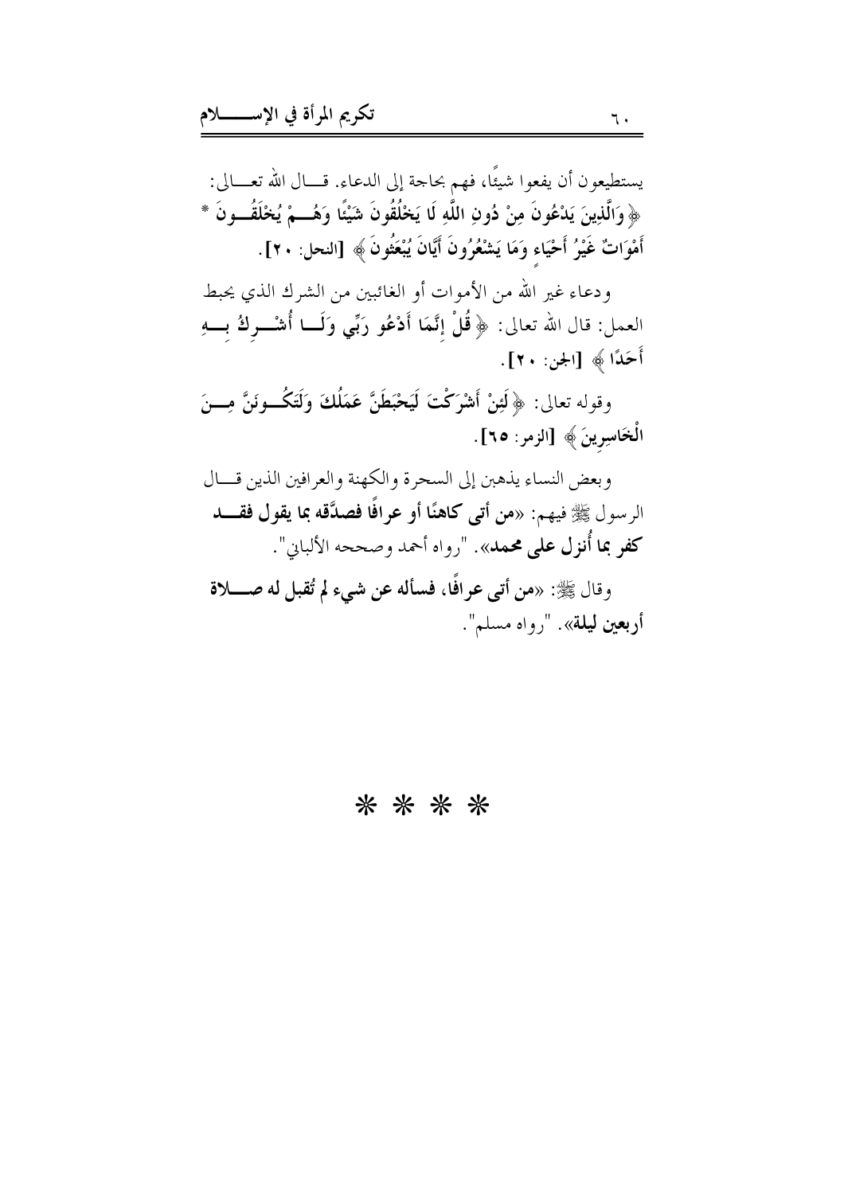يستطيعون أن يفعوا شيئًا، فهم بحاجة إلى الدعاء. قال الله تعالى: ﴿ **وَالَّذِينَ يَدْعُونَ مِنْ دُونِ اللَّهِ لَا يَخْلُقُونَ شَيْئًا وَهُمْ يُخْلَقُونَ * أَمْوَاتٌ غَيْرُ أَحْيَاءٍ وَمَا يَشْعُرُونَ أَيَّانَ يُبْعَثُونَ** ﴾ [النحل: ٢٠].

ودعاء غير الله من الأموات أو الغائبين من الشرك الذي يحبط العمل: قال الله تعالى: ﴿ **قُلْ إِنَّمَا أَدْعُو رَبِّي وَلَا أُشْرِكُ بِهِ أَحَدًا** ﴾ [الجن: ٢٠].

وقوله تعالى: ﴿ **لَئِنْ أَشْرَكْتَ لَيَحْبَطَنَّ عَمَلُكَ وَلَتَكُونَنَّ مِنَ الْخَاسِرِينَ** ﴾ [الزمر: ٦٥].

وبعض النساء يذهبن إلى السحرة والكهنة والعرافين الذين قال الرسول ﷺ فيهم: «**من أتى كاهنًا أو عرافًا فصدَّقه بما يقول فقد كفر بما أُنزل على محمد**». "رواه أحمد وصححه الألباني".

وقال ﷺ: «**من أتى عرافًا، فسأله عن شيء لم تُقبل له صلاة أربعين ليلة**». "رواه مسلم".

* * * *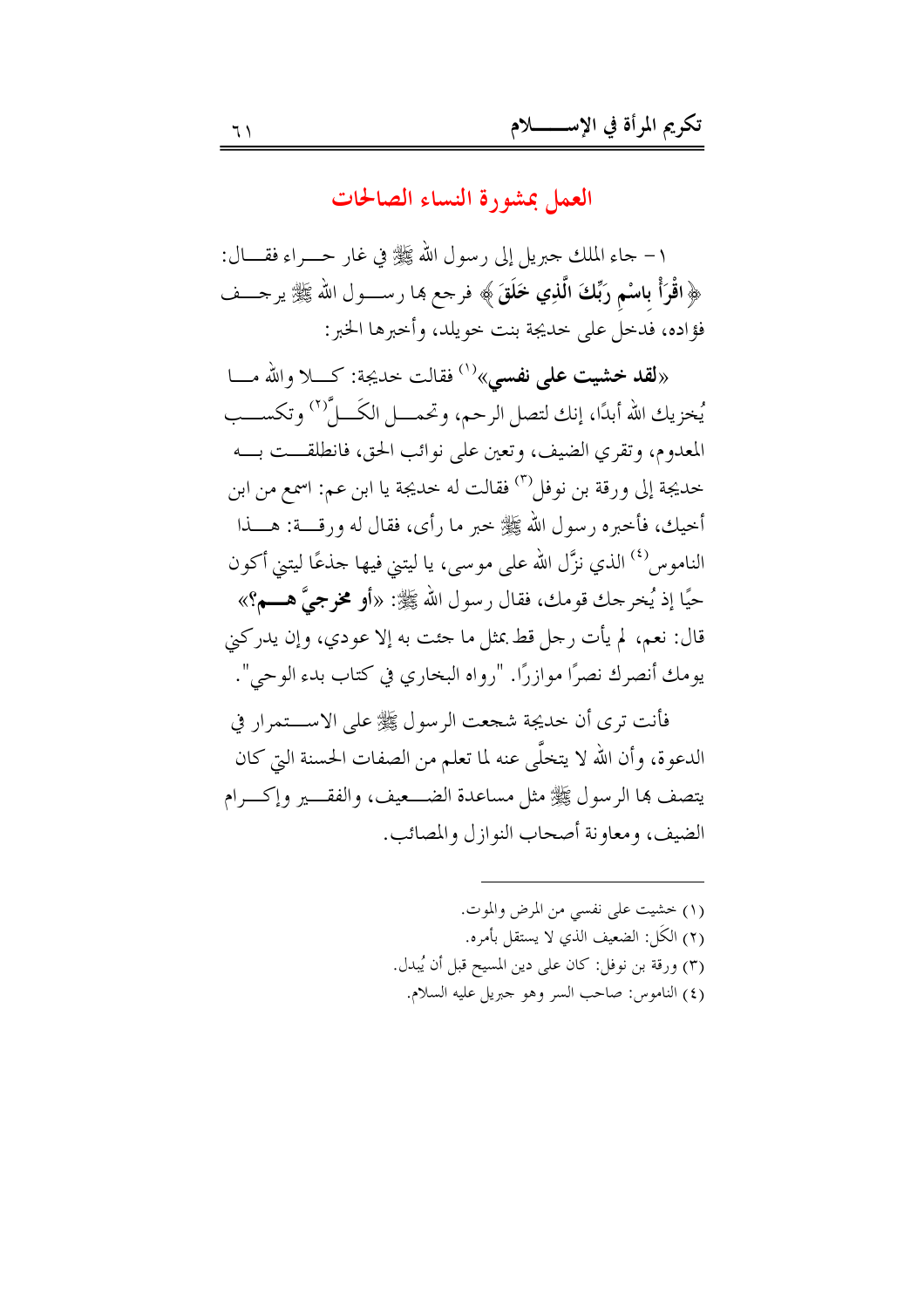## العمل بمشورة النساء الصالحات

١- جاء الملك جبريل إلى رسول الله ﷺ في غار حراء فقال: ﴿ اقْرَأْ بِاسْمِ رَبِّكَ الَّذِي خَلَقَ ﴾ فرجع بها رسول الله ﷺ يرجف فؤاده، فدخل على خديجة بنت خويلد، وأخبرها الخبر:

«**لقد خشيت على نفسي**»[١] فقالت خديجة: كلا والله ما يُخزيك الله أبدًا، إنك لتصل الرحم، وتحمل الكَلَّ[٢] وتكسب المعدوم، وتقري الضيف، وتعين على نوائب الحق، فانطلقت به خديجة إلى ورقة بن نوفل[٣] فقالت له خديجة يا ابن عم: اسمع من ابن أخيك، فأخبره رسول الله ﷺ خبر ما رأى، فقال له ورقة: هذا الناموس[٤] الذي نزَّل الله على موسى، يا ليتني فيها جذعًا ليتني أكون حيًا إذ يُخرجك قومك، فقال رسول الله ﷺ: «**أو مخرجيَّ هم؟**» قال: نعم، لم يأت رجل قط بمثل ما جئت به إلا عودي، وإن يدركني يومك أنصرك نصرًا موازرًا. "رواه البخاري في كتاب بدء الوحي".

فأنت ترى أن خديجة شجعت الرسول ﷺ على الاستمرار في الدعوة، وأن الله لا يتخلَّى عنه لما تعلم من الصفات الحسنة التي كان يتصف بها الرسول ﷺ مثل مساعدة الضعيف، والفقير وإكرام الضيف، ومعاونة أصحاب النوازل والمصائب.

---

(١) خشيت على نفسي من المرض والموت.

(٢) الكَل: الضعيف الذي لا يستقل بأمره.

(٣) ورقة بن نوفل: كان على دين المسيح قبل أن يُبدل.

(٤) الناموس: صاحب السر وهو جبريل عليه السلام.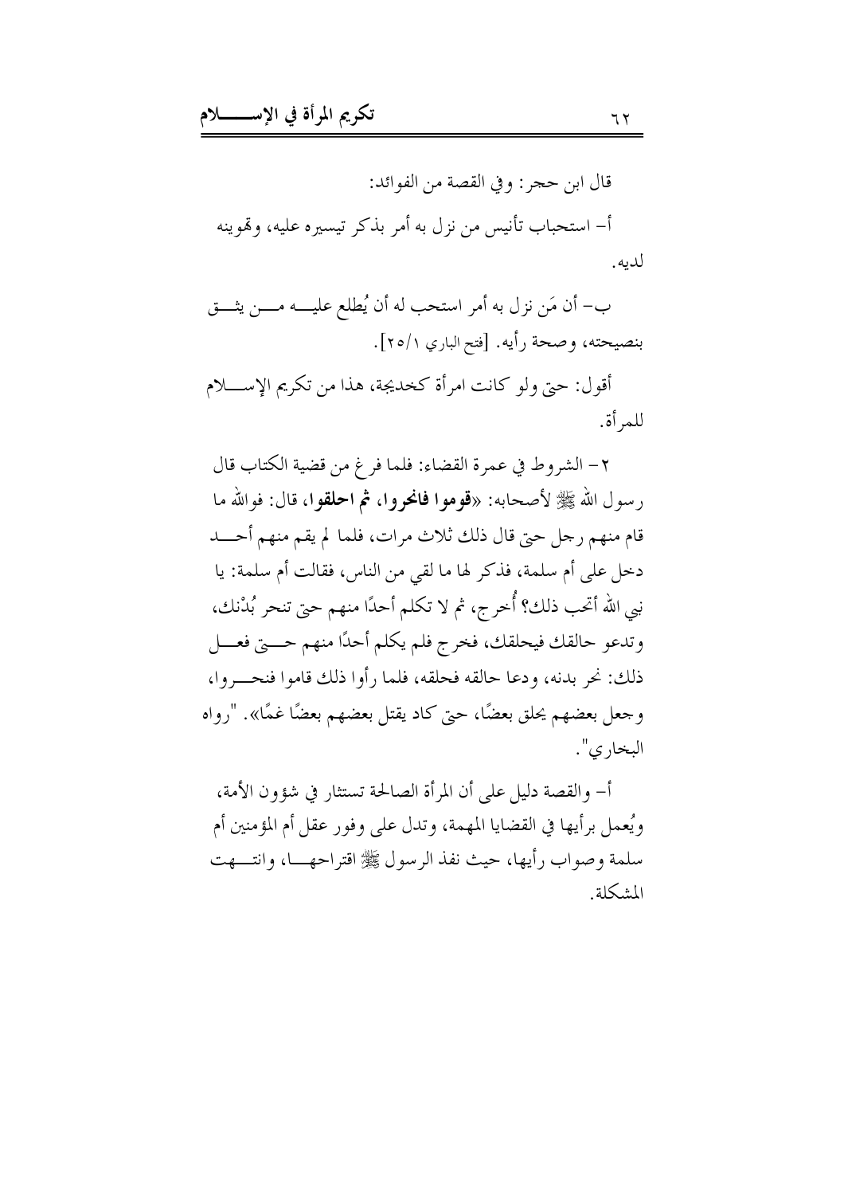قال ابن حجر: وفي القصة من الفوائد:

أ- استحباب تأنيس من نزل به أمر بذكر تيسيره عليه، وتهوينه لديه.

ب- أن مَن نزل به أمر استحب له أن يُطلع عليه من يثق بنصيحته، وصحة رأيه. [فتح الباري ١/٢٥].

أقول: حتى ولو كانت امرأة كخديجة، هذا من تكريم الإسلام للمرأة.

٢- الشروط في عمرة القضاء: فلما فرغ من قضية الكتاب قال رسول الله ﷺ لأصحابه: «**قوموا فانحروا، ثم احلقوا**، قال: فوالله ما قام منهم رجل حتى قال ذلك ثلاث مرات، فلما لم يقم منهم أحد دخل على أم سلمة، فذكر لها ما لقي من الناس، فقالت أم سلمة: يا نبي الله أتحب ذلك؟ أُخرج، ثم لا تكلم أحدًا منهم حتى تنحر بُدْنك، وتدعو حالقك فيحلقك، فخرج فلم يكلم أحدًا منهم حتى فعل ذلك: نحر بدنه، ودعا حالقه فحلقه، فلما رأوا ذلك قاموا فنحروا، وجعل بعضهم يحلق بعضًا، حتى كاد يقتل بعضهم بعضًا غمًا». "رواه البخاري".

أ- والقصة دليل على أن المرأة الصالحة تستشار في شؤون الأمة، ويُعمل برأيها في القضايا المهمة، وتدل على وفور عقل أم المؤمنين أم سلمة وصواب رأيها، حيث نفذ الرسول ﷺ اقتراحها، وانتهت المشكلة.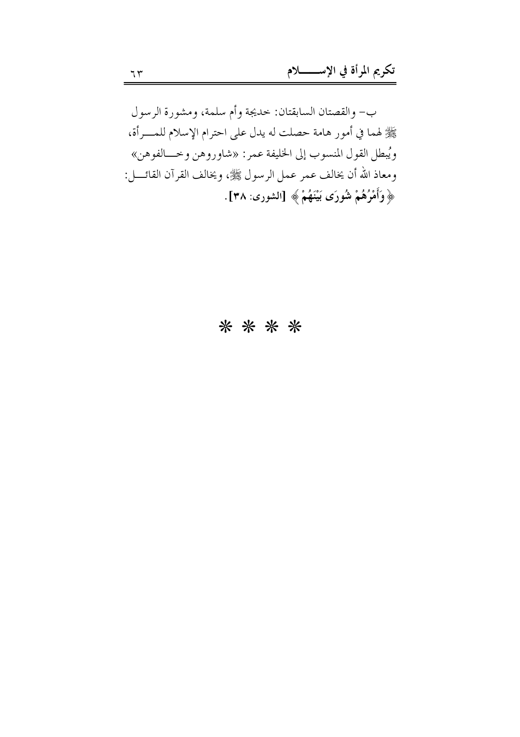ب- والقصتان السابقتان: خديجة وأم سلمة، ومشورة الرسول ﷺ لهما في أمور هامة حصلت له يدل على احترام الإسلام للمــــرأة، ويُبطل القول المنسوب إلى الخليفة عمر: «شاوروهن وخـــالفوهن» ومعاذ الله أن يخالف عمر عمل الرسول ﷺ، ويخالف القرآن القائــــل: ﴿ **وَأَمْرُهُمْ شُورَى بَيْنَهُمْ** ﴾ **[الشورى: ٣٨]**.

\* \* \* \*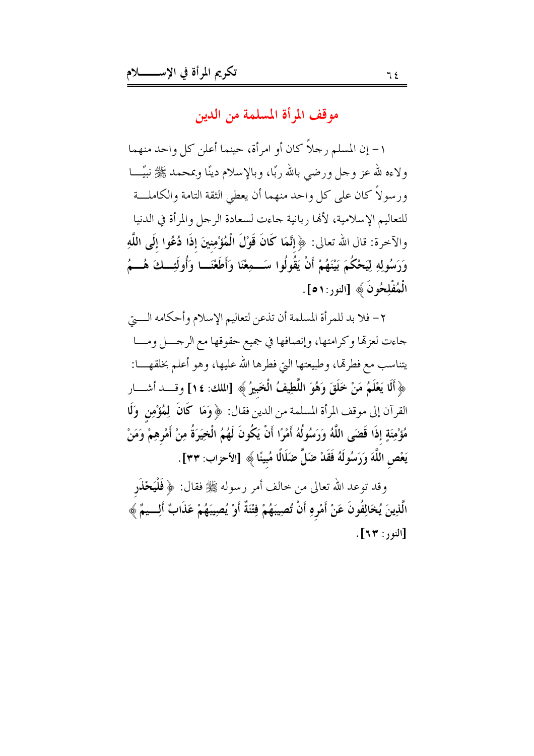## موقف المرأة المسلمة من الدين

١- إن المسلم رجلاً كان أو امرأة، حينما أعلن كل واحد منهما ولاءه لله عز وجل ورضي بالله ربًا، وبالإسلام دينًا وبمحمد ﷺ نبيًا ورسولاً كان على كل واحد منهما أن يعطي الثقة التامة والكاملة للتعاليم الإسلامية، لأنها ربانية جاءت لسعادة الرجل والمرأة في الدنيا والآخرة: قال الله تعالى: ﴿ **إِنَّمَا كَانَ قَوْلَ الْمُؤْمِنِينَ إِذَا دُعُوا إِلَى اللَّهِ وَرَسُولِهِ لِيَحْكُمَ بَيْنَهُمْ أَنْ يَقُولُوا سَمِعْنَا وَأَطَعْنَا وَأُولَئِكَ هُمُ الْمُفْلِحُونَ** ﴾ [النور:٥١].

٢- فلا بد للمرأة المسلمة أن تذعن لتعاليم الإسلام وأحكامه التي جاءت لعزتها وكرامتها، وإنصافها في جميع حقوقها مع الرجل وما يتناسب مع فطرتها، وطبيعتها التي فطرها الله عليها، وهو أعلم بخلقها: ﴿ **أَلَا يَعْلَمُ مَنْ خَلَقَ وَهُوَ اللَّطِيفُ الْخَبِيرُ** ﴾ [الملك: ١٤] وقد أشار القرآن إلى موقف المرأة المسلمة من الدين فقال: ﴿ **وَمَا كَانَ لِمُؤْمِنٍ وَلَا مُؤْمِنَةٍ إِذَا قَضَى اللَّهُ وَرَسُولُهُ أَمْرًا أَنْ يَكُونَ لَهُمُ الْخِيَرَةُ مِنْ أَمْرِهِمْ وَمَنْ يَعْصِ اللَّهَ وَرَسُولَهُ فَقَدْ ضَلَّ ضَلَالًا مُبِينًا** ﴾ [الأحزاب: ٣٣].

وقد توعد الله تعالى من خالف أمر رسوله ﷺ فقال: ﴿ **فَلْيَحْذَرِ الَّذِينَ يُخَالِفُونَ عَنْ أَمْرِهِ أَنْ تُصِيبَهُمْ فِتْنَةٌ أَوْ يُصِيبَهُمْ عَذَابٌ أَلِيمٌ** ﴾ [النور: ٦٣].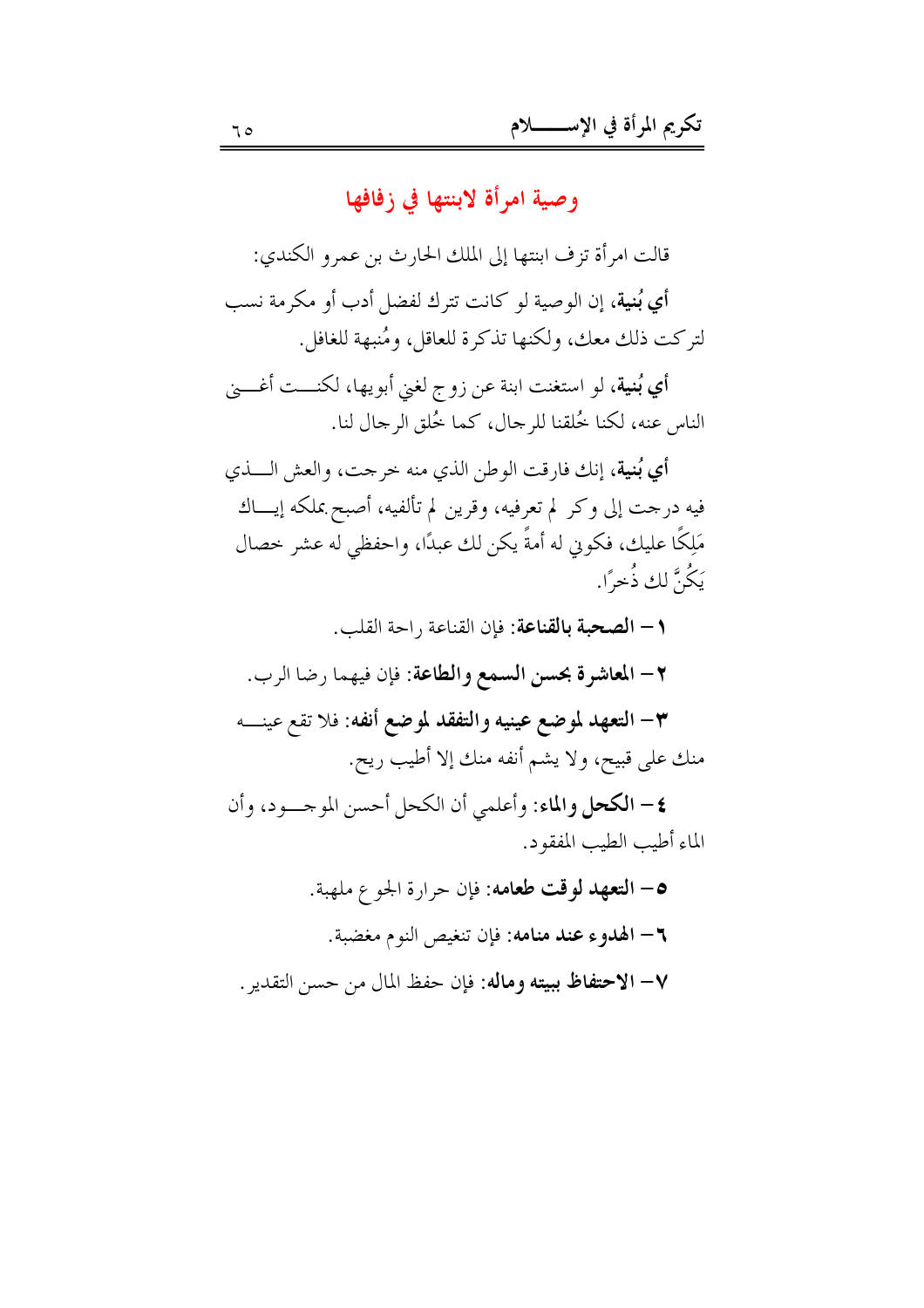## وصية امرأة لابنتها في زفافها

قالت امرأة تزف ابنتها إلى الملك الحارث بن عمرو الكندي:

**أي بُنية**، إن الوصية لو كانت تترك لفضل أدب أو مكرمة نسب لتركت ذلك معك، ولكنها تذكرة للعاقل، ومُنبهة للغافل.

**أي بُنية**، لو استغنت ابنة عن زوج لغني أبويها، لكنت أغنى الناس عنه، لكنا خُلقنا للرجال، كما خُلق الرجال لنا.

**أي بُنية**، إنك فارقت الوطن الذي منه خرجت، والعش الذي فيه درجت إلى وكر لم تعرفيه، وقرين لم تألفيه، أصبح بملكه إياك مَلِكًا عليك، فكوني له أمةً يكن لك عبدًا، واحفظي له عشر خصال يَكُنَّ لك ذُخرًا.

١- **الصحبة بالقناعة**: فإن القناعة راحة القلب.

٢- **المعاشرة بحسن السمع والطاعة**: فإن فيهما رضا الرب.

٣- **التعهد لموضع عينيه والتفقد لموضع أنفه**: فلا تقع عينه منك على قبيح، ولا يشم أنفه منك إلا أطيب ريح.

٤- **الكحل والماء**: وأعلمي أن الكحل أحسن الموجود، وأن الماء أطيب الطيب المفقود.

٥- **التعهد لوقت طعامه**: فإن حرارة الجوع ملهبة.

٦- **الهدوء عند منامه**: فإن تنغيص النوم مغضبة.

٧- **الاحتفاظ ببيته وماله**: فإن حفظ المال من حسن التقدير.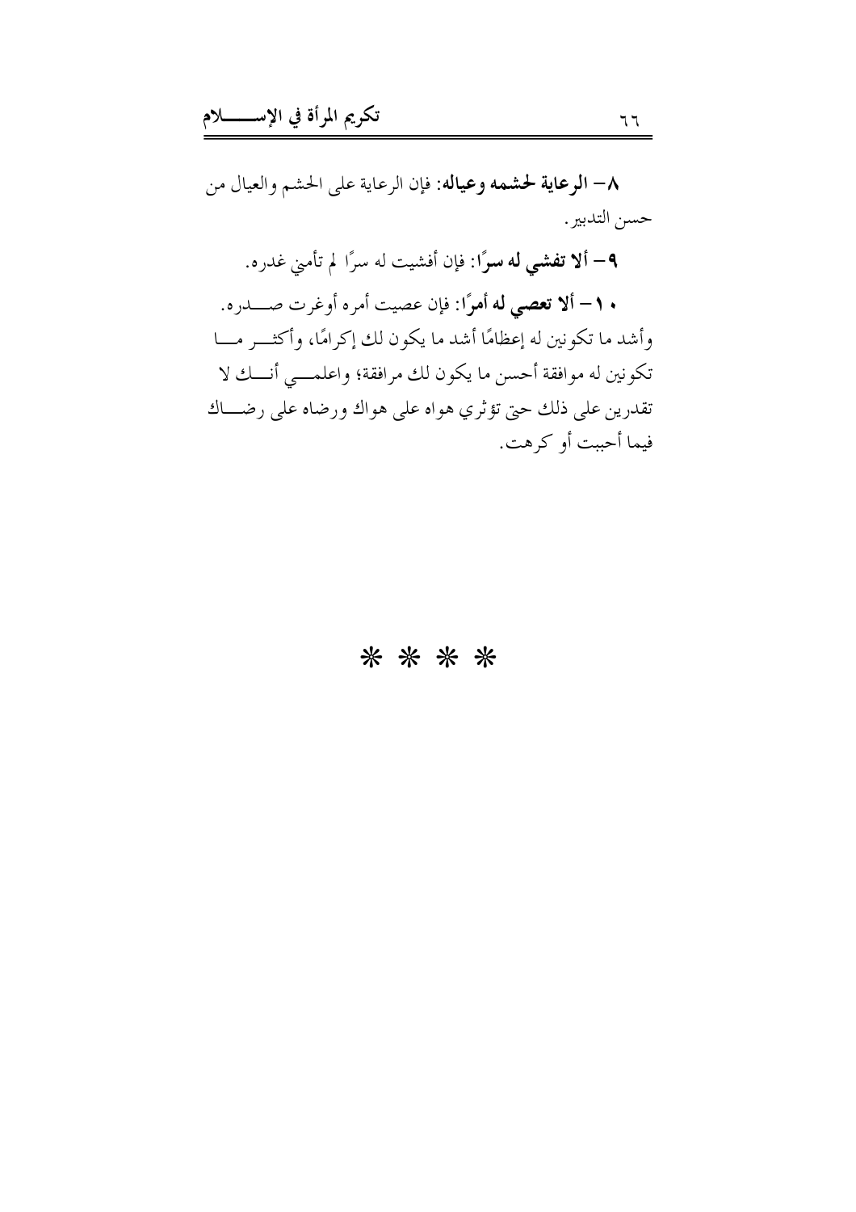٨- **الرعاية لحشمه وعياله**: فإن الرعاية على الحشم والعيال من حسن التدبير.

٩- **ألا تفشي له سرًا**: فإن أفشيت له سرًا لم تأمني غدره.

١٠- **ألا تعصي له أمرًا**: فإن عصيت أمره أوغرت صدره.

وأشد ما تكونين له إعظامًا أشد ما يكون لك إكرامًا، وأكثر ما تكونين له موافقة أحسن ما يكون لك مرافقة؛ واعلمي أنك لا تقدرين على ذلك حتى تؤثري هواه على هواك ورضاه على رضاك فيما أحببت أو كرهت.

* * * *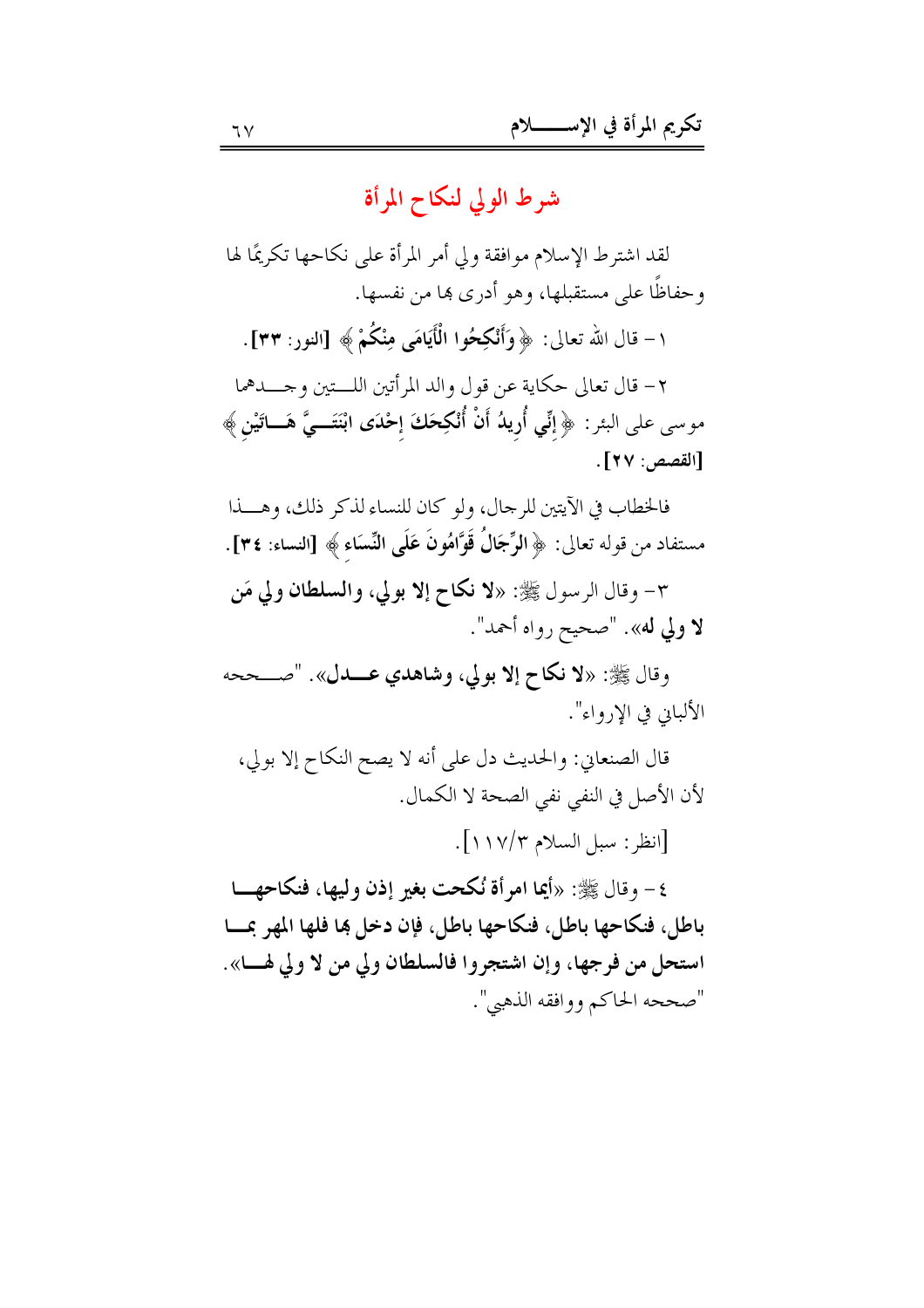## شرط الولي لنكاح المرأة

لقد اشترط الإسلام موافقة ولي أمر المرأة على نكاحها تكريمًا لها وحفاظًا على مستقبلها، وهو أدرى بها من نفسها.

١- قال الله تعالى: ﴿ وَأَنْكِحُوا الْأَيَامَى مِنْكُمْ ﴾ **[النور: ٣٣]**.

٢- قال تعالى حكاية عن قول والد المرأتين اللتين وجدهما موسى على البئر: ﴿ **إِنِّي أُرِيدُ أَنْ أُنْكِحَكَ إِحْدَى ابْنَتَيَّ هَاتَيْنِ** ﴾ **[القصص: ٢٧]**.

فالخطاب في الآيتين للرجال، ولو كان للنساء لذكر ذلك، وهذا مستفاد من قوله تعالى: ﴿ **الرِّجَالُ قَوَّامُونَ عَلَى النِّسَاءِ** ﴾ **[النساء: ٣٤]**.

٣- وقال الرسول ﷺ: «**لا نكاح إلا بولي، والسلطان ولي مَن لا ولي له**». "صحيح رواه أحمد".

وقال ﷺ: «**لا نكاح إلا بولي، وشاهدي عدل**». "صححه الألباني في الإرواء".

قال الصنعاني: والحديث دل على أنه لا يصح النكاح إلا بولي، لأن الأصل في النفي نفي الصحة لا الكمال.

[انظر: سبل السلام ٣/١١٧].

٤- وقال ﷺ: «**أيما امرأة نُكحت بغير إذن وليها، فنكاحها باطل، فنكاحها باطل، فنكاحها باطل، فإن دخل بها فلها المهر بما استحل من فرجها، وإن اشتجروا فالسلطان ولي من لا ولي لها**». "صححه الحاكم ووافقه الذهبي".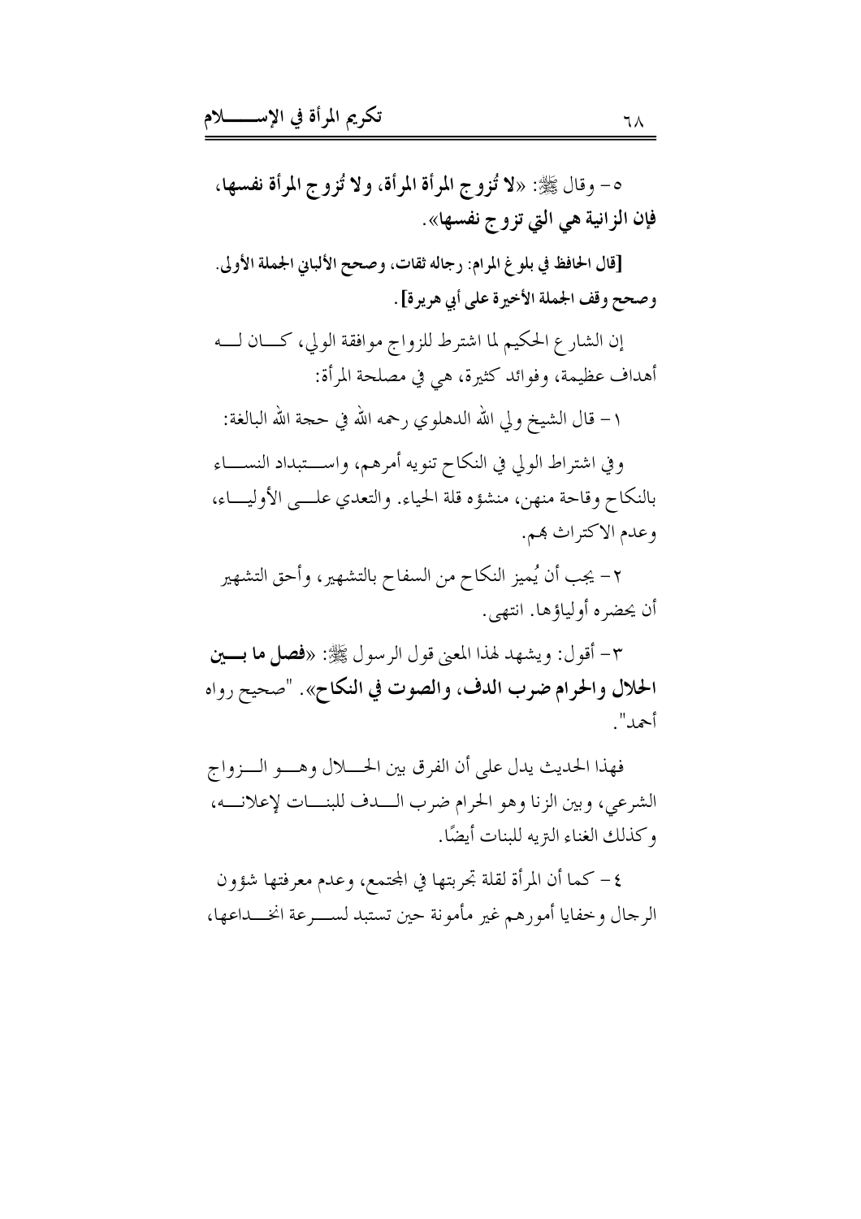٥- وقال ﷺ: «**لا تُزوج المرأة المرأة، ولا تُزوج المرأة نفسها، فإن الزانية هي التي تزوج نفسها**».

**[قال الحافظ في بلوغ المرام: رجاله ثقات، وصحح الألباني الجملة الأولى. وصحح وقف الجملة الأخيرة على أبي هريرة]**.

إن الشارع الحكيم لما اشترط للزواج موافقة الولي، كان له أهداف عظيمة، وفوائد كثيرة، هي في مصلحة المرأة:

١- قال الشيخ ولي الله الدهلوي رحمه الله في حجة الله البالغة:

وفي اشتراط الولي في النكاح تنويه أمرهم، واستبداد النساء بالنكاح وقاحة منهن، منشؤه قلة الحياء. والتعدي على الأولياء، وعدم الاكتراث بهم.

٢- يجب أن يُميز النكاح من السفاح بالتشهير، وأحق التشهير أن يحضره أولياؤها. انتهى.

٣- أقول: ويشهد لهذا المعنى قول الرسول ﷺ: «**فصل ما بين الحلال والحرام ضرب الدف، والصوت في النكاح**». "صحيح رواه أحمد".

فهذا الحديث يدل على أن الفرق بين الحلال وهو الزواج الشرعي، وبين الزنا وهو الحرام ضرب الدف للبنات لإعلانه، وكذلك الغناء النزيه للبنات أيضًا.

٤- كما أن المرأة لقلة تجربتها في المجتمع، وعدم معرفتها شؤون الرجال وخفايا أمورهم غير مأمونة حين تستبد لسرعة انخداعها،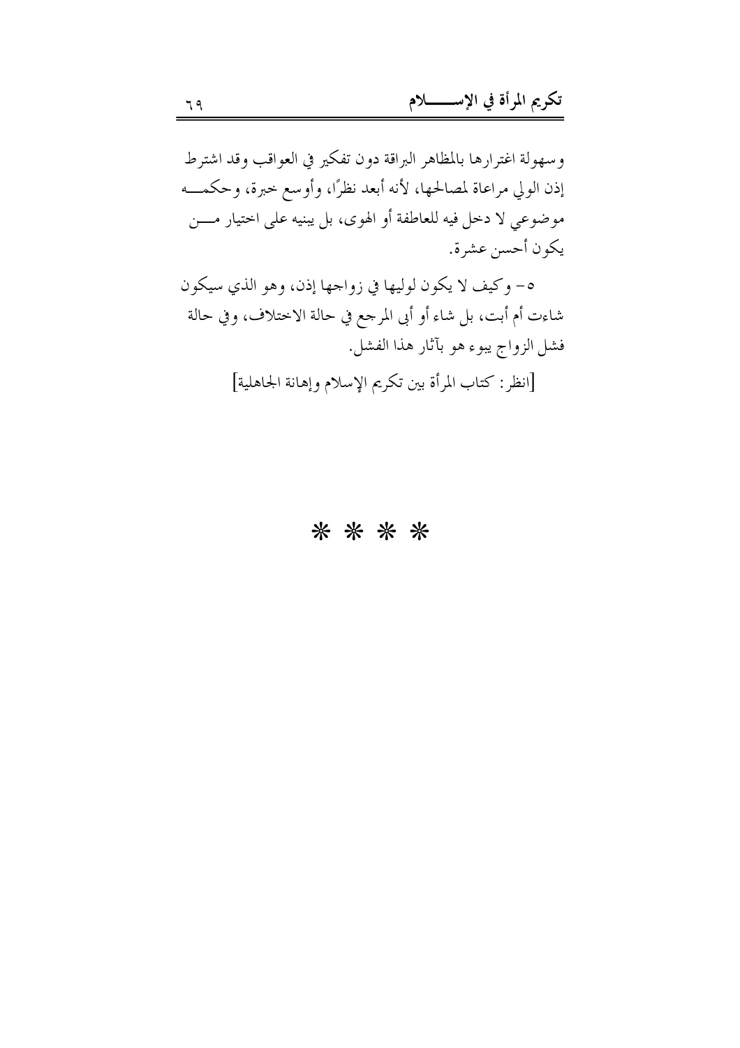وسهولة اغترارها بالمظاهر البراقة دون تفكير في العواقب وقد اشترط إذن الولي مراعاة لمصالحها، لأنه أبعد نظرًا، وأوسع خبرة، وحكمه موضوعي لا دخل فيه للعاطفة أو الهوى، بل يبنيه على اختيار من يكون أحسن عشرة.

٥- وكيف لا يكون لوليها في زواجها إذن، وهو الذي سيكون شاءت أم أبت، بل شاء أو أبى المرجع في حالة الاختلاف، وفي حالة فشل الزواج يبوء هو بآثار هذا الفشل.

[انظر: كتاب المرأة بين تكريم الإسلام وإهانة الجاهلية]

* * * *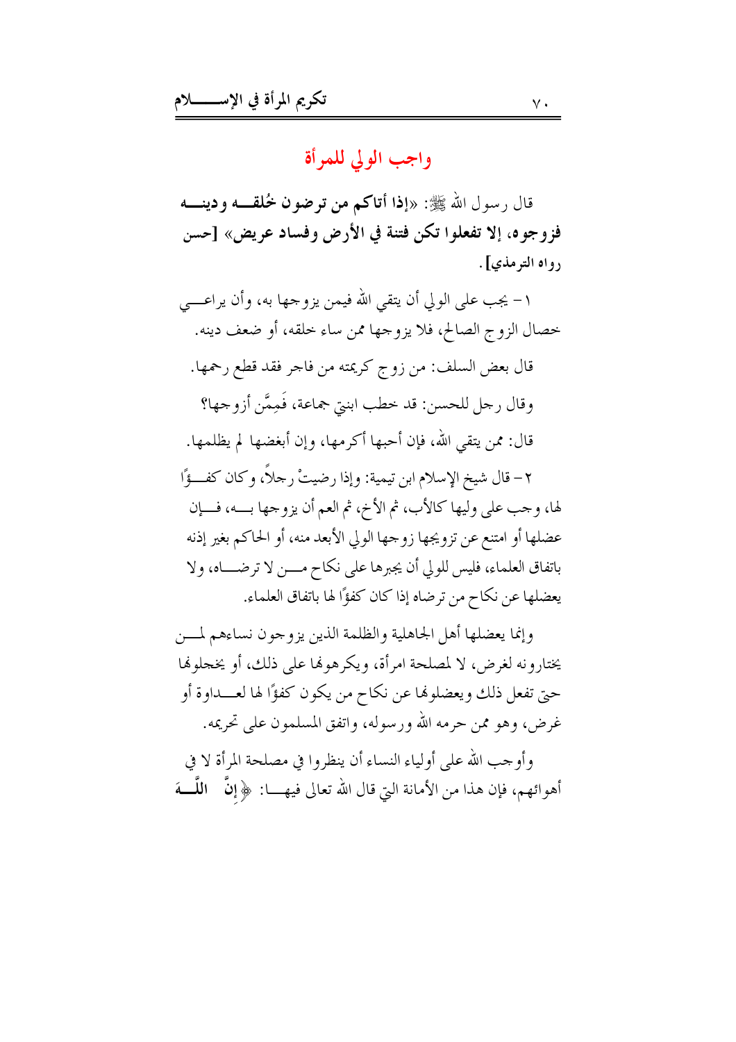## واجب الولي للمرأة

قال رسول الله ﷺ: «**إذا أتاكم من ترضون خُلقه ودينه فزوجوه، إلا تفعلوا تكن فتنة في الأرض وفساد عريض**» [حسن رواه الترمذي].

١- يجب على الولي أن يتقي الله فيمن يزوجها به، وأن يراعي خصال الزوج الصالح، فلا يزوجها ممن ساء خلقه، أو ضعف دينه.

قال بعض السلف: من زوج كريمته من فاجر فقد قطع رحمها.

وقال رجل للحسن: قد خطب ابنتي جماعة، فَمِمَّن أزوجها؟

قال: ممن يتقي الله، فإن أحبها أكرمها، وإن أبغضها لم يظلمها.

٢- قال شيخ الإسلام ابن تيمية: وإذا رضيتْ رجلاً، وكان كفؤًا لها، وجب على وليها كالأب، ثم الأخ، ثم العم أن يزوجها به، فإن عضلها أو امتنع عن تزويجها زوجها الولي الأبعد منه، أو الحاكم بغير إذنه باتفاق العلماء، فليس للولي أن يجبرها على نكاح من لا ترضاه، ولا يعضلها عن نكاح من ترضاه إذا كان كفؤًا لها باتفاق العلماء.

وإنما يعضلها أهل الجاهلية والظلمة الذين يزوجون نساءهم لمن يختارونه لغرض، لا لمصلحة امرأة، ويكرهونها على ذلك، أو يخجلونها حتى تفعل ذلك ويعضلونها عن نكاح من يكون كفؤًا لها لعداوة أو غرض، وهو ممن حرمه الله ورسوله، واتفق المسلمون على تحريمه.

وأوجب الله على أولياء النساء أن ينظروا في مصلحة المرأة لا في أهوائهم، فإن هذا من الأمانة التي قال الله تعالى فيها: ﴿إِنَّ اللَّهَ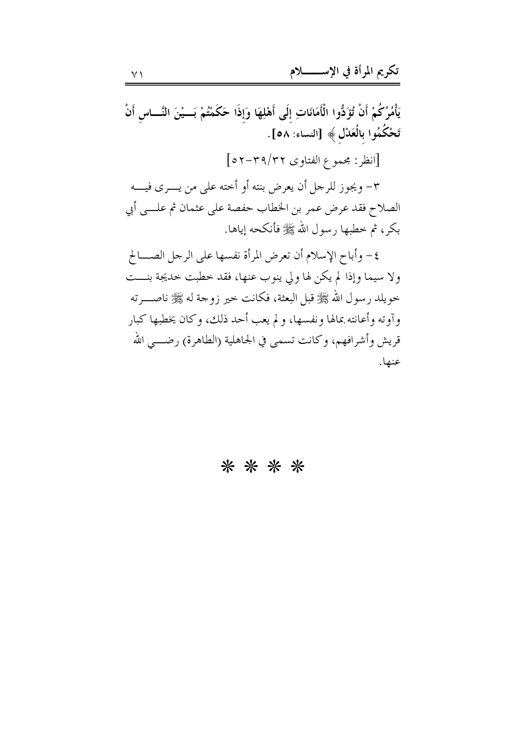يَأْمُرُكُمْ أَنْ تُؤَدُّوا الْأَمَانَاتِ إِلَى أَهْلِهَا وَإِذَا حَكَمْتُمْ بَيْنَ النَّاسِ أَنْ تَحْكُمُوا بِالْعَدْلِ ﴾ [النساء: ٥٨].

[انظر: مجموع الفتاوى ٣٢/٣٩-٥٢]

٣- ويجوز للرجل أن يعرض بنته أو أخته على من يرى فيه الصلاح فقد عرض عمر بن الخطاب حفصة على عثمان ثم على أبي بكر، ثم خطبها رسول الله ﷺ فأنكحه إياها.

٤- وأباح الإسلام أن تعرض المرأة نفسها على الرجل الصالح ولا سيما وإذا لم يكن لها ولي ينوب عنها، فقد خطبت خديجة بنت خويلد رسول الله ﷺ قبل البعثة، فكانت خير زوجة له ﷺ ناصرته وآوته وأعانته بمالها ونفسها، و لم يعب أحد ذلك، وكان يخطبها كبار قريش وأشرافهم، وكانت تسمى في الجاهلية (الطاهرة) رضي الله عنها.

* * * *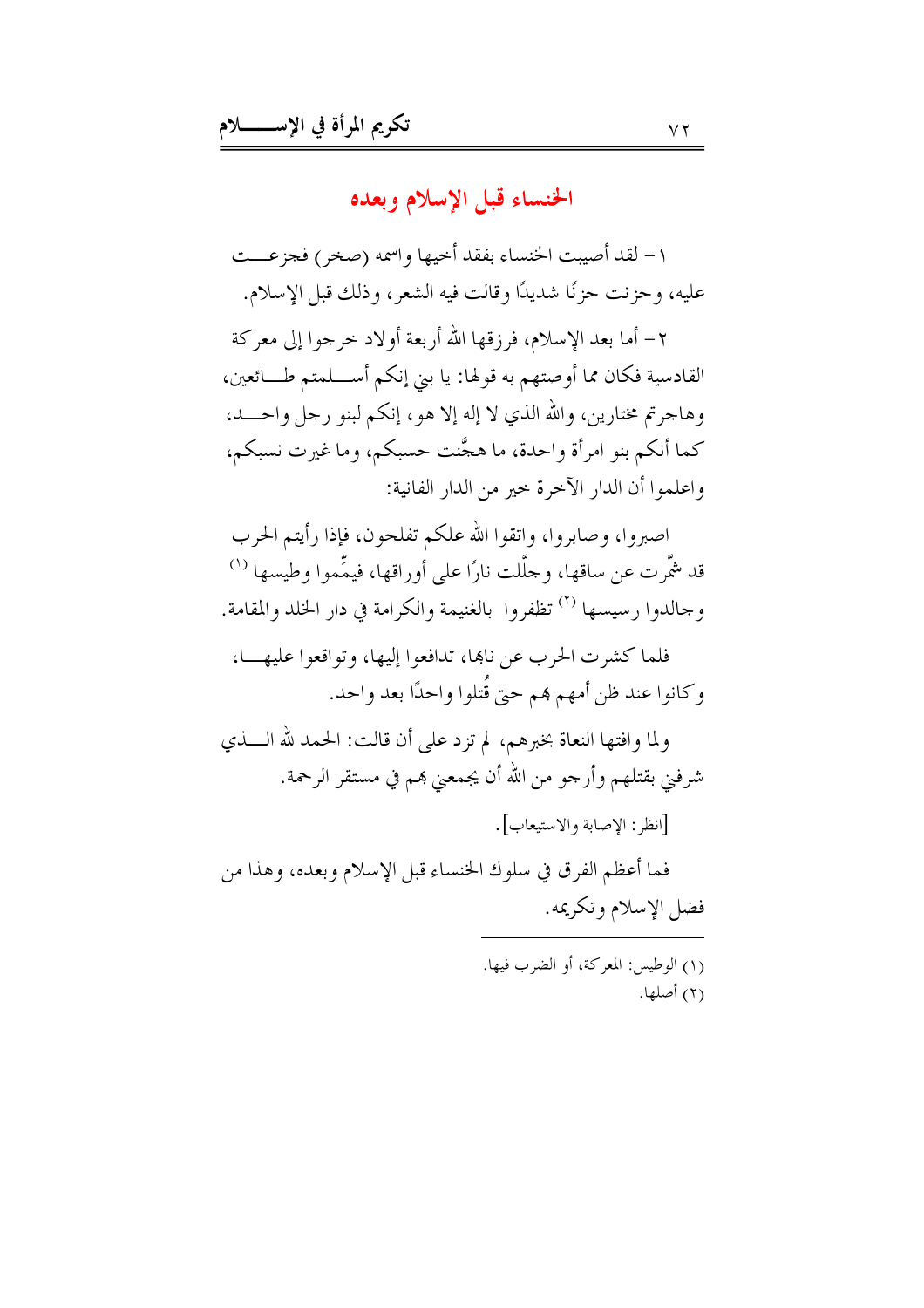## الخنساء قبل الإسلام وبعده

١ – لقد أصيبت الخنساء بفقد أخيها واسمه (صخر) فجزعت عليه، وحزنت حزنًا شديدًا وقالت فيه الشعر، وذلك قبل الإسلام.

٢ – أما بعد الإسلام، فرزقها الله أربعة أولاد خرجوا إلى معركة القادسية فكان مما أوصتهم به قولها: يا بني إنكم أسلمتم طائعين، وهاجرتم مختارين، والله الذي لا إله إلا هو، إنكم لبنو رجل واحد، كما أنكم بنو امرأة واحدة، ما هجَّنت حسبكم، وما غيرت نسبكم، واعلموا أن الدار الآخرة خير من الدار الفانية:

اصبروا، وصابروا، واتقوا الله علكم تفلحون، فإذا رأيتم الحرب قد شمَّرت عن ساقها، وجلَّلت نارًا على أوراقها، فيمِّموا وطيسها [1] وجالدوا رسيسها [2] تظفروا بالغنيمة والكرامة في دار الخلد والمقامة.

فلما كشرت الحرب عن نابها، تدافعوا إليها، وتواقعوا عليها، وكانوا عند ظن أمهم بهم حتى قُتلوا واحدًا بعد واحد.

ولما وافتها النعاة بخبرهم، لم تزد على أن قالت: الحمد لله الذي شرفني بقتلهم وأرجو من الله أن يجمعني بهم في مستقر الرحمة.

[انظر: الإصابة والاستيعاب].

فما أعظم الفرق في سلوك الخنساء قبل الإسلام وبعده، وهذا من فضل الإسلام وتكريمه.

---

(١) الوطيس: المعركة، أو الضرب فيها.

(٢) أصلها.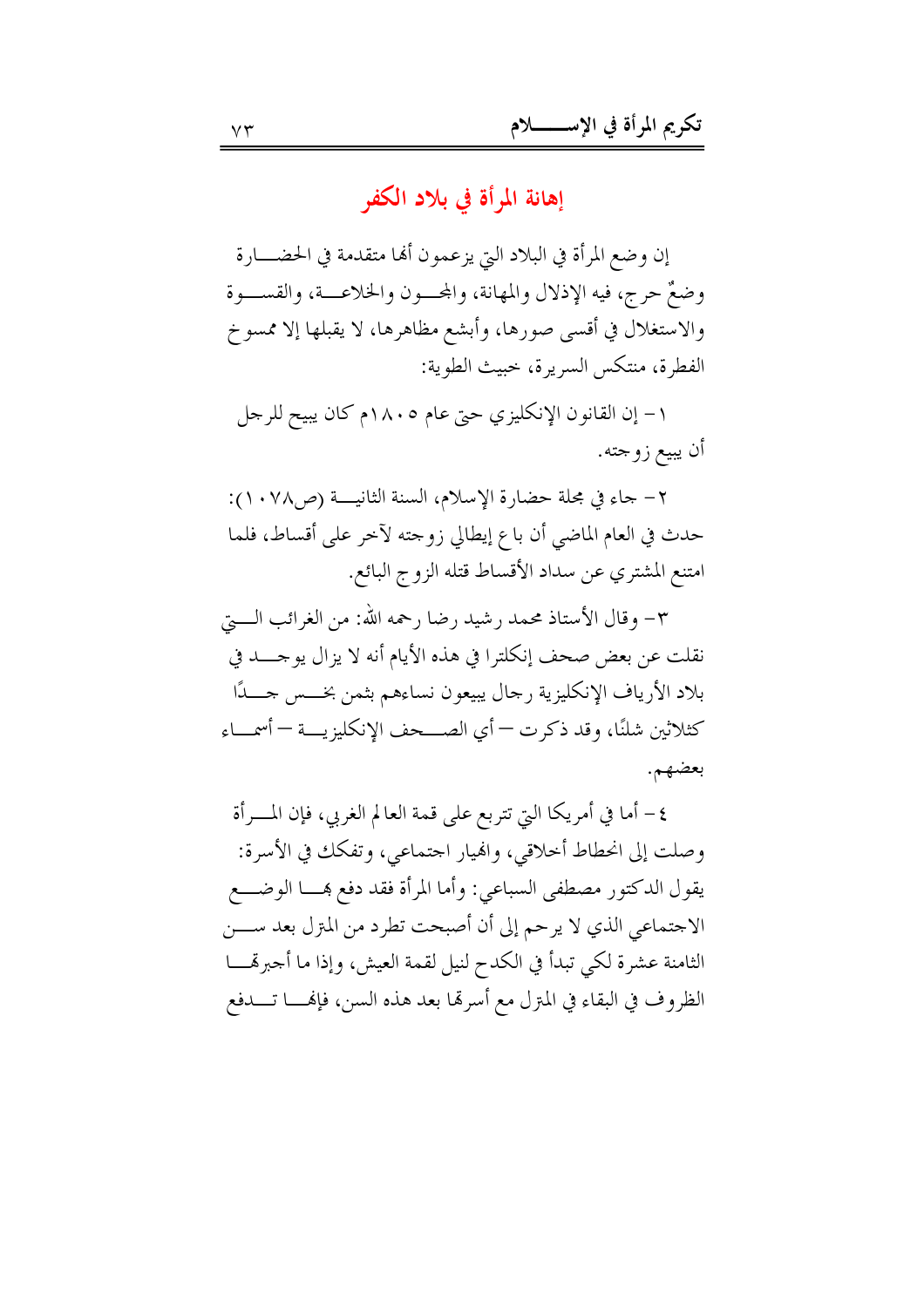## إهانة المرأة في بلاد الكفر

إن وضع المرأة في البلاد التي يزعمون أنها متقدمة في الحضارة وضعٌ حرج، فيه الإذلال والمهانة، والمجون والخلاعة، والقسوة والاستغلال في أقسى صورها، وأبشع مظاهرها، لا يقبلها إلا ممسوخ الفطرة، منتكس السريرة، خبيث الطوية:

١- إن القانون الإنكليزي حتى عام ١٨٠٥م كان يبيح للرجل أن يبيع زوجته.

٢- جاء في مجلة حضارة الإسلام، السنة الثانية (ص١٠٧٨): حدث في العام الماضي أن باع إيطالي زوجته لآخر على أقساط، فلما امتنع المشتري عن سداد الأقساط قتله الزوج البائع.

٣- وقال الأستاذ محمد رشيد رضا رحمه الله: من الغرائب التي نقلت عن بعض صحف إنكلترا في هذه الأيام أنه لا يزال يوجد في بلاد الأرياف الإنكليزية رجال يبيعون نساءهم بثمن بخس جدًا كثلاثين شلنًا، وقد ذكرت — أي الصحف الإنكليزية — أسماء بعضهم.

٤- أما في أمريكا التي تتربع على قمة العالم الغربي، فإن المرأة وصلت إلى انحطاط أخلاقي، وانهيار اجتماعي، وتفكك في الأسرة: يقول الدكتور مصطفى السباعي: وأما المرأة فقد دفع بها الوضع الاجتماعي الذي لا يرحم إلى أن أصبحت تطرد من المنزل بعد سن الثامنة عشرة لكي تبدأ في الكدح لنيل لقمة العيش، وإذا ما أجبرتها الظروف في البقاء في المنزل مع أسرتها بعد هذه السن، فإنها تدفع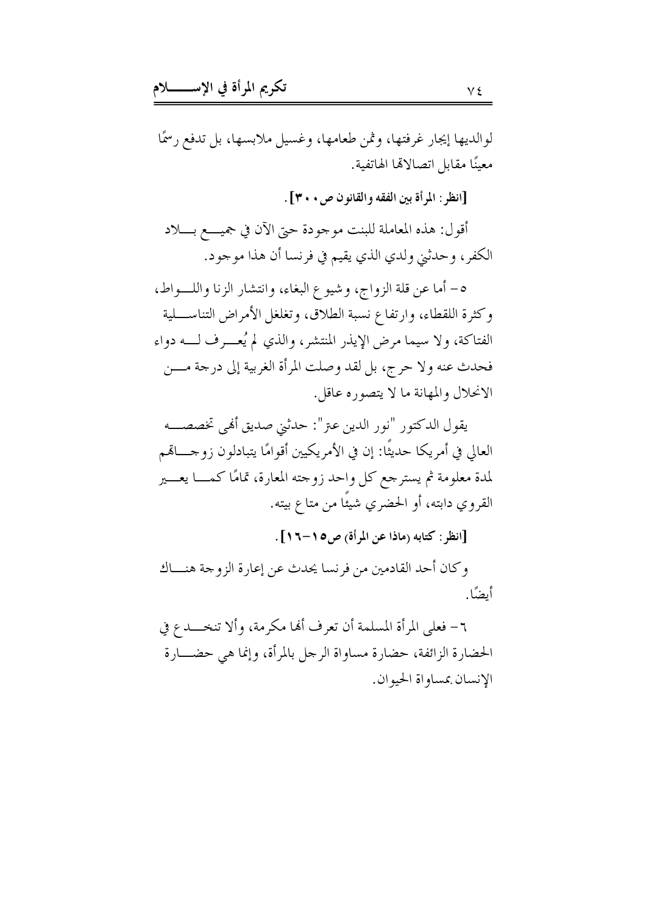لوالديها إيجار غرفتها، وثمن طعامها، وغسيل ملابسها، بل تدفع رسمًا معينًا مقابل اتصالاتها الهاتفية.

**[انظر: المرأة بين الفقه والقانون ص ٣٠٠].**

أقول: هذه المعاملة للبنت موجودة حتى الآن في جميع بلاد الكفر، وحدثني ولدي الذي يقيم في فرنسا أن هذا موجود.

٥- أما عن قلة الزواج، وشيوع البغاء، وانتشار الزنا واللواط، وكثرة اللقطاء، وارتفاع نسبة الطلاق، وتغلغل الأمراض التناسلية الفتاكة، ولا سيما مرض الإيدز المنتشر، والذي لم يُعرف له دواء فحدث عنه ولا حرج، بل لقد وصلت المرأة الغربية إلى درجة من الانحلال والمهانة ما لا يتصوره عاقل.

يقول الدكتور "نور الدين عتر": حدثني صديق أنهى تخصصه العالي في أمريكا حديثًا: إن في الأمريكيين أقوامًا يتبادلون زوجاتهم لمدة معلومة ثم يسترجع كل واحد زوجته المعارة، تمامًا كما يعير القروي دابته، أو الحضري شيئًا من متاع بيته.

**[انظر: كتابه (ماذا عن المرأة) ص١٥-١٦].**

وكان أحد القادمين من فرنسا يحدث عن إعارة الزوجة هناك أيضًا.

٦- فعلى المرأة المسلمة أن تعرف أنها مكرمة، وألا تنخدع في الحضارة الزائفة، حضارة مساواة الرجل بالمرأة، وإنما هي حضارة الإنسان بمساواة الحيوان.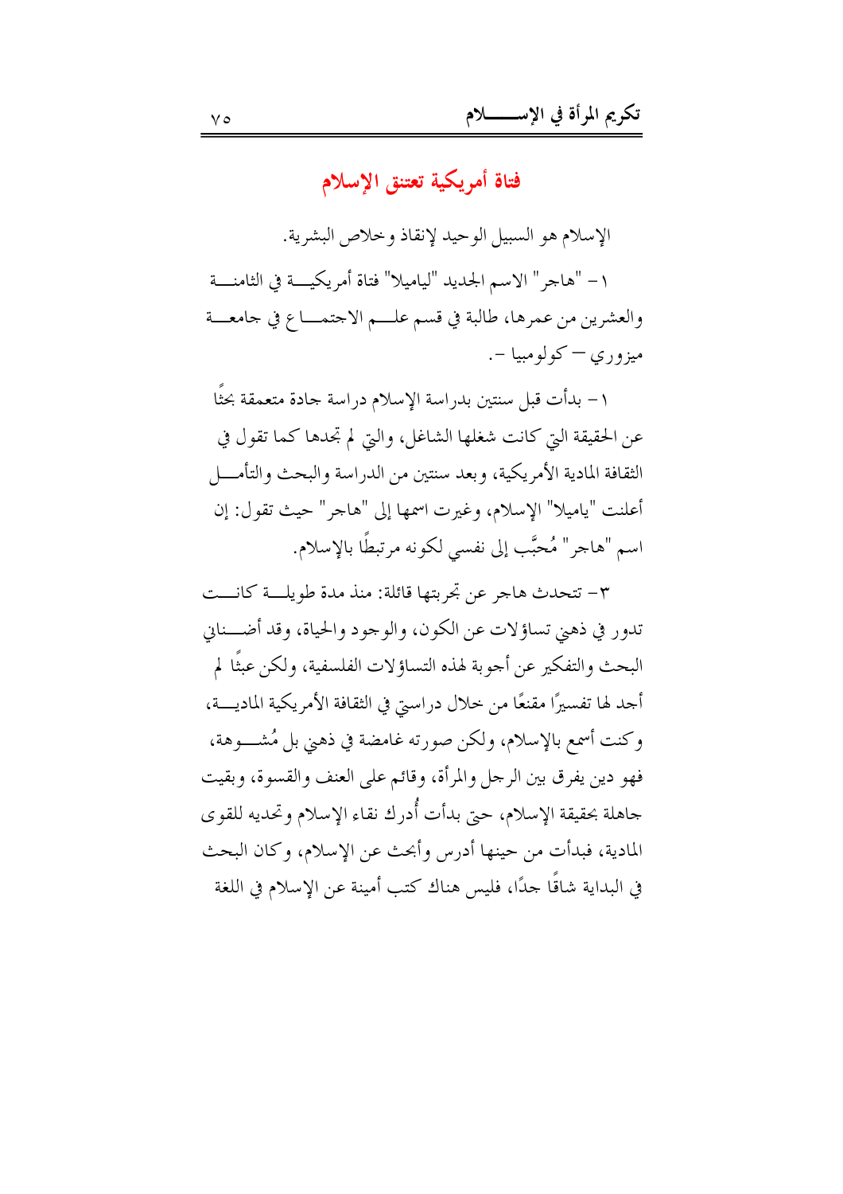## فتاة أمريكية تعتنق الإسلام

الإسلام هو السبيل الوحيد لإنقاذ وخلاص البشرية.

١ – "هاجر" الاسم الجديد "لياميلا" فتاة أمريكية في الثامنة والعشرين من عمرها، طالبة في قسم علم الاجتماع في جامعة ميزوري – كولومبيا –.

١ – بدأت قبل سنتين بدراسة الإسلام دراسة جادة متعمقة بحثًا عن الحقيقة التي كانت شغلها الشاغل، والتي لم تجدها كما تقول في الثقافة المادية الأمريكية، وبعد سنتين من الدراسة والبحث والتأمل أعلنت "ياميلا" الإسلام، وغيرت اسمها إلى "هاجر" حيث تقول: إن اسم "هاجر" مُحبَّب إلى نفسي لكونه مرتبطًا بالإسلام.

٣– تتحدث هاجر عن تجربتها قائلة: منذ مدة طويلة كانت تدور في ذهني تساؤلات عن الكون، والوجود والحياة، وقد أضناني البحث والتفكير عن أجوبة لهذه التساؤلات الفلسفية، ولكن عبثًا لم أجد لها تفسيرًا مقنعًا من خلال دراستي في الثقافة الأمريكية المادية، وكنت أسمع بالإسلام، ولكن صورته غامضة في ذهني بل مُشوهة، فهو دين يفرق بين الرجل والمرأة، وقائم على العنف والقسوة، وبقيت جاهلة بحقيقة الإسلام، حتى بدأت أُدرك نقاء الإسلام وتحديه للقوى المادية، فبدأت من حينها أدرس وأبحث عن الإسلام، وكان البحث في البداية شاقًا جدًا، فليس هناك كتب أمينة عن الإسلام في اللغة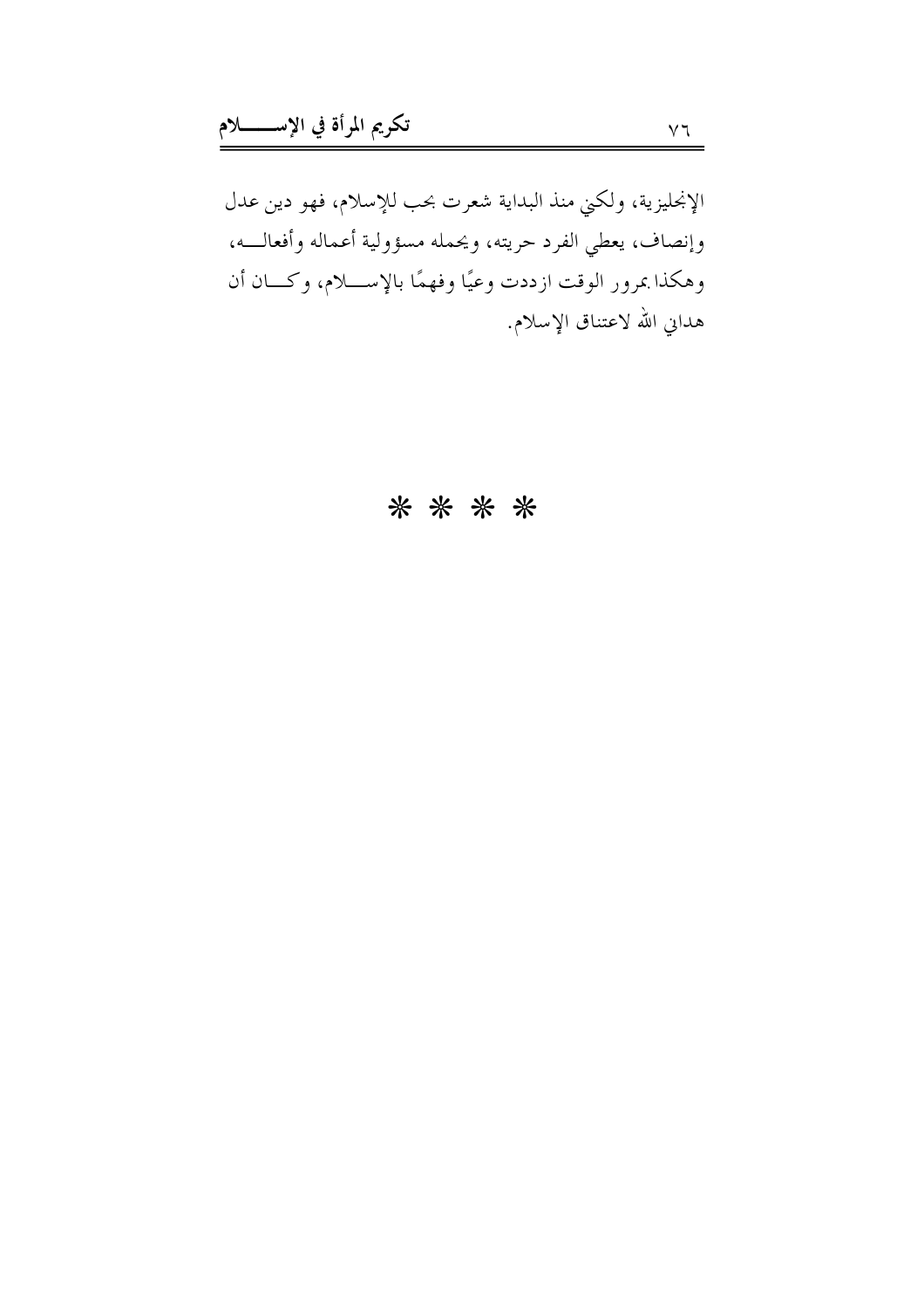الإنجليزية، ولكني منذ البداية شعرت بحب للإسلام، فهو دين عدل وإنصاف، يعطي الفرد حريته، ويحمله مسؤولية أعماله وأفعالـــه، وهكذا بمرور الوقت ازددت وعيًا وفهمًا بالإســـلام، وكـــان أن هداني الله لاعتناق الإسلام.

* * * *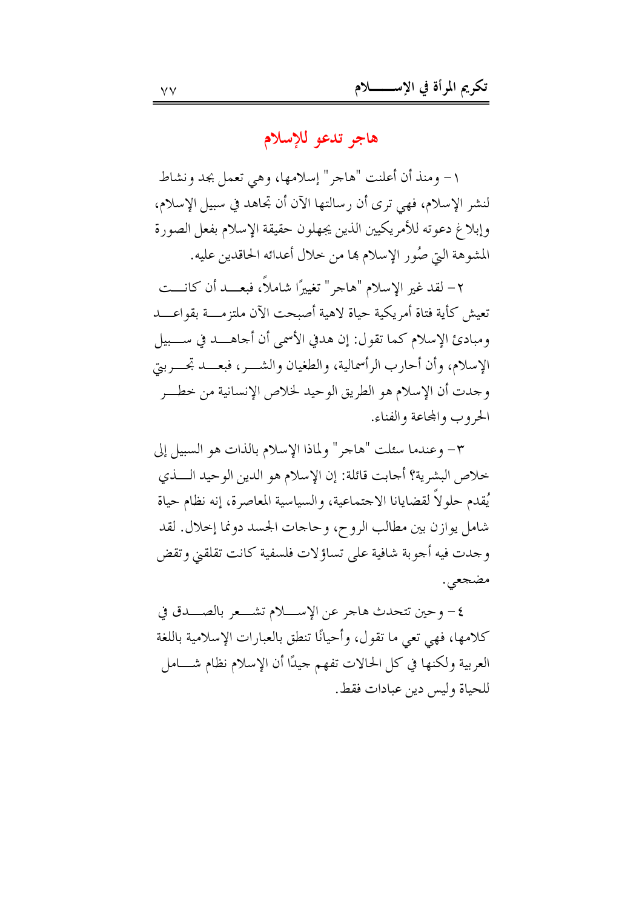## هاجر تدعو للإسلام

١- ومنذ أن أعلنت "هاجر" إسلامها، وهي تعمل بجد ونشاط لنشر الإسلام، فهي ترى أن رسالتها الآن أن تجاهد في سبيل الإسلام، وإبلاغ دعوته للأمريكيين الذين يجهلون حقيقة الإسلام بفعل الصورة المشوهة التي صُور الإسلام بها من خلال أعدائه الحاقدين عليه.

٢- لقد غير الإسلام "هاجر" تغييرًا شاملاً، فبعد أن كانت تعيش كأية فتاة أمريكية حياة لاهية أصبحت الآن ملتزمة بقواعد ومبادئ الإسلام كما تقول: إن هدفي الأسمى أن أجاهد في سبيل الإسلام، وأن أحارب الرأسمالية، والطغيان والشر، فبعد تجربتي وجدت أن الإسلام هو الطريق الوحيد لخلاص الإنسانية من خطر الحروب والمجاعة والفناء.

٣- وعندما سئلت "هاجر" ولماذا الإسلام بالذات هو السبيل إلى خلاص البشرية؟ أجابت قائلة: إن الإسلام هو الدين الوحيد الذي يُقدم حلولاً لقضايانا الاجتماعية، والسياسية المعاصرة، إنه نظام حياة شامل يوازن بين مطالب الروح، وحاجات الجسد دونما إخلال. لقد وجدت فيه أجوبة شافية على تساؤلات فلسفية كانت تقلقني وتقض مضجعي.

٤- وحين تتحدث هاجر عن الإسلام تشعر بالصدق في كلامها، فهي تعي ما تقول، وأحيانًا تنطق بالعبارات الإسلامية باللغة العربية ولكنها في كل الحالات تفهم جيدًا أن الإسلام نظام شامل للحياة وليس دين عبادات فقط.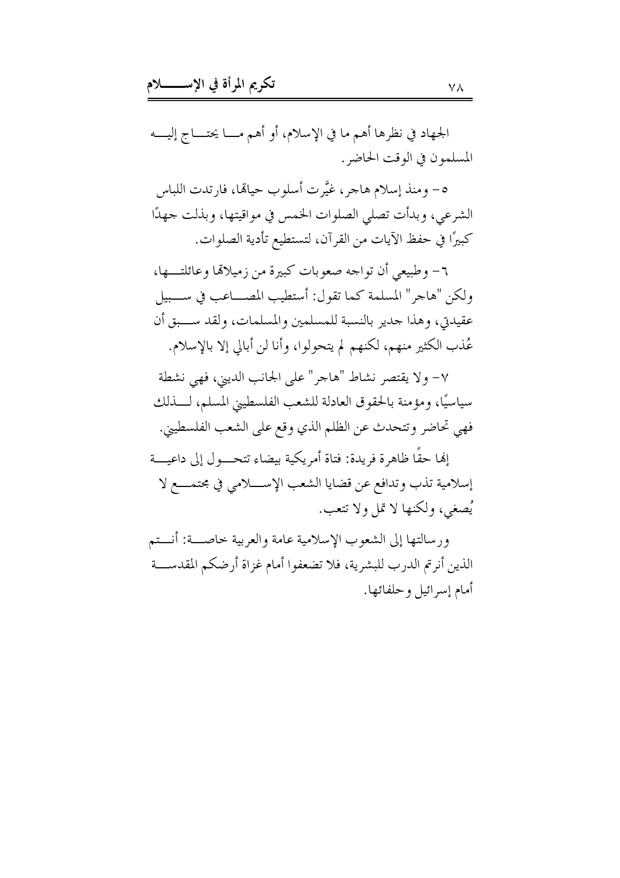الجهاد في نظرها أهم ما في الإسلام، أو أهم ما يحتاج إليه المسلمون في الوقت الحاضر.

٥- ومنذ إسلام هاجر، غيَّرت أسلوب حياتها، فارتدت اللباس الشرعي، وبدأت تصلي الصلوات الخمس في مواقيتها، وبذلت جهدًا كبيرًا في حفظ الآيات من القرآن، لتستطيع تأدية الصلوات.

٦- وطبيعي أن تواجه صعوبات كبيرة من زميلاتها وعائلتها، ولكن "هاجر" المسلمة كما تقول: أستطيب المصاعب في سبيل عقيدتي، وهذا جدير بالنسبة للمسلمين والمسلمات، ولقد سبق أن عُذب الكثير منهم، لكنهم لم يتحولوا، وأنا لن أبالي إلا بالإسلام.

٧- ولا يقتصر نشاط "هاجر" على الجانب الديني، فهي نشطة سياسيًا، ومؤمنة بالحقوق العادلة للشعب الفلسطيني المسلم، لذلك فهي تحاضر وتتحدث عن الظلم الذي وقع على الشعب الفلسطيني.

إنها حقًا ظاهرة فريدة: فتاة أمريكية بيضاء تتحول إلى داعية إسلامية تذب وتدافع عن قضايا الشعب الإسلامي في مجتمع لا يُصغي، ولكنها لا تمل ولا تتعب.

ورسالتها إلى الشعوب الإسلامية عامة والعربية خاصة: أنتم الذين أنرتم الدرب للبشرية، فلا تضعفوا أمام غزاة أرضكم المقدسة أمام إسرائيل وحلفائها.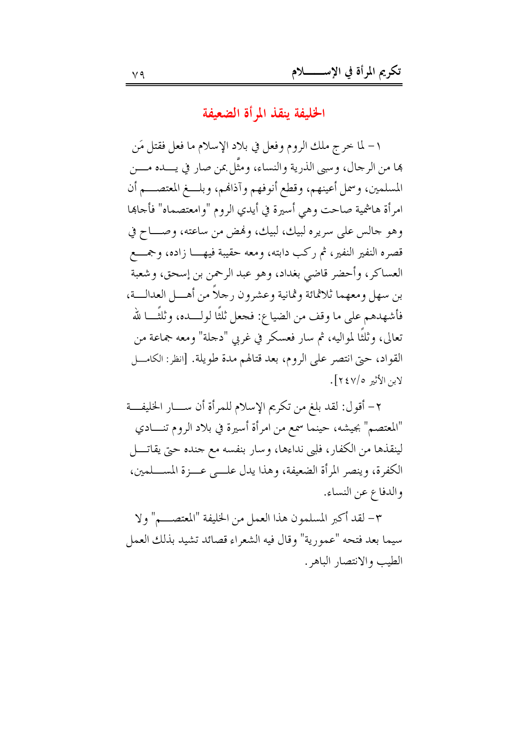## الخليفة ينقذ المرأة الضعيفة

١- لما خرج ملك الروم وفعل في بلاد الإسلام ما فعل فقتل مَن بها من الرجال، وسبى الذرية والنساء، ومثَّل بمن صار في يده من المسلمين، وسمل أعينهم، وقطع أنوفهم وآذانهم، وبلغ المعتصم أن امرأة هاشمية صاحت وهي أسيرة في أيدي الروم "وامعتصماه" فأجابها وهو جالس على سريره لبيك، لبيك، ونهض من ساعته، وصاح في قصره النفير النفير، ثم ركب دابته، ومعه حقيبة فيها زاده، وجمع العساكر، وأحضر قاضي بغداد، وهو عبد الرحمن بن إسحق، وشعبة بن سهل ومعهما ثلاثمائة وثمانية وعشرون رجلاً من أهل العدالة، فأشهدهم على ما وقف من الضياع: فجعل ثلثًا لولده، وثلثًا لله تعالى، وثلثًا لمواليه، ثم سار فعسكر في غربي "دجلة" ومعه جماعة من القواد، حتى انتصر على الروم، بعد قتالهم مدة طويلة. [انظر: الكامل لابن الأثير ٥/٢٤٧].

٢- أقول: لقد بلغ من تكريم الإسلام للمرأة أن سار الخليفة "المعتصم" بجيشه، حينما سمع من امرأة أسيرة في بلاد الروم تنادي لينقذها من الكفار، فلبى نداءها، وسار بنفسه مع جنده حتى يقاتل الكفرة، وينصر المرأة الضعيفة، وهذا يدل على عزة المسلمين، والدفاع عن النساء.

٣- لقد أكبر المسلمون هذا العمل من الخليفة "المعتصم" ولا سيما بعد فتحه "عمورية" وقال فيه الشعراء قصائد تشيد بذلك العمل الطيب والانتصار الباهر.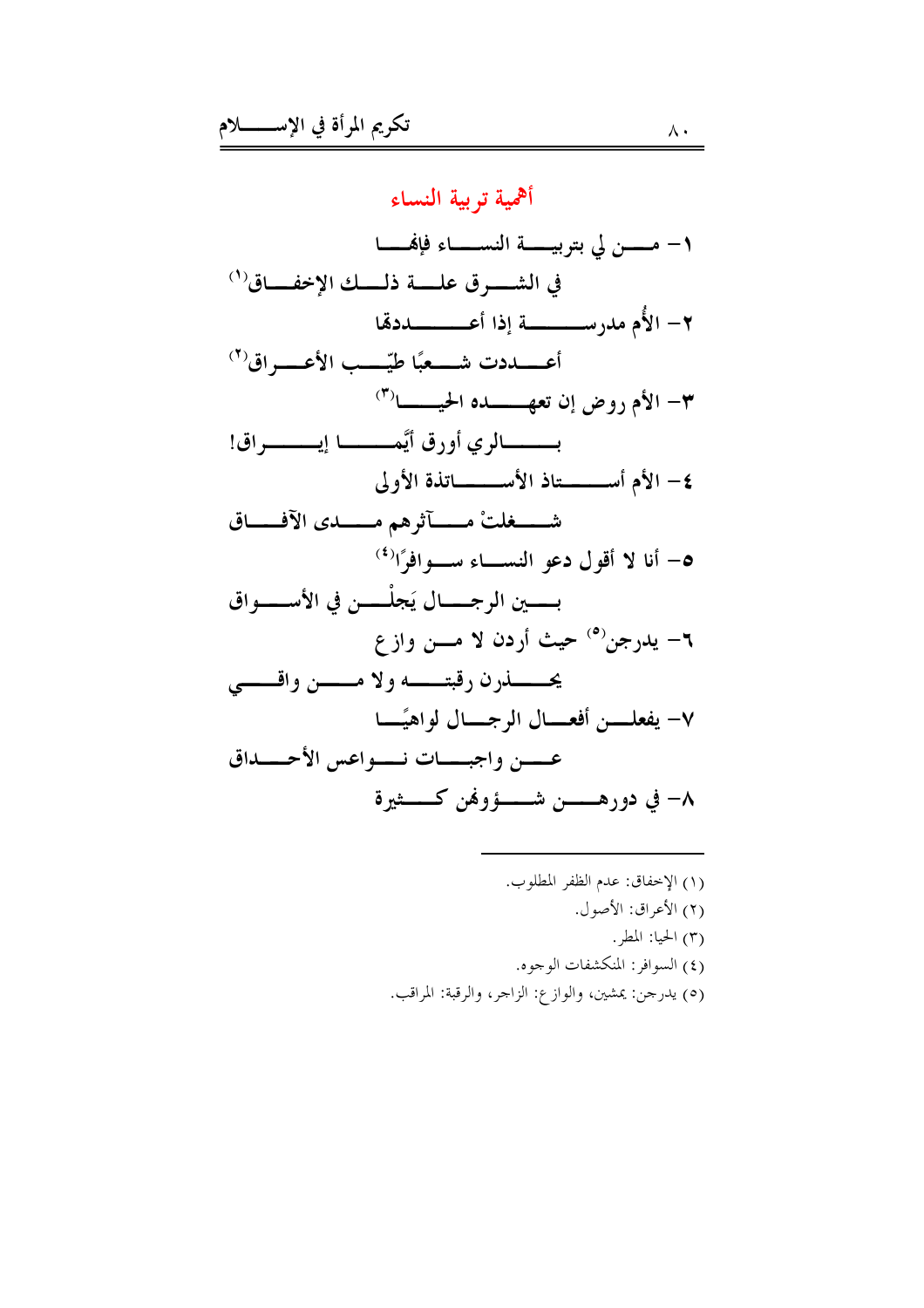## أهمية تربية النساء

١- مـــن لي بتربيـــة النســـاء فإنهـــا
في الشـــرق علـــة ذلـــك الإخفـــاق[1]

٢- الأُم مدرســـــــة إذا أعــــــــددتها
أعـــددت شـــعبًا طيّـــب الأعـــراق[2]

٣- الأم روض إن تعهـــــده الحيـــــا[3]
بـــــالري أورق أيَّمــــا إيــــراق!

٤- الأم أســـــتاذ الأســـــاتذة الأولى
شـــغلتْ مـــآثرهم مـــدى الآفـــاق

٥- أنا لا أقول دعو النســـاء ســـوافرًا[4]
بـــين الرجـــال يَجلْـــن في الأســـواق

٦- يدرجن[5] حيث أردن لا مـــن وازع
يحـــذرن رقبتـــه ولا مـــن واقـــي

٧- يفعلـــن أفعـــال الرجـــال لواهيًـــا
عـــن واجبـــات نـــواعس الأحـــداق

٨- في دورهـــن شـــؤونهن كـــثيرة

---

(١) الإخفاق: عدم الظفر المطلوب.
(٢) الأعراق: الأصول.
(٣) الحيا: المطر.
(٤) السوافر: المنكشفات الوجوه.
(٥) يدرجن: يمشين، والوازع: الزاجر، والرقبة: المراقب.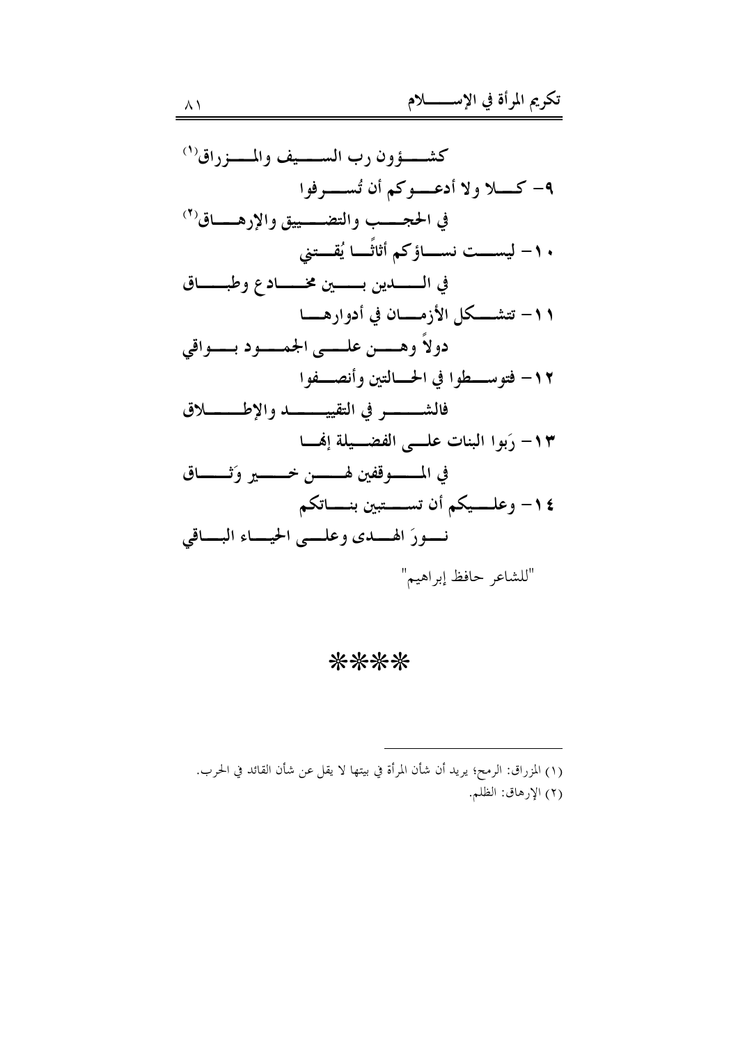كشؤون رب السيف والمزراق[1]

٩- كلا ولا أدعوكم أن تُسرفوا
في الحجب والتضييق والإرهاق[2]

١٠- ليست نساؤكم أثاثًا يُقتني
في الدين بين مخادع وطباق

١١- تتشكل الأزمان في أدوارها
دولاً وهن على الجمود بواقي

١٢- فتوسطوا في الحالتين وأنصفوا
فالشر في التقييد والإطلاق

١٣- رَبوا البنات على الفضيلة إنها
في الموقفين لهن خير وَثاق

١٤- وعليكم أن تستبين بناتكم
نورَ الهدى وعلى الحياء الباقي

"للشاعر حافظ إبراهيم"

****

---

(١) المزراق: الرمح؛ يريد أن شأن المرأة في بيتها لا يقل عن شأن القائد في الحرب.

(٢) الإرهاق: الظلم.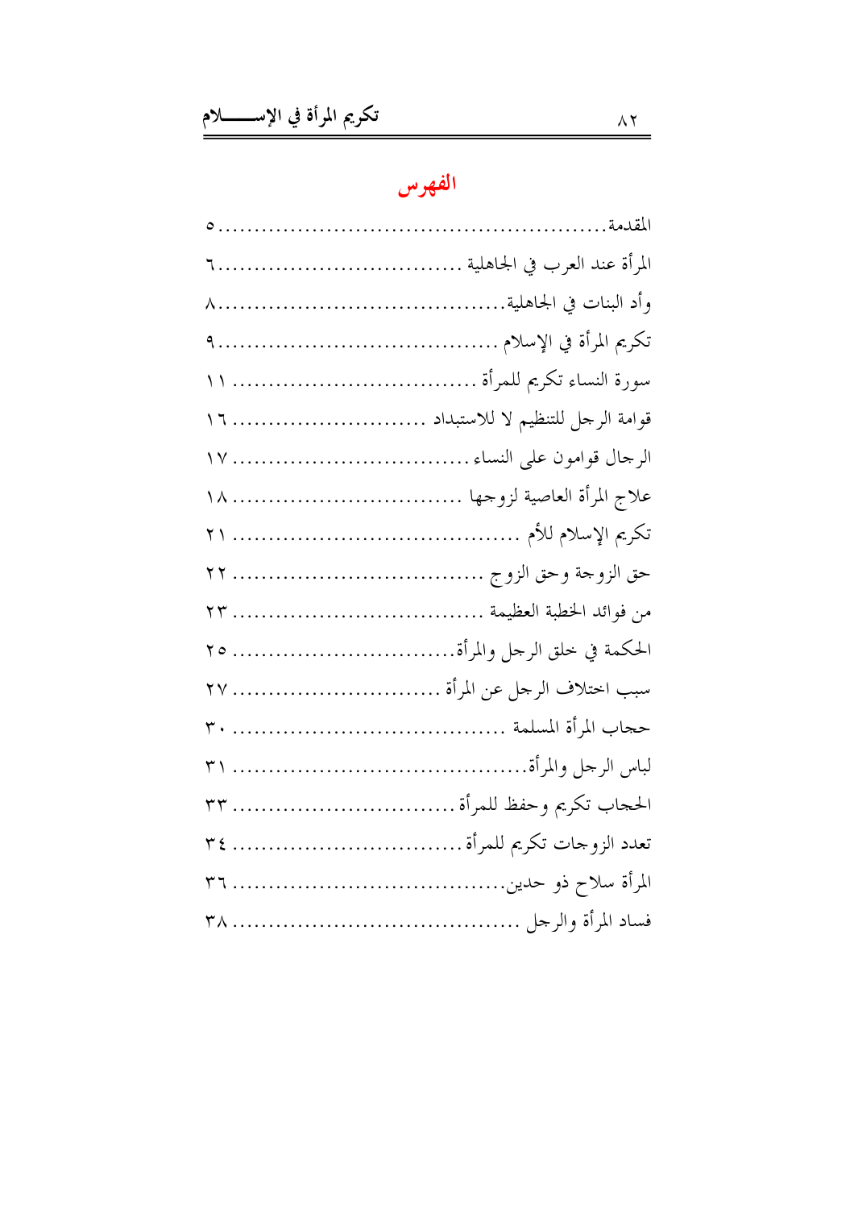# الفهرس

المقدمة........................................................ ٥

المرأة عند العرب في الجاهلية .................................. ٦

وأد البنات في الجاهلية........................................ ٨

تكريم المرأة في الإسلام ....................................... ٩

سورة النساء تكريم للمرأة .................................. ١١

قوامة الرجل للتنظيم لا للاستبداد .......................... ١٦

الرجال قوامون على النساء.................................. ١٧

علاج المرأة العاصية لزوجها ................................ ١٨

تكريم الإسلام للأم ....................................... ٢١

حق الزوجة وحق الزوج ................................... ٢٢

من فوائد الخطبة العظيمة .................................. ٢٣

الحكمة في خلق الرجل والمرأة............................... ٢٥

سبب اختلاف الرجل عن المرأة ............................. ٢٧

حجاب المرأة المسلمة ...................................... ٣٠

لباس الرجل والمرأة.......................................... ٣١

الحجاب تكريم وحفظ للمرأة................................ ٣٣

تعدد الزوجات تكريم للمرأة................................. ٣٤

المرأة سلاح ذو حدين....................................... ٣٦

فساد المرأة والرجل ........................................ ٣٨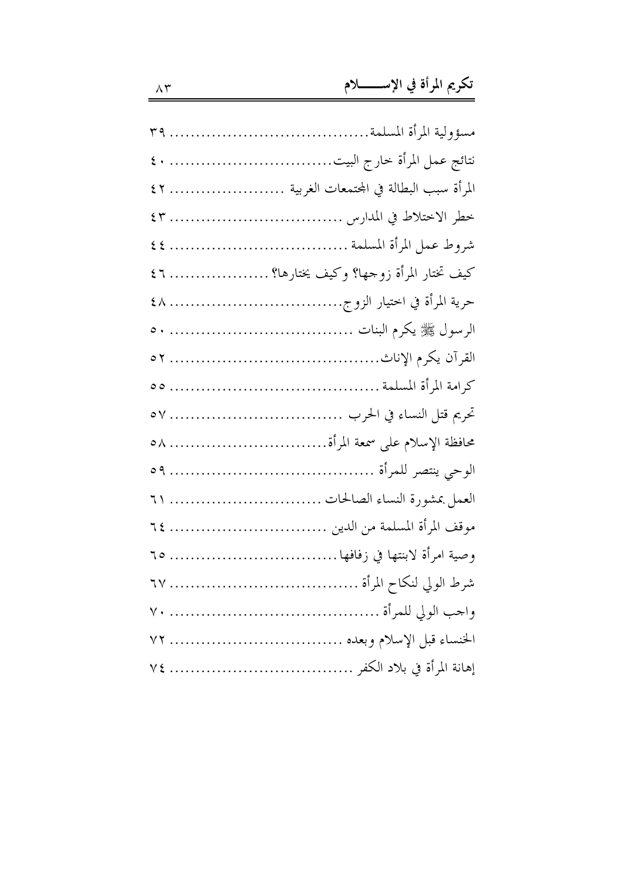| | |
|---|---|
| مسؤولية المرأة المسلمة | ٣٩ |
| نتائج عمل المرأة خارج البيت | ٤٠ |
| المرأة سبب البطالة في المجتمعات الغربية | ٤٢ |
| خطر الاختلاط في المدارس | ٤٣ |
| شروط عمل المرأة المسلمة | ٤٤ |
| كيف تختار المرأة زوجها؟ وكيف يختارها؟ | ٤٦ |
| حرية المرأة في اختيار الزوج | ٤٨ |
| الرسول ﷺ يكرم البنات | ٥٠ |
| القرآن يكرم الإناث | ٥٢ |
| كرامة المرأة المسلمة | ٥٥ |
| تحريم قتل النساء في الحرب | ٥٧ |
| محافظة الإسلام على سمعة المرأة | ٥٨ |
| الوحي ينتصر للمرأة | ٥٩ |
| العمل بمشورة النساء الصالحات | ٦١ |
| موقف المرأة المسلمة من الدين | ٦٤ |
| وصية امرأة لابنتها في زفافها | ٦٥ |
| شرط الولي لنكاح المرأة | ٦٧ |
| واجب الولي للمرأة | ٧٠ |
| الخنساء قبل الإسلام وبعده | ٧٢ |
| إهانة المرأة في بلاد الكفر | ٧٤ |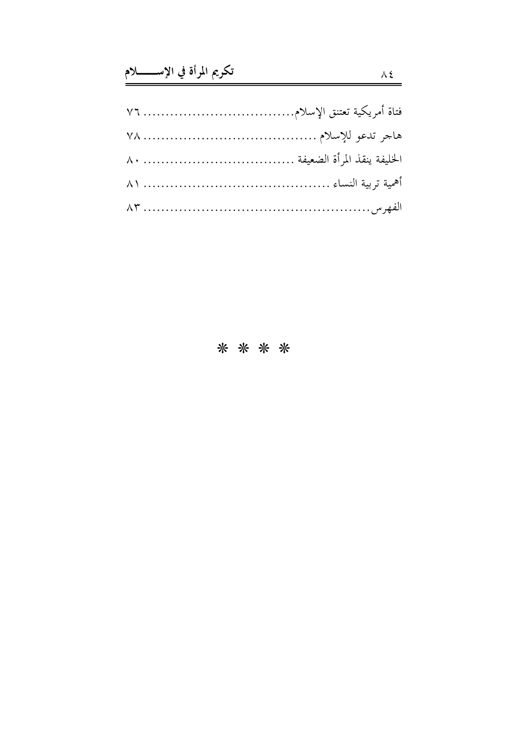فتاة أمريكية تعتنق الإسلام.................................. ٧٦

هاجر تدعو للإسلام ....................................... ٧٨

الخليفة ينقذ المرأة الضعيفة .................................. ٨٠

أهمية تربية النساء .......................................... ٨١

الفهرس.................................................... ٨٣

* * * *